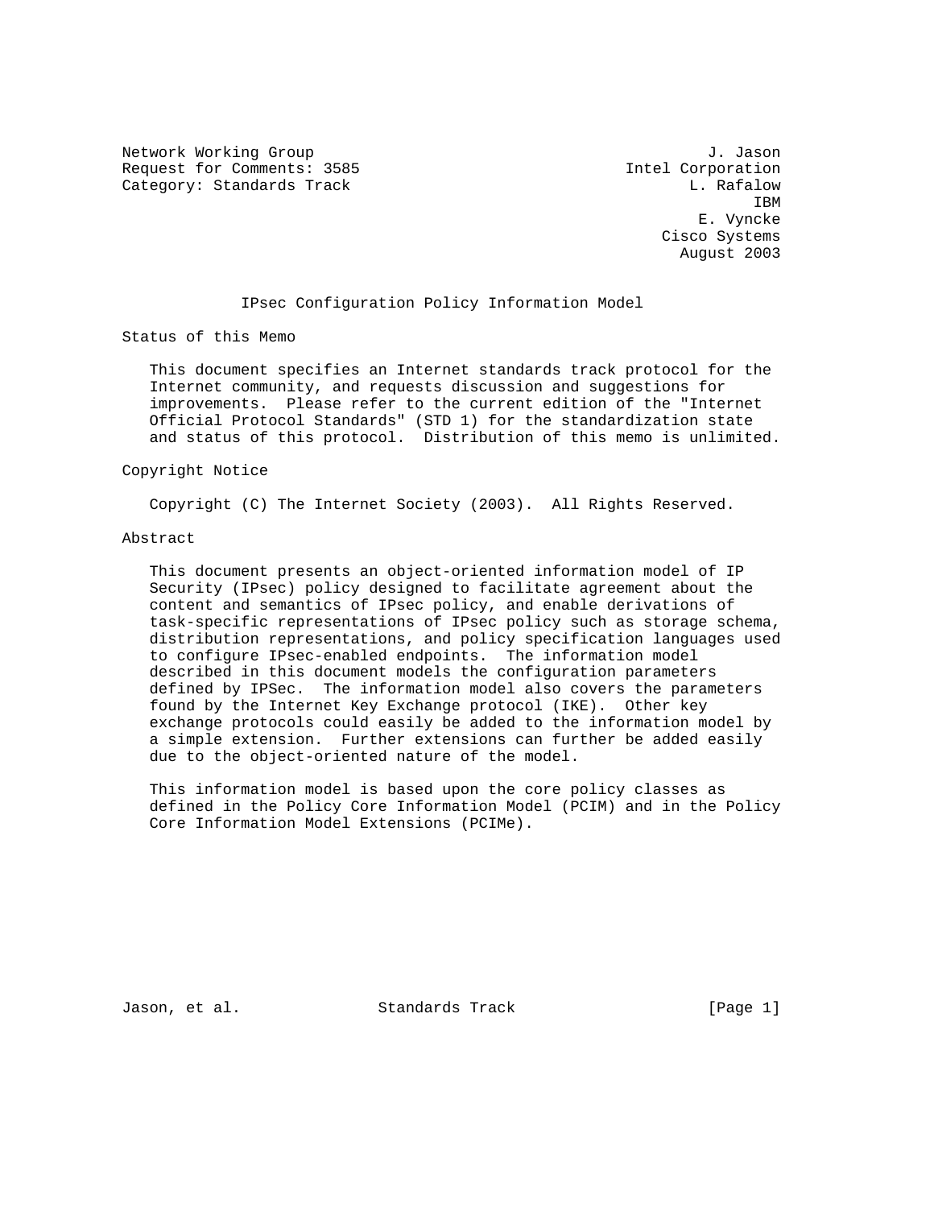Network Working Group                                           J. Jason
Request for Comments: 3585                             Intel Corporation
Category: Standards Track                                     L. Rafalow
                                                                     IBM
                                                               E. Vyncke
                                                           Cisco Systems
                                                             August 2003

# IPsec Configuration Policy Information Model

## Status of this Memo

This document specifies an Internet standards track protocol for the Internet community, and requests discussion and suggestions for improvements. Please refer to the current edition of the "Internet Official Protocol Standards" (STD 1) for the standardization state and status of this protocol. Distribution of this memo is unlimited.

## Copyright Notice

Copyright (C) The Internet Society (2003). All Rights Reserved.

## Abstract

This document presents an object-oriented information model of IP Security (IPsec) policy designed to facilitate agreement about the content and semantics of IPsec policy, and enable derivations of task-specific representations of IPsec policy such as storage schema, distribution representations, and policy specification languages used to configure IPsec-enabled endpoints. The information model described in this document models the configuration parameters defined by IPSec. The information model also covers the parameters found by the Internet Key Exchange protocol (IKE). Other key exchange protocols could easily be added to the information model by a simple extension. Further extensions can further be added easily due to the object-oriented nature of the model.

This information model is based upon the core policy classes as defined in the Policy Core Information Model (PCIM) and in the Policy Core Information Model Extensions (PCIMe).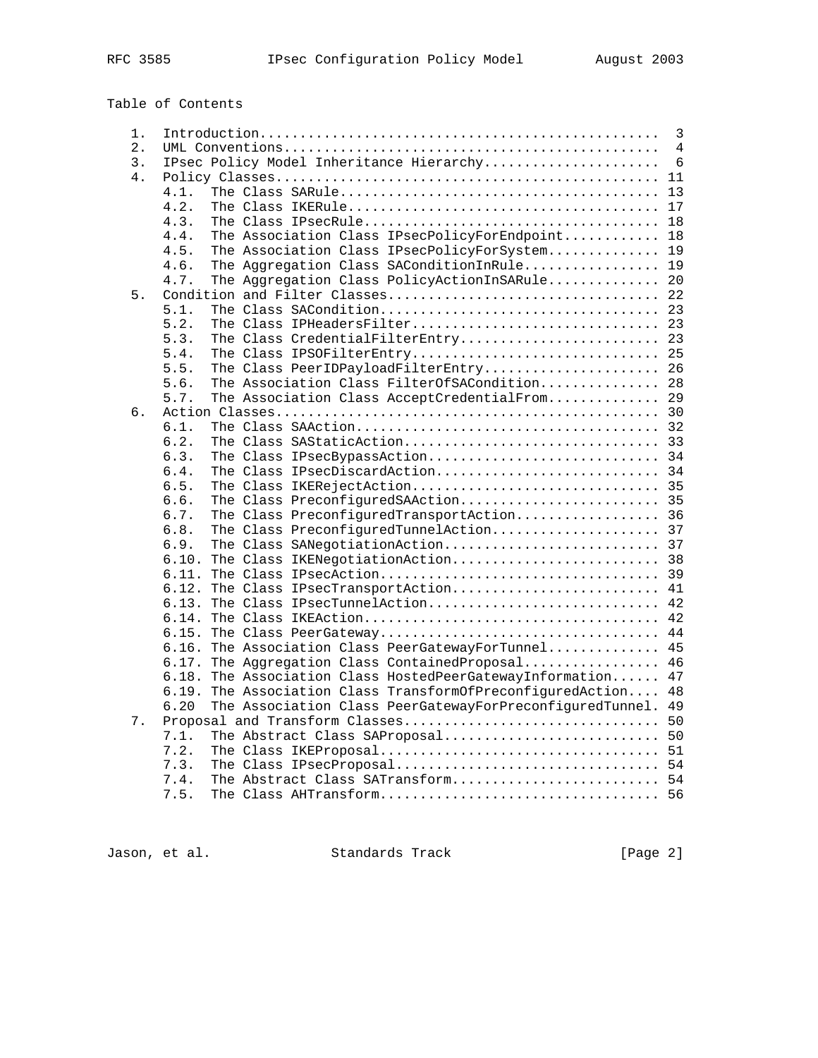## Table of Contents

```
   1.  Introduction.................................................  3
   2.  UML Conventions..............................................  4
   3.  IPsec Policy Model Inheritance Hierarchy.....................  6
   4.  Policy Classes............................................... 11
       4.1.  The Class SARule....................................... 13
       4.2.  The Class IKERule...................................... 17
       4.3.  The Class IPsecRule.................................... 18
       4.4.  The Association Class IPsecPolicyForEndpoint........... 18
       4.5.  The Association Class IPsecPolicyForSystem............. 19
       4.6.  The Aggregation Class SAConditionInRule................ 19
       4.7.  The Aggregation Class PolicyActionInSARule............. 20
   5.  Condition and Filter Classes................................. 22
       5.1.  The Class SACondition.................................. 23
       5.2.  The Class IPHeadersFilter.............................. 23
       5.3.  The Class CredentialFilterEntry........................ 23
       5.4.  The Class IPSOFilterEntry.............................. 25
       5.5.  The Class PeerIDPayloadFilterEntry..................... 26
       5.6.  The Association Class FilterOfSACondition.............. 28
       5.7.  The Association Class AcceptCredentialFrom............. 29
   6.  Action Classes............................................... 30
       6.1.  The Class SAAction..................................... 32
       6.2.  The Class SAStaticAction............................... 33
       6.3.  The Class IPsecBypassAction............................ 34
       6.4.  The Class IPsecDiscardAction........................... 34
       6.5.  The Class IKERejectAction.............................. 35
       6.6.  The Class PreconfiguredSAAction........................ 35
       6.7.  The Class PreconfiguredTransportAction................. 36
       6.8.  The Class PreconfiguredTunnelAction.................... 37
       6.9.  The Class SANegotiationAction.......................... 37
       6.10. The Class IKENegotiationAction......................... 38
       6.11. The Class IPsecAction.................................. 39
       6.12. The Class IPsecTransportAction......................... 41
       6.13. The Class IPsecTunnelAction............................ 42
       6.14. The Class IKEAction.................................... 42
       6.15. The Class PeerGateway.................................. 44
       6.16. The Association Class PeerGatewayForTunnel............. 45
       6.17. The Aggregation Class ContainedProposal................ 46
       6.18. The Association Class HostedPeerGatewayInformation...... 47
       6.19. The Association Class TransformOfPreconfiguredAction.... 48
       6.20  The Association Class PeerGatewayForPreconfiguredTunnel. 49
   7.  Proposal and Transform Classes............................... 50
       7.1.  The Abstract Class SAProposal.......................... 50
       7.2.  The Class IKEProposal.................................. 51
       7.3.  The Class IPsecProposal................................ 54
       7.4.  The Abstract Class SATransform......................... 54
       7.5.  The Class AHTransform.................................. 56
```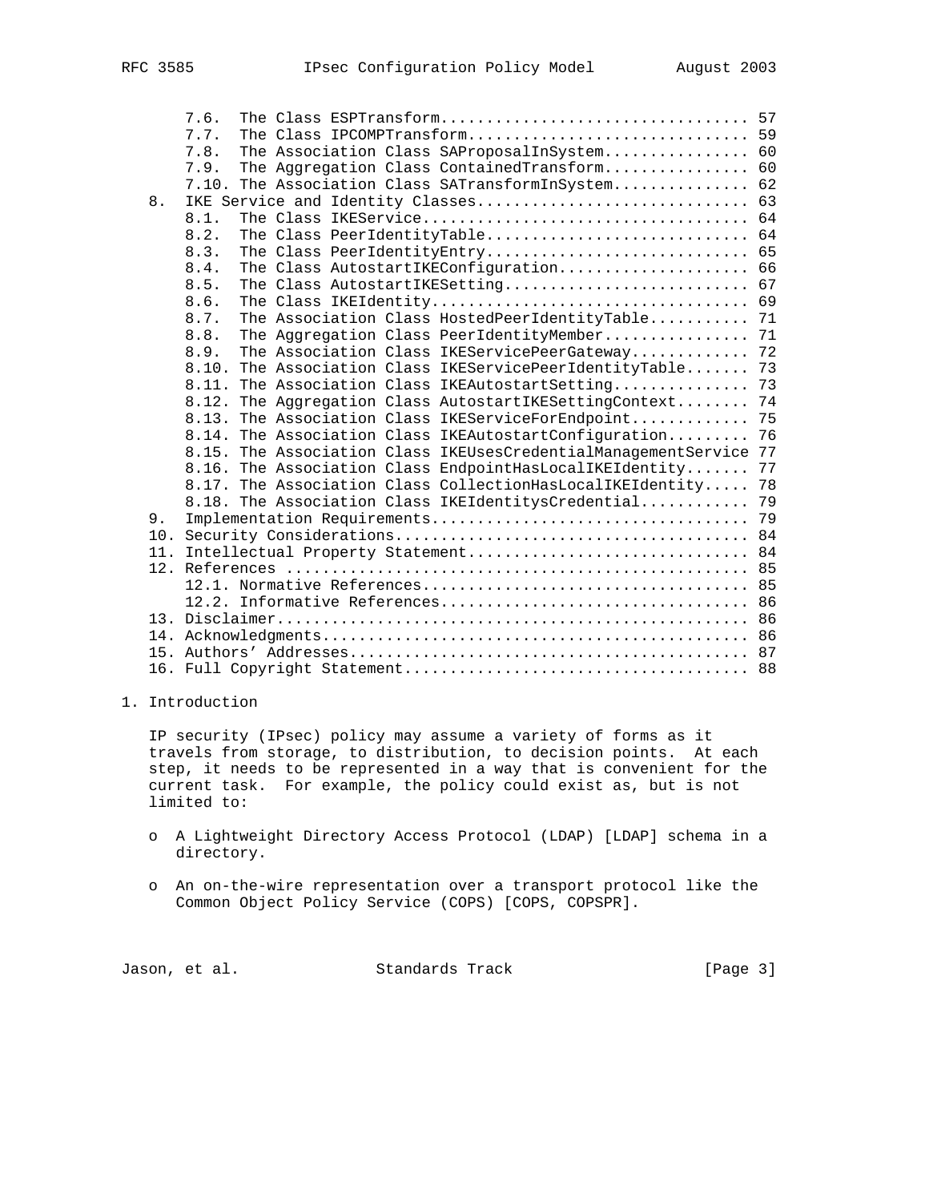7.6. The Class ESPTransform.................................. 57
7.7. The Class IPCOMPTransform............................... 59
7.8. The Association Class SAProposalInSystem................ 60
7.9. The Aggregation Class ContainedTransform................ 60
7.10. The Association Class SATransformInSystem............... 62
8. IKE Service and Identity Classes.............................. 63
8.1. The Class IKEService.................................... 64
8.2. The Class PeerIdentityTable............................. 64
8.3. The Class PeerIdentityEntry............................. 65
8.4. The Class AutostartIKEConfiguration..................... 66
8.5. The Class AutostartIKESetting........................... 67
8.6. The Class IKEIdentity................................... 69
8.7. The Association Class HostedPeerIdentityTable........... 71
8.8. The Aggregation Class PeerIdentityMember................ 71
8.9. The Association Class IKEServicePeerGateway............. 72
8.10. The Association Class IKEServicePeerIdentityTable....... 73
8.11. The Association Class IKEAutostartSetting............... 73
8.12. The Aggregation Class AutostartIKESettingContext........ 74
8.13. The Association Class IKEServiceForEndpoint............. 75
8.14. The Association Class IKEAutostartConfiguration......... 76
8.15. The Association Class IKEUsesCredentialManagementService 77
8.16. The Association Class EndpointHasLocalIKEIdentity....... 77
8.17. The Association Class CollectionHasLocalIKEIdentity..... 78
8.18. The Association Class IKEIdentitysCredential............ 79
9. Implementation Requirements.................................. 79
10. Security Considerations...................................... 84
11. Intellectual Property Statement.............................. 84
12. References .................................................. 85
12.1. Normative References................................... 85
12.2. Informative References................................. 86
13. Disclaimer................................................... 86
14. Acknowledgments.............................................. 86
15. Authors' Addresses........................................... 87
16. Full Copyright Statement..................................... 88

# 1. Introduction

IP security (IPsec) policy may assume a variety of forms as it travels from storage, to distribution, to decision points. At each step, it needs to be represented in a way that is convenient for the current task. For example, the policy could exist as, but is not limited to:

- A Lightweight Directory Access Protocol (LDAP) [LDAP] schema in a directory.
- An on-the-wire representation over a transport protocol like the Common Object Policy Service (COPS) [COPS, COPSPR].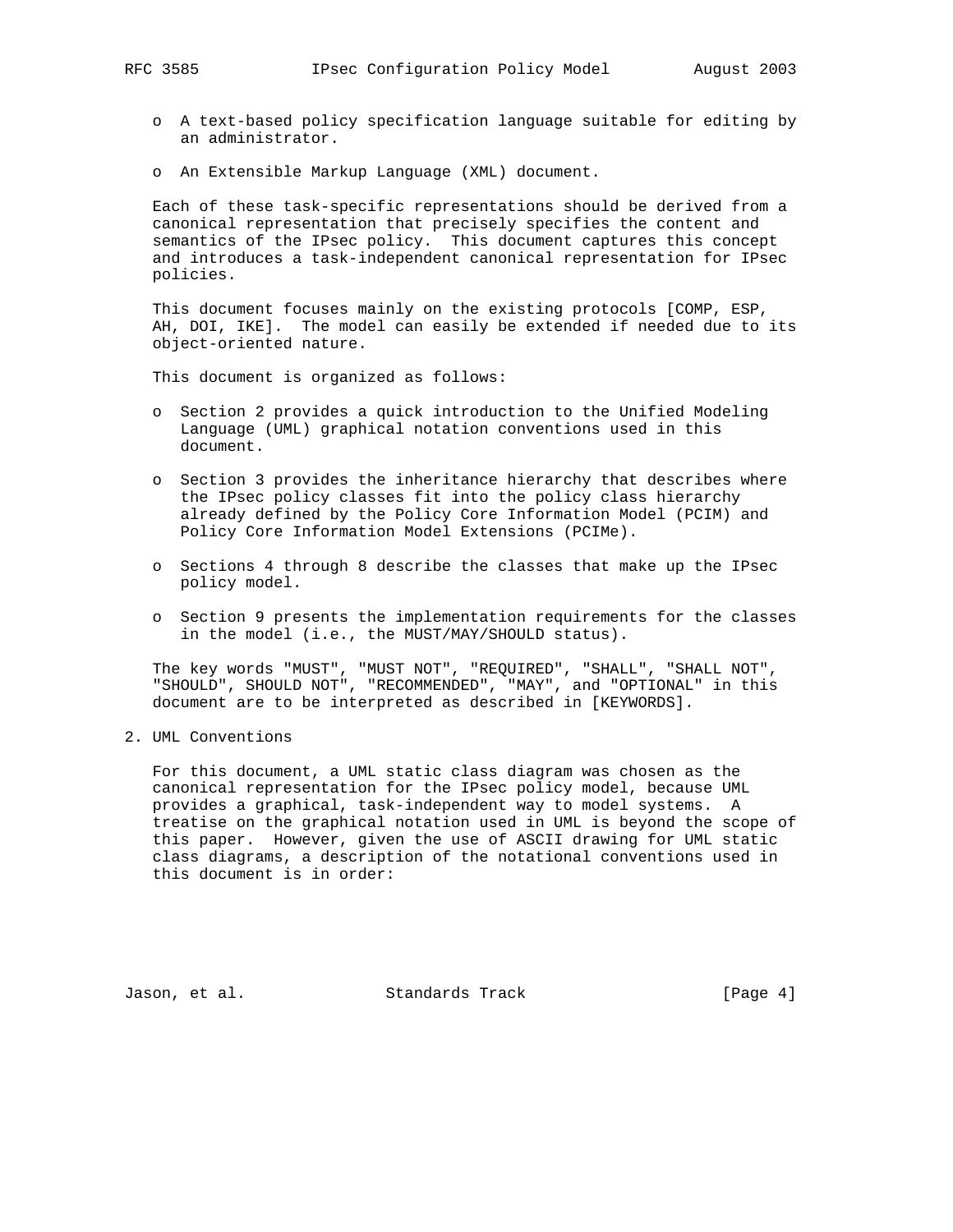- A text-based policy specification language suitable for editing by an administrator.

- An Extensible Markup Language (XML) document.

Each of these task-specific representations should be derived from a canonical representation that precisely specifies the content and semantics of the IPsec policy. This document captures this concept and introduces a task-independent canonical representation for IPsec policies.

This document focuses mainly on the existing protocols [COMP, ESP, AH, DOI, IKE]. The model can easily be extended if needed due to its object-oriented nature.

This document is organized as follows:

- Section 2 provides a quick introduction to the Unified Modeling Language (UML) graphical notation conventions used in this document.

- Section 3 provides the inheritance hierarchy that describes where the IPsec policy classes fit into the policy class hierarchy already defined by the Policy Core Information Model (PCIM) and Policy Core Information Model Extensions (PCIMe).

- Sections 4 through 8 describe the classes that make up the IPsec policy model.

- Section 9 presents the implementation requirements for the classes in the model (i.e., the MUST/MAY/SHOULD status).

The key words "MUST", "MUST NOT", "REQUIRED", "SHALL", "SHALL NOT", "SHOULD", SHOULD NOT", "RECOMMENDED", "MAY", and "OPTIONAL" in this document are to be interpreted as described in [KEYWORDS].

## 2. UML Conventions

For this document, a UML static class diagram was chosen as the canonical representation for the IPsec policy model, because UML provides a graphical, task-independent way to model systems. A treatise on the graphical notation used in UML is beyond the scope of this paper. However, given the use of ASCII drawing for UML static class diagrams, a description of the notational conventions used in this document is in order: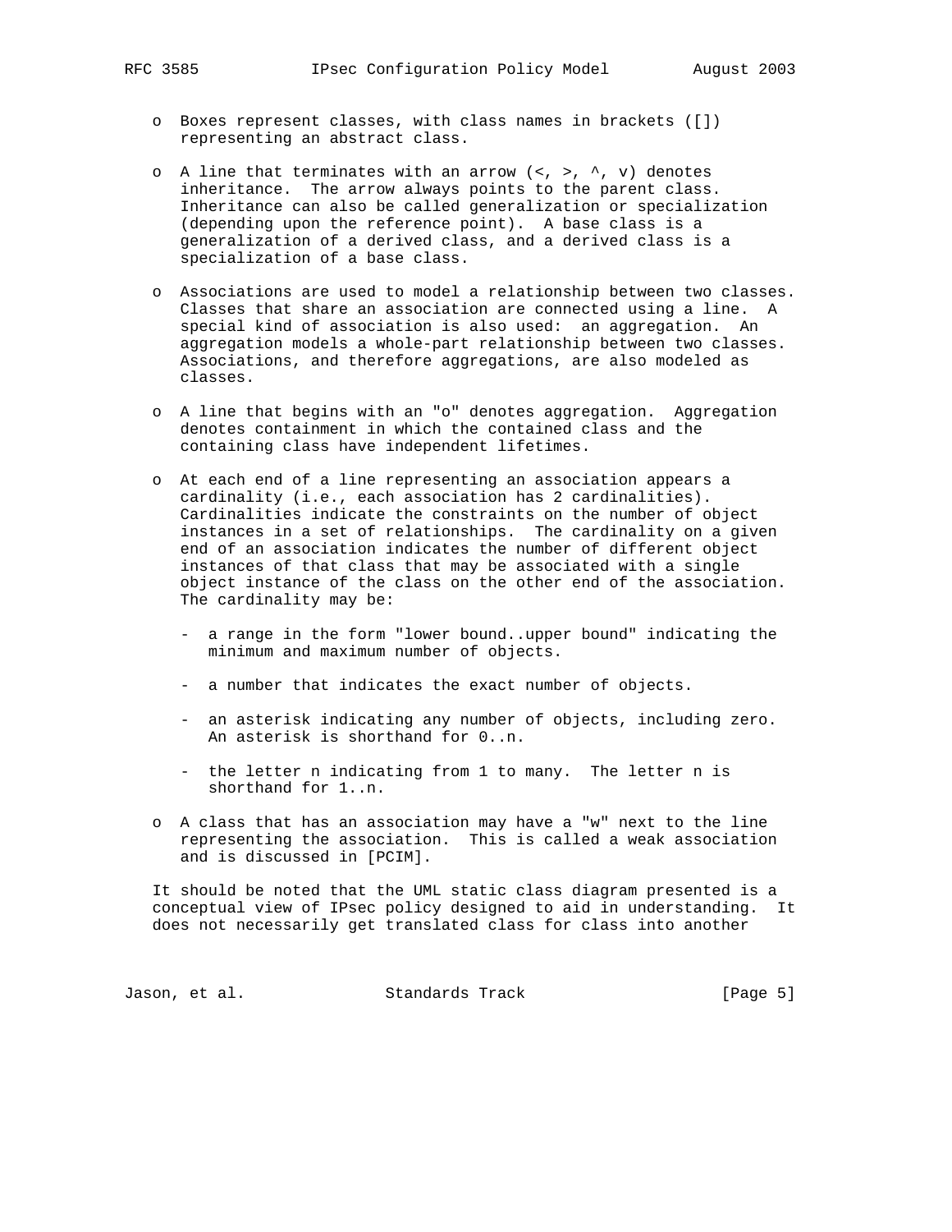- Boxes represent classes, with class names in brackets ([]) representing an abstract class.

- A line that terminates with an arrow (<, >, ^, v) denotes inheritance. The arrow always points to the parent class. Inheritance can also be called generalization or specialization (depending upon the reference point). A base class is a generalization of a derived class, and a derived class is a specialization of a base class.

- Associations are used to model a relationship between two classes. Classes that share an association are connected using a line. A special kind of association is also used: an aggregation. An aggregation models a whole-part relationship between two classes. Associations, and therefore aggregations, are also modeled as classes.

- A line that begins with an "o" denotes aggregation. Aggregation denotes containment in which the contained class and the containing class have independent lifetimes.

- At each end of a line representing an association appears a cardinality (i.e., each association has 2 cardinalities). Cardinalities indicate the constraints on the number of object instances in a set of relationships. The cardinality on a given end of an association indicates the number of different object instances of that class that may be associated with a single object instance of the class on the other end of the association. The cardinality may be:

  - a range in the form "lower bound..upper bound" indicating the minimum and maximum number of objects.

  - a number that indicates the exact number of objects.

  - an asterisk indicating any number of objects, including zero. An asterisk is shorthand for 0..n.

  - the letter n indicating from 1 to many. The letter n is shorthand for 1..n.

- A class that has an association may have a "w" next to the line representing the association. This is called a weak association and is discussed in [PCIM].

It should be noted that the UML static class diagram presented is a conceptual view of IPsec policy designed to aid in understanding. It does not necessarily get translated class for class into another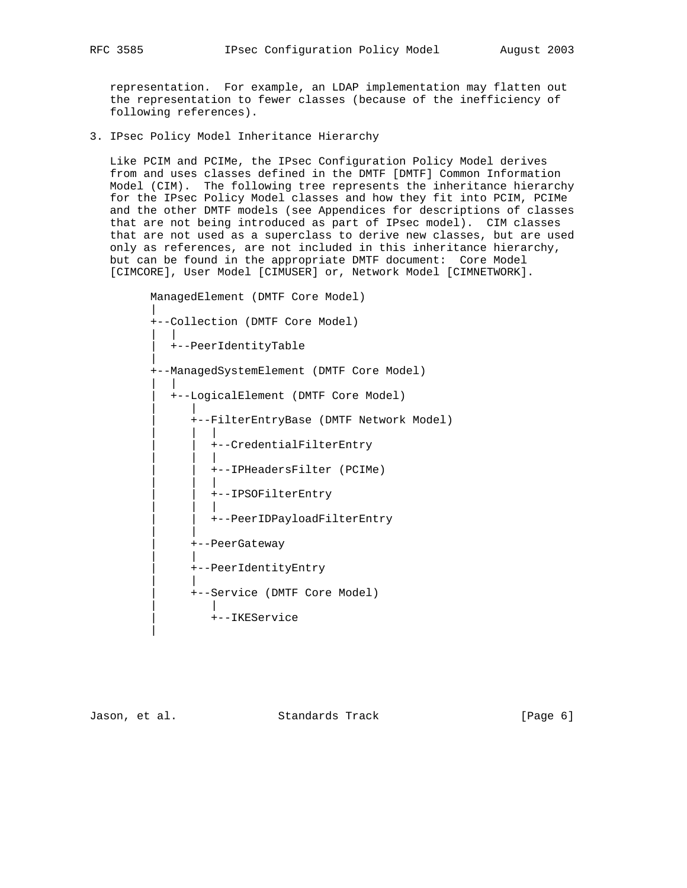representation. For example, an LDAP implementation may flatten out the representation to fewer classes (because of the inefficiency of following references).

## 3. IPsec Policy Model Inheritance Hierarchy

Like PCIM and PCIMe, the IPsec Configuration Policy Model derives from and uses classes defined in the DMTF [DMTF] Common Information Model (CIM). The following tree represents the inheritance hierarchy for the IPsec Policy Model classes and how they fit into PCIM, PCIMe and the other DMTF models (see Appendices for descriptions of classes that are not being introduced as part of IPsec model). CIM classes that are not used as a superclass to derive new classes, but are used only as references, are not included in this inheritance hierarchy, but can be found in the appropriate DMTF document: Core Model [CIMCORE], User Model [CIMUSER] or, Network Model [CIMNETWORK].

```
ManagedElement (DMTF Core Model)
|
+--Collection (DMTF Core Model)
|  |
|  +--PeerIdentityTable
|
+--ManagedSystemElement (DMTF Core Model)
|  |
|  +--LogicalElement (DMTF Core Model)
|     |
|     +--FilterEntryBase (DMTF Network Model)
|     |  |
|     |  +--CredentialFilterEntry
|     |  |
|     |  +--IPHeadersFilter (PCIMe)
|     |  |
|     |  +--IPSOFilterEntry
|     |  |
|     |  +--PeerIDPayloadFilterEntry
|     |
|     +--PeerGateway
|     |
|     +--PeerIdentityEntry
|     |
|     +--Service (DMTF Core Model)
|        |
|        +--IKEService
|
```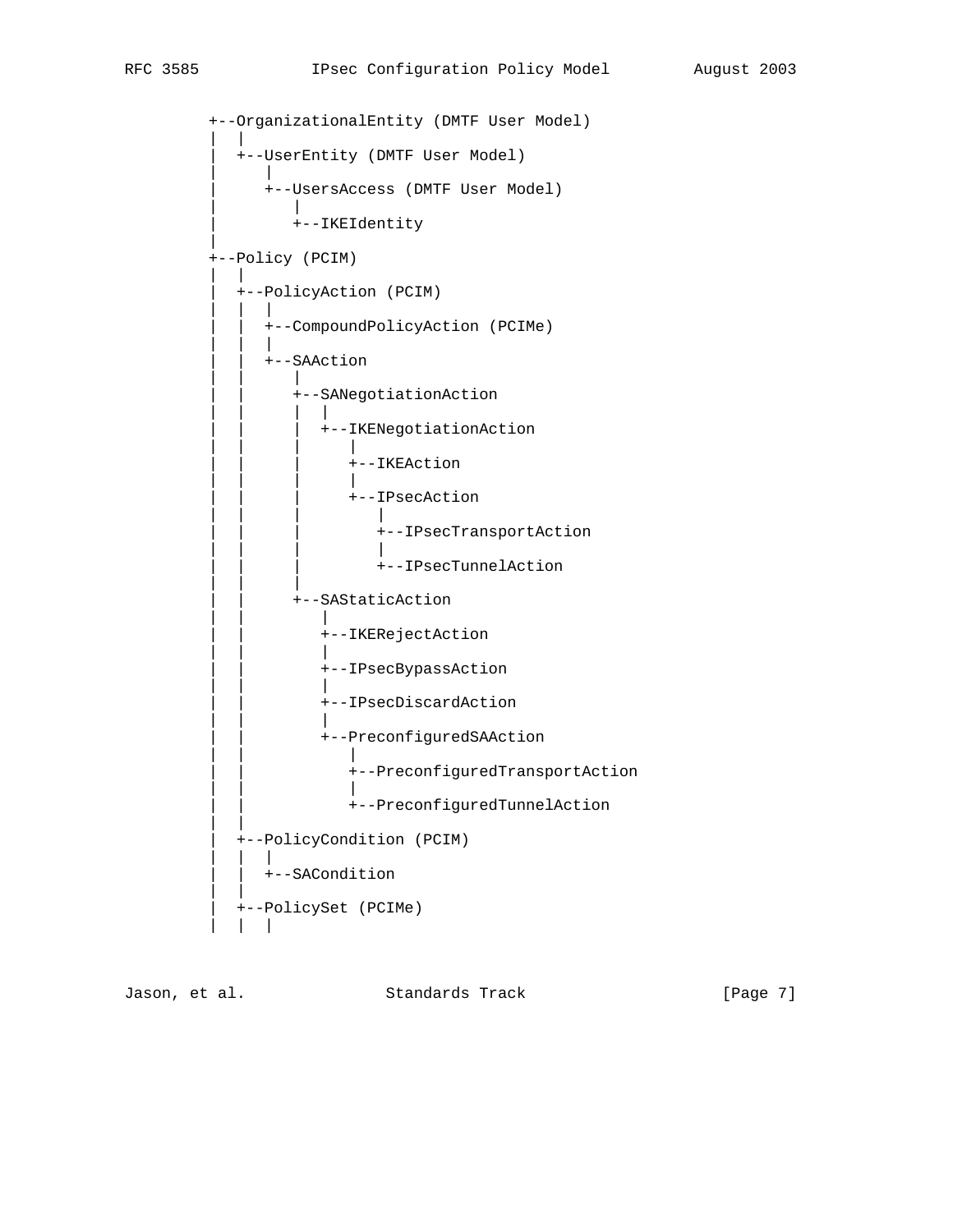```
+--OrganizationalEntity (DMTF User Model)
|  |
|  +--UserEntity (DMTF User Model)
|     |
|     +--UsersAccess (DMTF User Model)
|        |
|        +--IKEIdentity
|
+--Policy (PCIM)
|  |
|  +--PolicyAction (PCIM)
|  |  |
|  |  +--CompoundPolicyAction (PCIMe)
|  |  |
|  |  +--SAAction
|  |     |
|  |     +--SANegotiationAction
|  |     |  |
|  |     |  +--IKENegotiationAction
|  |     |     |
|  |     |     +--IKEAction
|  |     |     |
|  |     |     +--IPsecAction
|  |     |        |
|  |     |        +--IPsecTransportAction
|  |     |        |
|  |     |        +--IPsecTunnelAction
|  |     |
|  |     +--SAStaticAction
|  |        |
|  |        +--IKERejectAction
|  |        |
|  |        +--IPsecBypassAction
|  |        |
|  |        +--IPsecDiscardAction
|  |        |
|  |        +--PreconfiguredSAAction
|  |           |
|  |           +--PreconfiguredTransportAction
|  |           |
|  |           +--PreconfiguredTunnelAction
|  |
|  +--PolicyCondition (PCIM)
|  |  |
|  |  +--SACondition
|  |
|  +--PolicySet (PCIMe)
|  |  |
```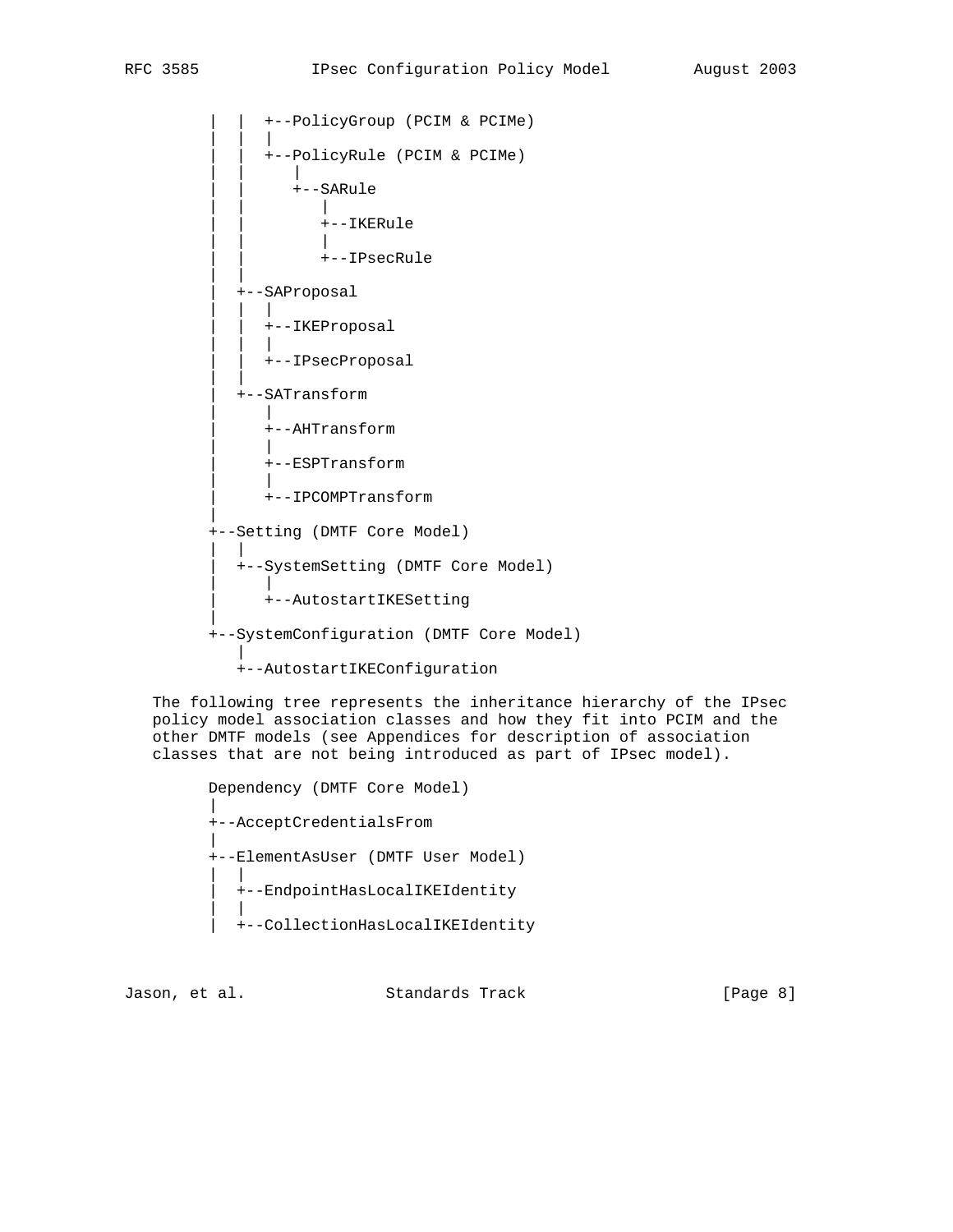```
        |  |  +--PolicyGroup (PCIM & PCIMe)
        |  |  |
        |  |  +--PolicyRule (PCIM & PCIMe)
        |  |     |
        |  |     +--SARule
        |  |        |
        |  |        +--IKERule
        |  |        |
        |  |        +--IPsecRule
        |  |
        |  +--SAProposal
        |  |  |
        |  |  +--IKEProposal
        |  |  |
        |  |  +--IPsecProposal
        |  |
        |  +--SATransform
        |     |
        |     +--AHTransform
        |     |
        |     +--ESPTransform
        |     |
        |     +--IPCOMPTransform
        |
        +--Setting (DMTF Core Model)
        |  |
        |  +--SystemSetting (DMTF Core Model)
        |     |
        |     +--AutostartIKESetting
        |
        +--SystemConfiguration (DMTF Core Model)
           |
           +--AutostartIKEConfiguration
```

The following tree represents the inheritance hierarchy of the IPsec policy model association classes and how they fit into PCIM and the other DMTF models (see Appendices for description of association classes that are not being introduced as part of IPsec model).

```
        Dependency (DMTF Core Model)
        |
        +--AcceptCredentialsFrom
        |
        +--ElementAsUser (DMTF User Model)
        |  |
        |  +--EndpointHasLocalIKEIdentity
        |  |
        |  +--CollectionHasLocalIKEIdentity
```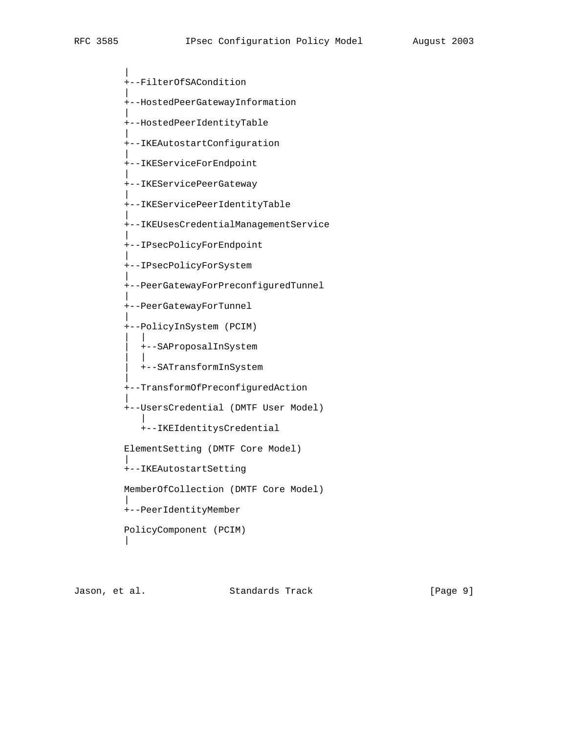```
         |
         +--FilterOfSACondition
         |
         +--HostedPeerGatewayInformation
         |
         +--HostedPeerIdentityTable
         |
         +--IKEAutostartConfiguration
         |
         +--IKEServiceForEndpoint
         |
         +--IKEServicePeerGateway
         |
         +--IKEServicePeerIdentityTable
         |
         +--IKEUsesCredentialManagementService
         |
         +--IPsecPolicyForEndpoint
         |
         +--IPsecPolicyForSystem
         |
         +--PeerGatewayForPreconfiguredTunnel
         |
         +--PeerGatewayForTunnel
         |
         +--PolicyInSystem (PCIM)
         |  |
         |  +--SAProposalInSystem
         |  |
         |  +--SATransformInSystem
         |
         +--TransformOfPreconfiguredAction
         |
         +--UsersCredential (DMTF User Model)
            |
            +--IKEIdentitysCredential

         ElementSetting (DMTF Core Model)
         |
         +--IKEAutostartSetting

         MemberOfCollection (DMTF Core Model)
         |
         +--PeerIdentityMember

         PolicyComponent (PCIM)
         |
```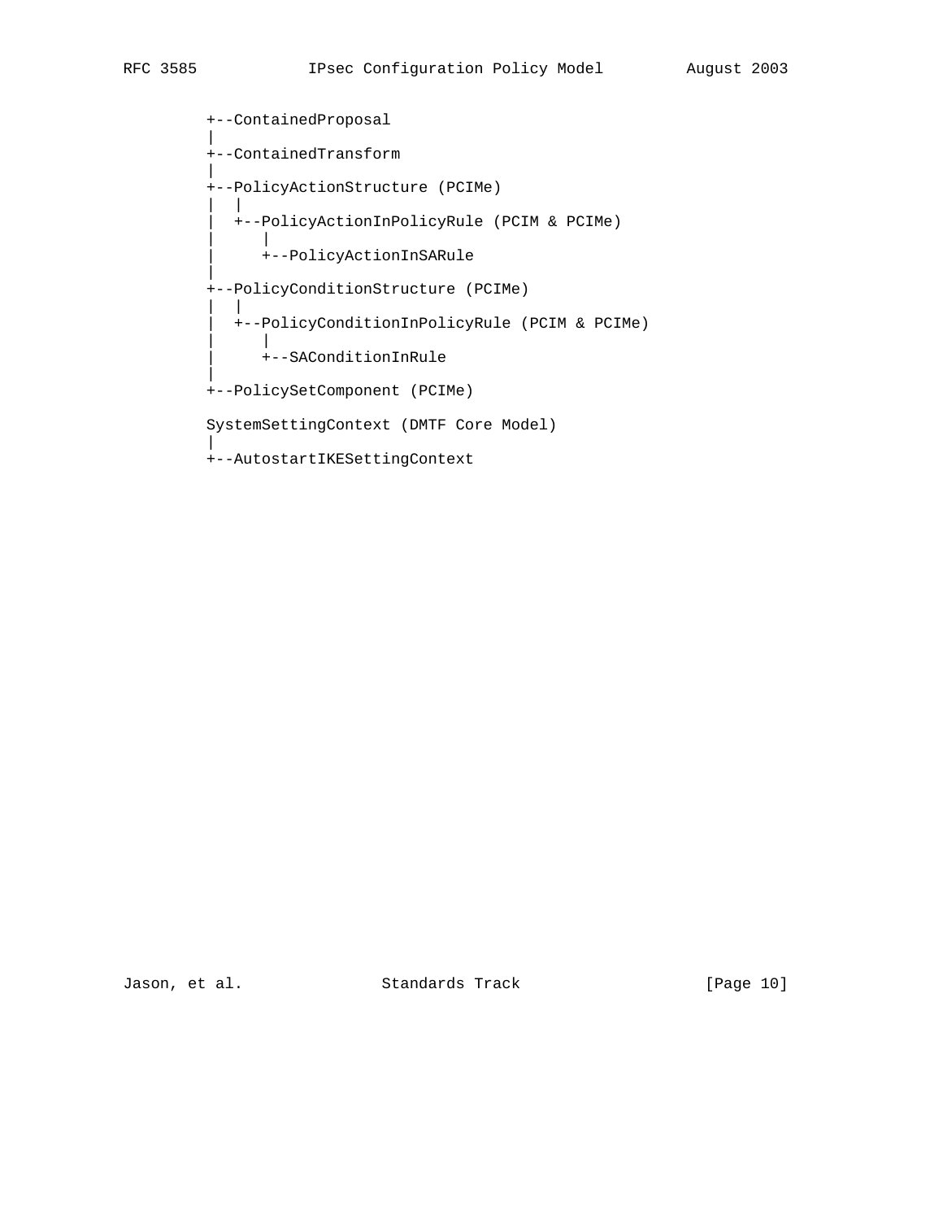```
      +--ContainedProposal
      |
      +--ContainedTransform
      |
      +--PolicyActionStructure (PCIMe)
      |  |
      |  +--PolicyActionInPolicyRule (PCIM & PCIMe)
      |     |
      |     +--PolicyActionInSARule
      |
      +--PolicyConditionStructure (PCIMe)
      |  |
      |  +--PolicyConditionInPolicyRule (PCIM & PCIMe)
      |     |
      |     +--SAConditionInRule
      |
      +--PolicySetComponent (PCIMe)

      SystemSettingContext (DMTF Core Model)
      |
      +--AutostartIKESettingContext
```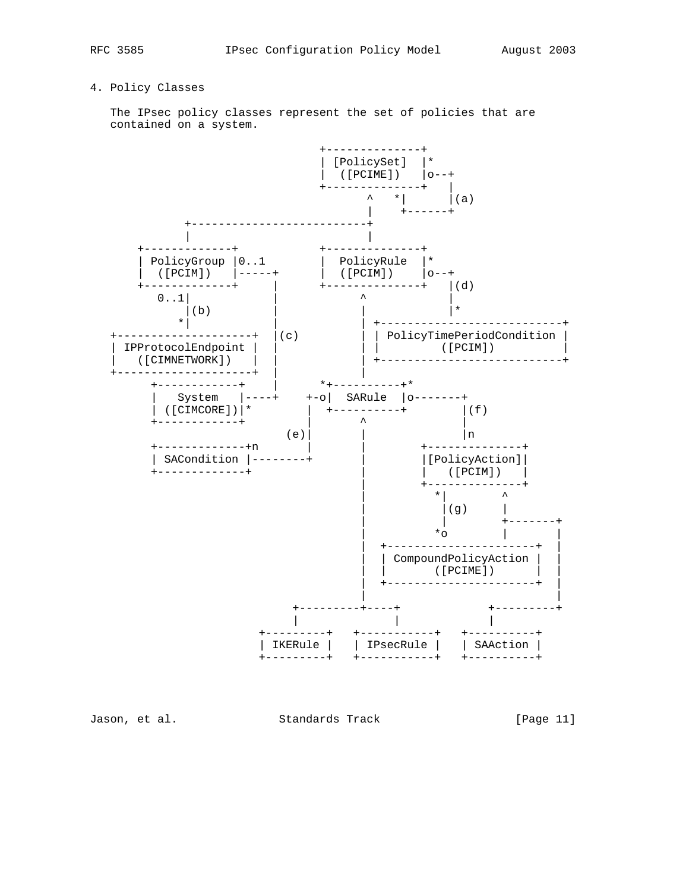## 4. Policy Classes

The IPsec policy classes represent the set of policies that are contained on a system.

```
                                +--------------+
                                | [PolicySet]  |*
                                |  ([PCIME])   |o--+
                                +--------------+   |
                                       ^   *|      |(a)
                                       |    +------+
            +--------------------------+
            |                          |
     +-------------+               +--------------+
     | PolicyGroup |0..1           |  PolicyRule  |*
     |  ([PCIM])   |-----+         |  ([PCIM])    |o--+
     +-------------+     |         +--------------+   |(d)
        0..1|            |               ^            |
            |(b)         |               |            |*
           *|            |               | +---------------------------+
 +---------------------+ |(c)            | | PolicyTimePeriodCondition |
 | IPProtocolEndpoint  | |               | |         ([PCIM])          |
 |   ([CIMNETWORK])    | |               | +---------------------------+
 +---------------------+ |               |
       +------------+    |         *+----------+*
       |   System   |----+      +-o|  SARule  |o-------+
       | ([CIMCORE])|*          |  +----------+        |(f)
       +------------+           |        ^             |
                             (e)|        |             |n
       +-------------+n         |        |       +--------------+
       | SACondition |----------+        |       |[PolicyAction]|
       +-------------+                   |       |   ([PCIM])   |
                                         |       +--------------+
                                         |         *|        ^
                                         |          |(g)     |
                                         |          |        +-------+
                                         |         *o        |       |
                                         |  +----------------------+ |
                                         |  | CompoundPolicyAction | |
                                         |  |       ([PCIME])      | |
                                         |  +----------------------+ |
                                         |                           |
                              +----------+----+           +---------+
                              |               |           |
                         +---------+   +-----------+   +----------+
                         | IKERule |   | IPsecRule |   | SAAction |
                         +---------+   +-----------+   +----------+
```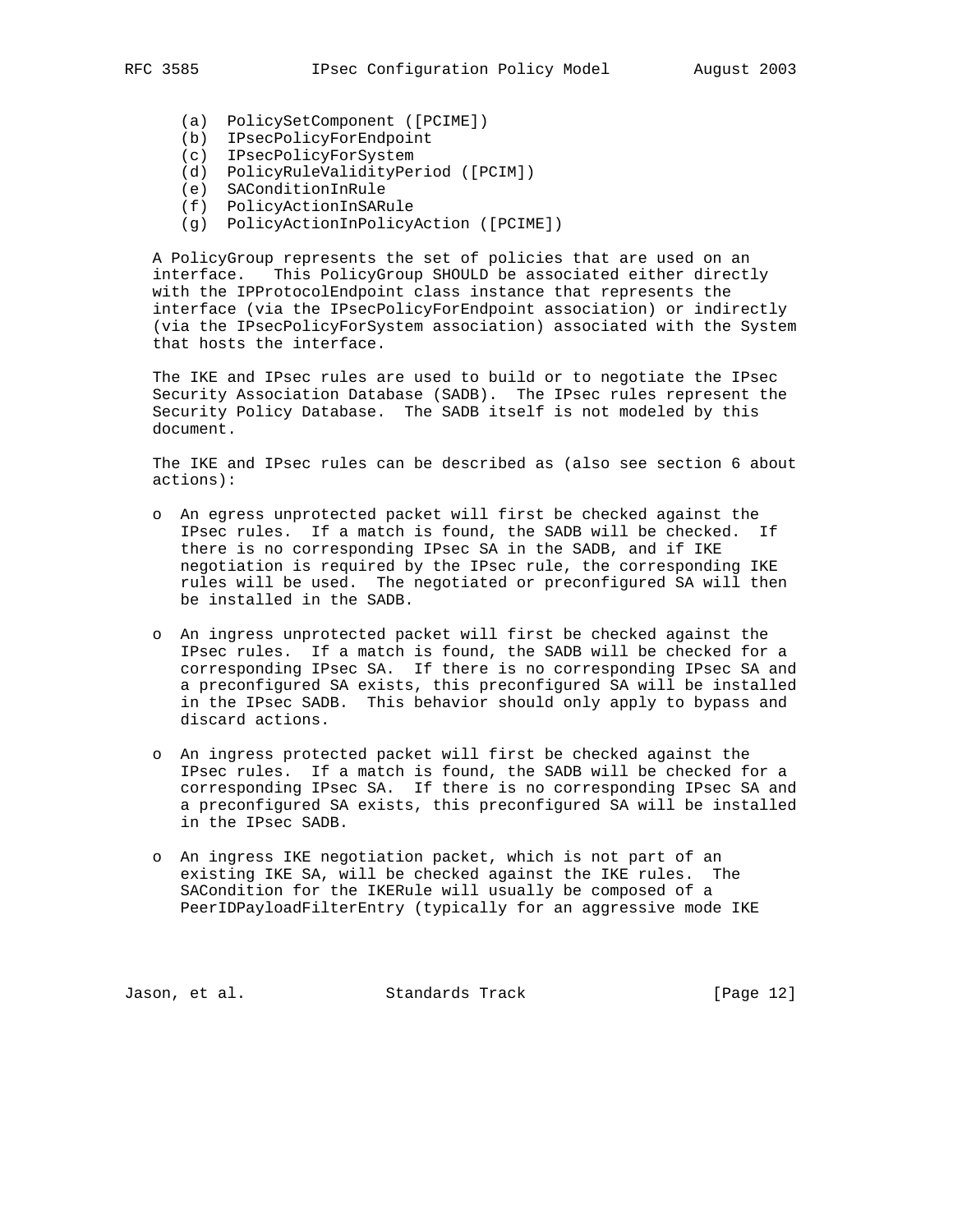(a) PolicySetComponent ([PCIME])
(b) IPsecPolicyForEndpoint
(c) IPsecPolicyForSystem
(d) PolicyRuleValidityPeriod ([PCIM])
(e) SAConditionInRule
(f) PolicyActionInSARule
(g) PolicyActionInPolicyAction ([PCIME])

A PolicyGroup represents the set of policies that are used on an interface. This PolicyGroup SHOULD be associated either directly with the IPProtocolEndpoint class instance that represents the interface (via the IPsecPolicyForEndpoint association) or indirectly (via the IPsecPolicyForSystem association) associated with the System that hosts the interface.

The IKE and IPsec rules are used to build or to negotiate the IPsec Security Association Database (SADB). The IPsec rules represent the Security Policy Database. The SADB itself is not modeled by this document.

The IKE and IPsec rules can be described as (also see section 6 about actions):

- An egress unprotected packet will first be checked against the IPsec rules. If a match is found, the SADB will be checked. If there is no corresponding IPsec SA in the SADB, and if IKE negotiation is required by the IPsec rule, the corresponding IKE rules will be used. The negotiated or preconfigured SA will then be installed in the SADB.

- An ingress unprotected packet will first be checked against the IPsec rules. If a match is found, the SADB will be checked for a corresponding IPsec SA. If there is no corresponding IPsec SA and a preconfigured SA exists, this preconfigured SA will be installed in the IPsec SADB. This behavior should only apply to bypass and discard actions.

- An ingress protected packet will first be checked against the IPsec rules. If a match is found, the SADB will be checked for a corresponding IPsec SA. If there is no corresponding IPsec SA and a preconfigured SA exists, this preconfigured SA will be installed in the IPsec SADB.

- An ingress IKE negotiation packet, which is not part of an existing IKE SA, will be checked against the IKE rules. The SACondition for the IKERule will usually be composed of a PeerIDPayloadFilterEntry (typically for an aggressive mode IKE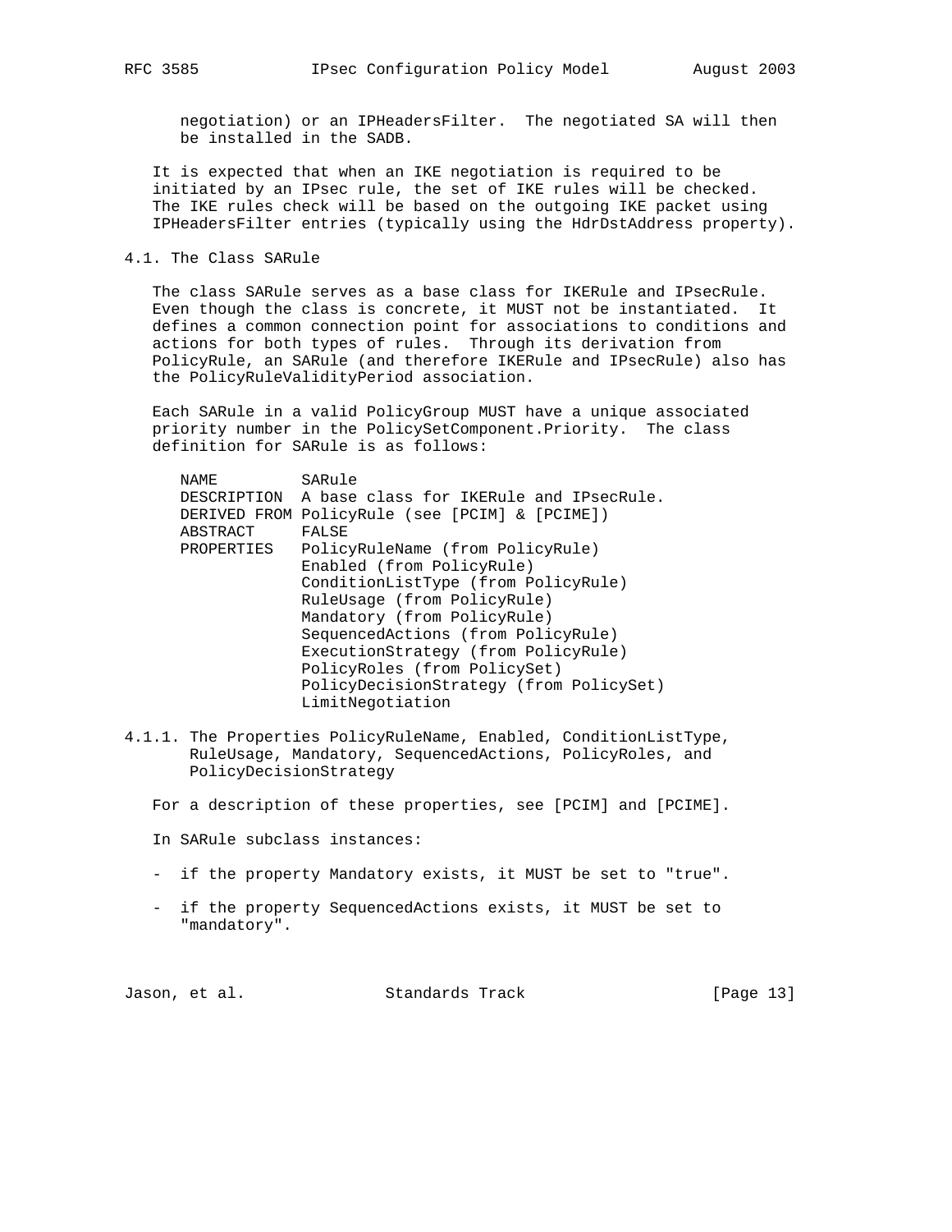negotiation) or an IPHeadersFilter. The negotiated SA will then be installed in the SADB.

It is expected that when an IKE negotiation is required to be initiated by an IPsec rule, the set of IKE rules will be checked. The IKE rules check will be based on the outgoing IKE packet using IPHeadersFilter entries (typically using the HdrDstAddress property).

### 4.1. The Class SARule

The class SARule serves as a base class for IKERule and IPsecRule. Even though the class is concrete, it MUST not be instantiated. It defines a common connection point for associations to conditions and actions for both types of rules. Through its derivation from PolicyRule, an SARule (and therefore IKERule and IPsecRule) also has the PolicyRuleValidityPeriod association.

Each SARule in a valid PolicyGroup MUST have a unique associated priority number in the PolicySetComponent.Priority. The class definition for SARule is as follows:

```
NAME         SARule
DESCRIPTION  A base class for IKERule and IPsecRule.
DERIVED FROM PolicyRule (see [PCIM] & [PCIME])
ABSTRACT     FALSE
PROPERTIES   PolicyRuleName (from PolicyRule)
             Enabled (from PolicyRule)
             ConditionListType (from PolicyRule)
             RuleUsage (from PolicyRule)
             Mandatory (from PolicyRule)
             SequencedActions (from PolicyRule)
             ExecutionStrategy (from PolicyRule)
             PolicyRoles (from PolicySet)
             PolicyDecisionStrategy (from PolicySet)
             LimitNegotiation
```

#### 4.1.1. The Properties PolicyRuleName, Enabled, ConditionListType, RuleUsage, Mandatory, SequencedActions, PolicyRoles, and PolicyDecisionStrategy

For a description of these properties, see [PCIM] and [PCIME].

In SARule subclass instances:

- if the property Mandatory exists, it MUST be set to "true".
- if the property SequencedActions exists, it MUST be set to "mandatory".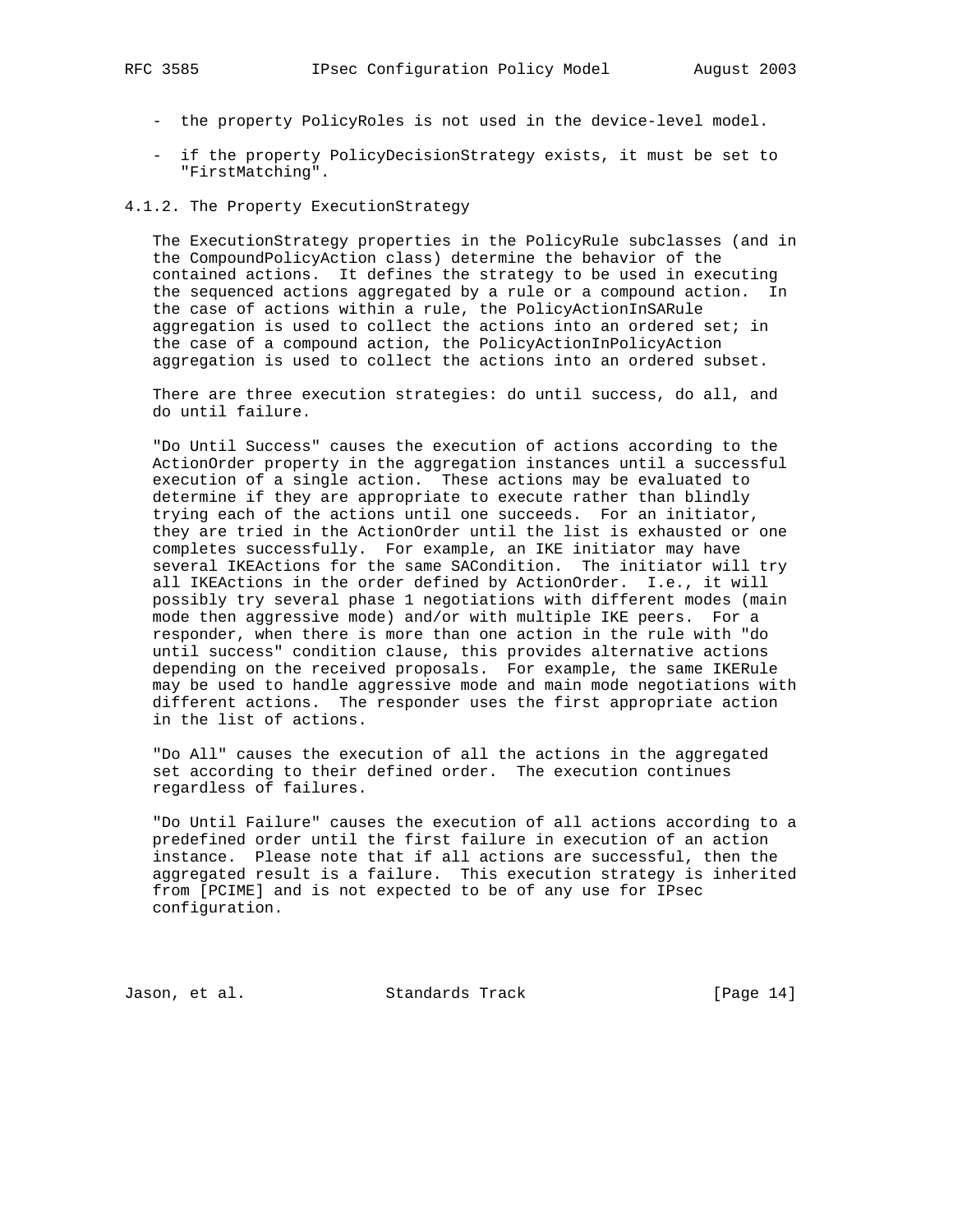- the property PolicyRoles is not used in the device-level model.

- if the property PolicyDecisionStrategy exists, it must be set to "FirstMatching".

### 4.1.2. The Property ExecutionStrategy

The ExecutionStrategy properties in the PolicyRule subclasses (and in the CompoundPolicyAction class) determine the behavior of the contained actions. It defines the strategy to be used in executing the sequenced actions aggregated by a rule or a compound action. In the case of actions within a rule, the PolicyActionInSARule aggregation is used to collect the actions into an ordered set; in the case of a compound action, the PolicyActionInPolicyAction aggregation is used to collect the actions into an ordered subset.

There are three execution strategies: do until success, do all, and do until failure.

"Do Until Success" causes the execution of actions according to the ActionOrder property in the aggregation instances until a successful execution of a single action. These actions may be evaluated to determine if they are appropriate to execute rather than blindly trying each of the actions until one succeeds. For an initiator, they are tried in the ActionOrder until the list is exhausted or one completes successfully. For example, an IKE initiator may have several IKEActions for the same SACondition. The initiator will try all IKEActions in the order defined by ActionOrder. I.e., it will possibly try several phase 1 negotiations with different modes (main mode then aggressive mode) and/or with multiple IKE peers. For a responder, when there is more than one action in the rule with "do until success" condition clause, this provides alternative actions depending on the received proposals. For example, the same IKERule may be used to handle aggressive mode and main mode negotiations with different actions. The responder uses the first appropriate action in the list of actions.

"Do All" causes the execution of all the actions in the aggregated set according to their defined order. The execution continues regardless of failures.

"Do Until Failure" causes the execution of all actions according to a predefined order until the first failure in execution of an action instance. Please note that if all actions are successful, then the aggregated result is a failure. This execution strategy is inherited from [PCIME] and is not expected to be of any use for IPsec configuration.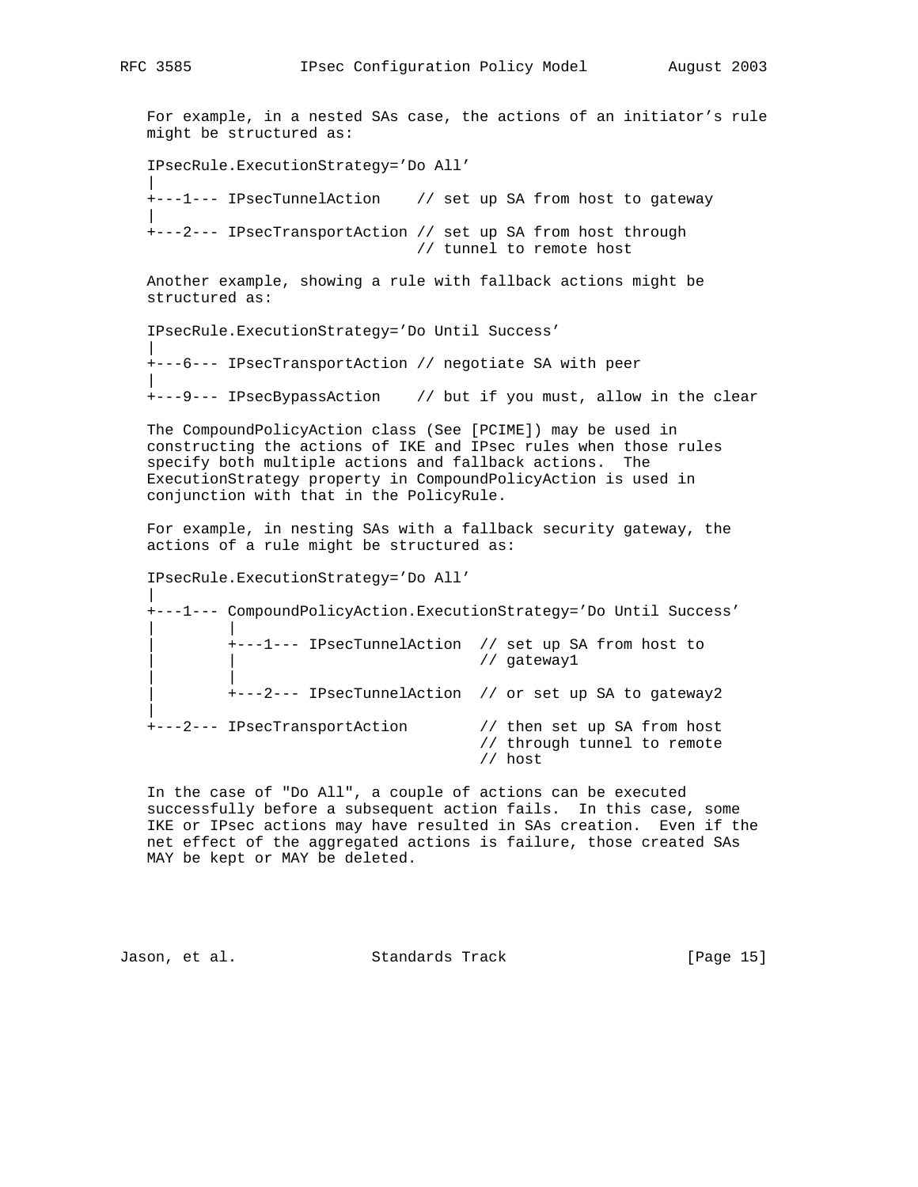For example, in a nested SAs case, the actions of an initiator's rule might be structured as:

```
IPsecRule.ExecutionStrategy='Do All'
|
+---1--- IPsecTunnelAction    // set up SA from host to gateway
|
+---2--- IPsecTransportAction // set up SA from host through
                              // tunnel to remote host
```

Another example, showing a rule with fallback actions might be structured as:

```
IPsecRule.ExecutionStrategy='Do Until Success'
|
+---6--- IPsecTransportAction // negotiate SA with peer
|
+---9--- IPsecBypassAction    // but if you must, allow in the clear
```

The CompoundPolicyAction class (See [PCIME]) may be used in constructing the actions of IKE and IPsec rules when those rules specify both multiple actions and fallback actions. The ExecutionStrategy property in CompoundPolicyAction is used in conjunction with that in the PolicyRule.

For example, in nesting SAs with a fallback security gateway, the actions of a rule might be structured as:

```
IPsecRule.ExecutionStrategy='Do All'
|
+---1--- CompoundPolicyAction.ExecutionStrategy='Do Until Success'
|        |
|        +---1--- IPsecTunnelAction  // set up SA from host to
|        |                           // gateway1
|        |
|        +---2--- IPsecTunnelAction  // or set up SA to gateway2
|
+---2--- IPsecTransportAction        // then set up SA from host
                                     // through tunnel to remote
                                     // host
```

In the case of "Do All", a couple of actions can be executed successfully before a subsequent action fails. In this case, some IKE or IPsec actions may have resulted in SAs creation. Even if the net effect of the aggregated actions is failure, those created SAs MAY be kept or MAY be deleted.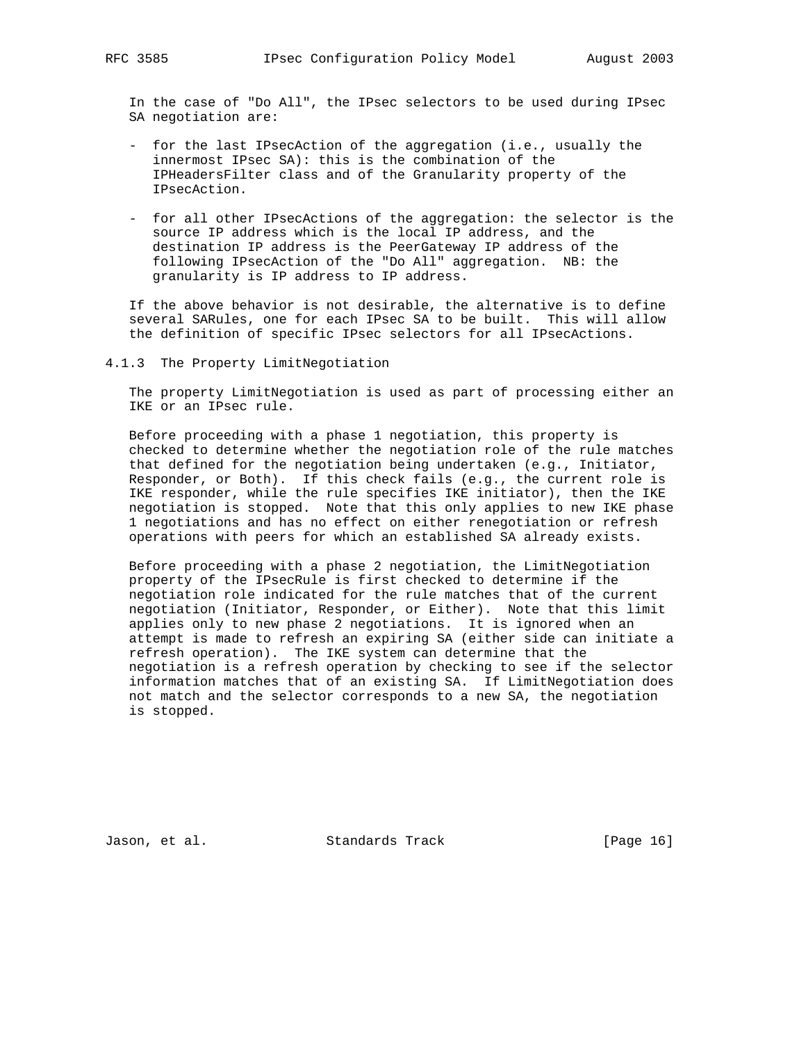In the case of "Do All", the IPsec selectors to be used during IPsec SA negotiation are:

- for the last IPsecAction of the aggregation (i.e., usually the innermost IPsec SA): this is the combination of the IPHeadersFilter class and of the Granularity property of the IPsecAction.

- for all other IPsecActions of the aggregation: the selector is the source IP address which is the local IP address, and the destination IP address is the PeerGateway IP address of the following IPsecAction of the "Do All" aggregation. NB: the granularity is IP address to IP address.

If the above behavior is not desirable, the alternative is to define several SARules, one for each IPsec SA to be built. This will allow the definition of specific IPsec selectors for all IPsecActions.

### 4.1.3 The Property LimitNegotiation

The property LimitNegotiation is used as part of processing either an IKE or an IPsec rule.

Before proceeding with a phase 1 negotiation, this property is checked to determine whether the negotiation role of the rule matches that defined for the negotiation being undertaken (e.g., Initiator, Responder, or Both). If this check fails (e.g., the current role is IKE responder, while the rule specifies IKE initiator), then the IKE negotiation is stopped. Note that this only applies to new IKE phase 1 negotiations and has no effect on either renegotiation or refresh operations with peers for which an established SA already exists.

Before proceeding with a phase 2 negotiation, the LimitNegotiation property of the IPsecRule is first checked to determine if the negotiation role indicated for the rule matches that of the current negotiation (Initiator, Responder, or Either). Note that this limit applies only to new phase 2 negotiations. It is ignored when an attempt is made to refresh an expiring SA (either side can initiate a refresh operation). The IKE system can determine that the negotiation is a refresh operation by checking to see if the selector information matches that of an existing SA. If LimitNegotiation does not match and the selector corresponds to a new SA, the negotiation is stopped.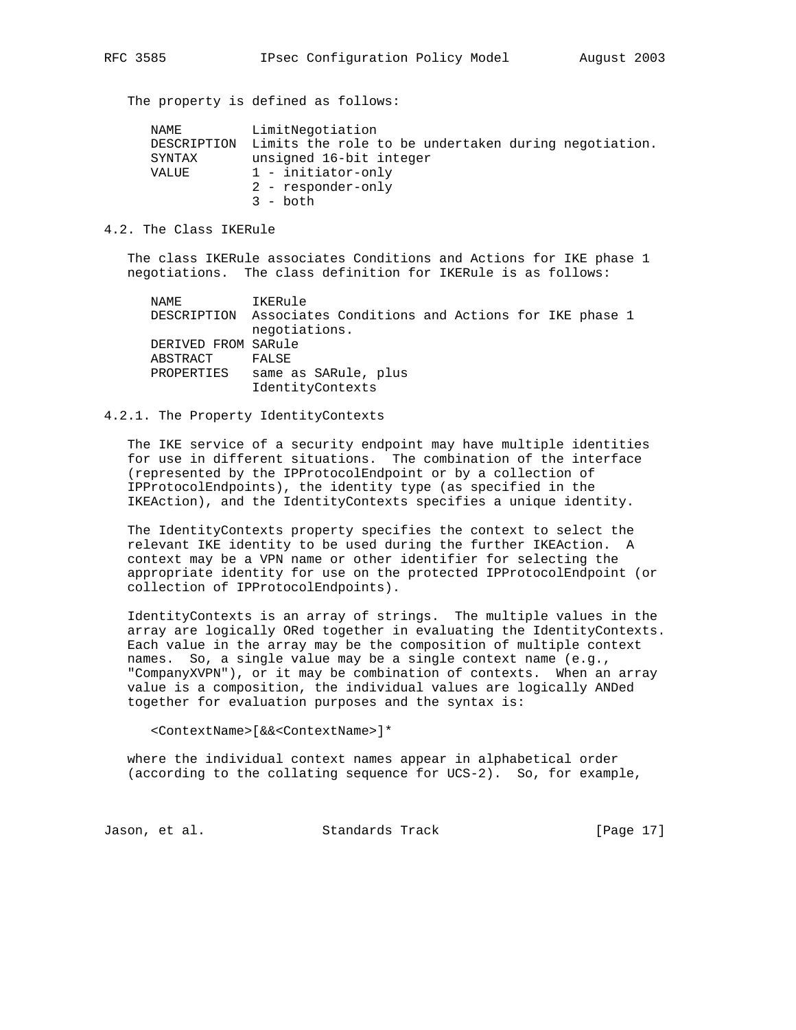The property is defined as follows:

```
NAME        LimitNegotiation
DESCRIPTION Limits the role to be undertaken during negotiation.
SYNTAX      unsigned 16-bit integer
VALUE       1 - initiator-only
            2 - responder-only
            3 - both
```

### 4.2. The Class IKERule

The class IKERule associates Conditions and Actions for IKE phase 1 negotiations. The class definition for IKERule is as follows:

```
NAME        IKERule
DESCRIPTION Associates Conditions and Actions for IKE phase 1
            negotiations.
DERIVED FROM SARule
ABSTRACT    FALSE
PROPERTIES  same as SARule, plus
            IdentityContexts
```

#### 4.2.1. The Property IdentityContexts

The IKE service of a security endpoint may have multiple identities for use in different situations. The combination of the interface (represented by the IPProtocolEndpoint or by a collection of IPProtocolEndpoints), the identity type (as specified in the IKEAction), and the IdentityContexts specifies a unique identity.

The IdentityContexts property specifies the context to select the relevant IKE identity to be used during the further IKEAction. A context may be a VPN name or other identifier for selecting the appropriate identity for use on the protected IPProtocolEndpoint (or collection of IPProtocolEndpoints).

IdentityContexts is an array of strings. The multiple values in the array are logically ORed together in evaluating the IdentityContexts. Each value in the array may be the composition of multiple context names. So, a single value may be a single context name (e.g., "CompanyXVPN"), or it may be combination of contexts. When an array value is a composition, the individual values are logically ANDed together for evaluation purposes and the syntax is:

```
<ContextName>[&&<ContextName>]*
```

where the individual context names appear in alphabetical order (according to the collating sequence for UCS-2). So, for example,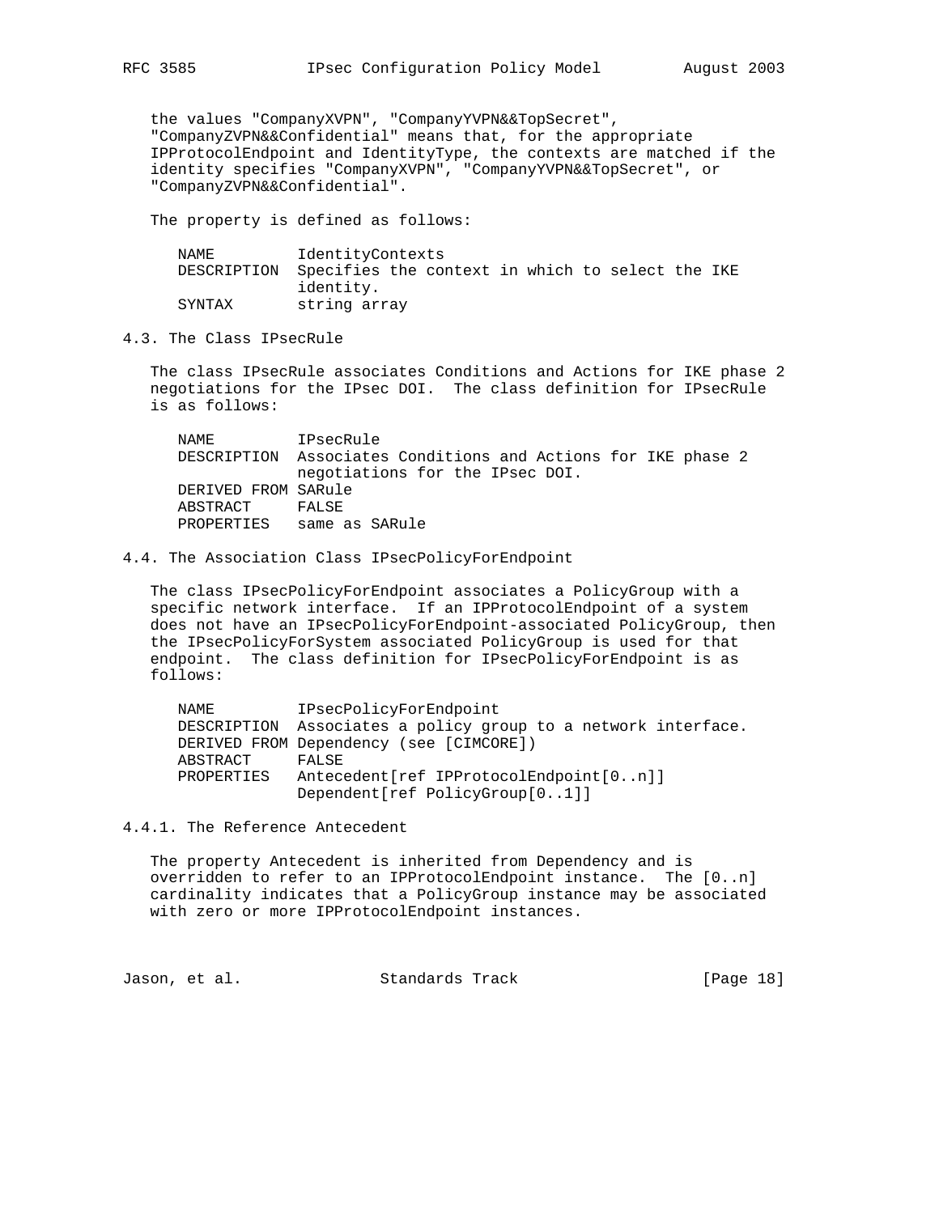the values "CompanyXVPN", "CompanyYVPN&&TopSecret", "CompanyZVPN&&Confidential" means that, for the appropriate IPProtocolEndpoint and IdentityType, the contexts are matched if the identity specifies "CompanyXVPN", "CompanyYVPN&&TopSecret", or "CompanyZVPN&&Confidential".

The property is defined as follows:

```
NAME         IdentityContexts
DESCRIPTION  Specifies the context in which to select the IKE
             identity.
SYNTAX       string array
```

### 4.3. The Class IPsecRule

The class IPsecRule associates Conditions and Actions for IKE phase 2 negotiations for the IPsec DOI. The class definition for IPsecRule is as follows:

```
NAME         IPsecRule
DESCRIPTION  Associates Conditions and Actions for IKE phase 2
             negotiations for the IPsec DOI.
DERIVED FROM SARule
ABSTRACT     FALSE
PROPERTIES   same as SARule
```

### 4.4. The Association Class IPsecPolicyForEndpoint

The class IPsecPolicyForEndpoint associates a PolicyGroup with a specific network interface. If an IPProtocolEndpoint of a system does not have an IPsecPolicyForEndpoint-associated PolicyGroup, then the IPsecPolicyForSystem associated PolicyGroup is used for that endpoint. The class definition for IPsecPolicyForEndpoint is as follows:

```
NAME         IPsecPolicyForEndpoint
DESCRIPTION  Associates a policy group to a network interface.
DERIVED FROM Dependency (see [CIMCORE])
ABSTRACT     FALSE
PROPERTIES   Antecedent[ref IPProtocolEndpoint[0..n]]
             Dependent[ref PolicyGroup[0..1]]
```

#### 4.4.1. The Reference Antecedent

The property Antecedent is inherited from Dependency and is overridden to refer to an IPProtocolEndpoint instance. The [0..n] cardinality indicates that a PolicyGroup instance may be associated with zero or more IPProtocolEndpoint instances.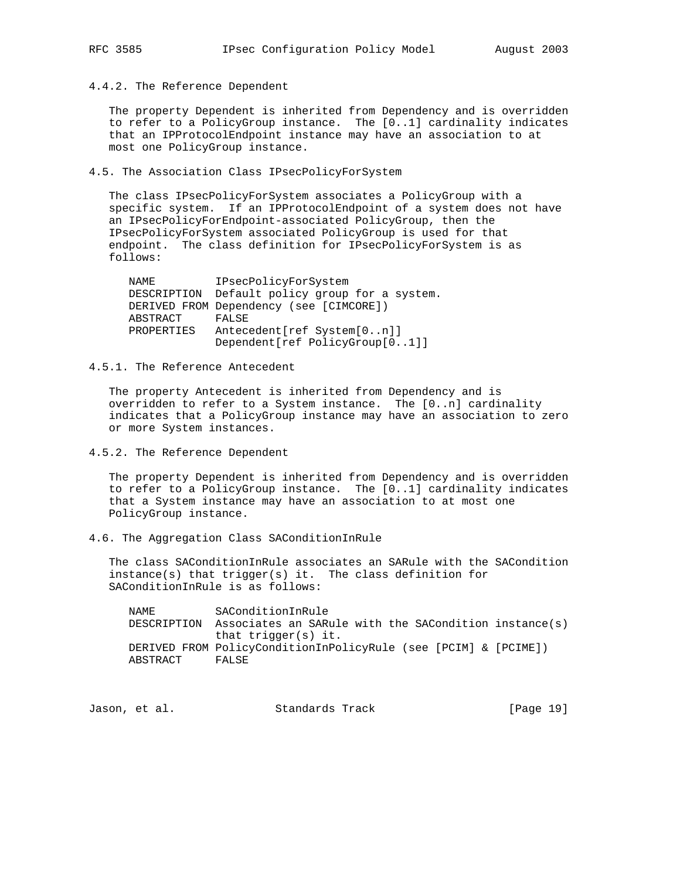### 4.4.2. The Reference Dependent

The property Dependent is inherited from Dependency and is overridden to refer to a PolicyGroup instance. The [0..1] cardinality indicates that an IPProtocolEndpoint instance may have an association to at most one PolicyGroup instance.

## 4.5. The Association Class IPsecPolicyForSystem

The class IPsecPolicyForSystem associates a PolicyGroup with a specific system. If an IPProtocolEndpoint of a system does not have an IPsecPolicyForEndpoint-associated PolicyGroup, then the IPsecPolicyForSystem associated PolicyGroup is used for that endpoint. The class definition for IPsecPolicyForSystem is as follows:

```
NAME         IPsecPolicyForSystem
DESCRIPTION  Default policy group for a system.
DERIVED FROM Dependency (see [CIMCORE])
ABSTRACT     FALSE
PROPERTIES   Antecedent[ref System[0..n]]
             Dependent[ref PolicyGroup[0..1]]
```

### 4.5.1. The Reference Antecedent

The property Antecedent is inherited from Dependency and is overridden to refer to a System instance. The [0..n] cardinality indicates that a PolicyGroup instance may have an association to zero or more System instances.

### 4.5.2. The Reference Dependent

The property Dependent is inherited from Dependency and is overridden to refer to a PolicyGroup instance. The [0..1] cardinality indicates that a System instance may have an association to at most one PolicyGroup instance.

## 4.6. The Aggregation Class SAConditionInRule

The class SAConditionInRule associates an SARule with the SACondition instance(s) that trigger(s) it. The class definition for SAConditionInRule is as follows:

```
NAME         SAConditionInRule
DESCRIPTION  Associates an SARule with the SACondition instance(s)
             that trigger(s) it.
DERIVED FROM PolicyConditionInPolicyRule (see [PCIM] & [PCIME])
ABSTRACT     FALSE
```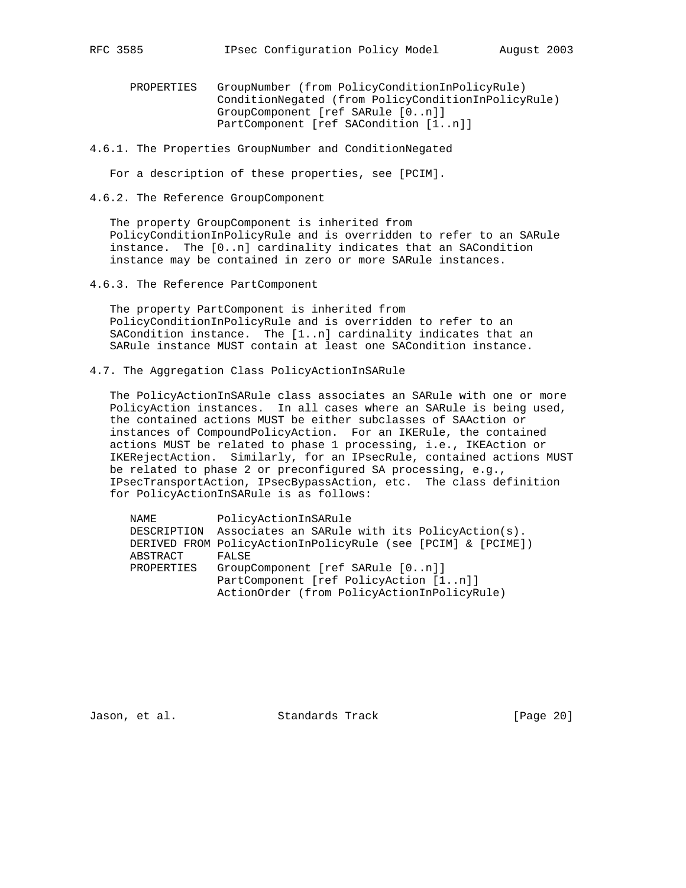```
PROPERTIES   GroupNumber (from PolicyConditionInPolicyRule)
             ConditionNegated (from PolicyConditionInPolicyRule)
             GroupComponent [ref SARule [0..n]]
             PartComponent [ref SACondition [1..n]]
```

### 4.6.1. The Properties GroupNumber and ConditionNegated

For a description of these properties, see [PCIM].

### 4.6.2. The Reference GroupComponent

The property GroupComponent is inherited from PolicyConditionInPolicyRule and is overridden to refer to an SARule instance. The [0..n] cardinality indicates that an SACondition instance may be contained in zero or more SARule instances.

### 4.6.3. The Reference PartComponent

The property PartComponent is inherited from PolicyConditionInPolicyRule and is overridden to refer to an SACondition instance. The [1..n] cardinality indicates that an SARule instance MUST contain at least one SACondition instance.

## 4.7. The Aggregation Class PolicyActionInSARule

The PolicyActionInSARule class associates an SARule with one or more PolicyAction instances. In all cases where an SARule is being used, the contained actions MUST be either subclasses of SAAction or instances of CompoundPolicyAction. For an IKERule, the contained actions MUST be related to phase 1 processing, i.e., IKEAction or IKERejectAction. Similarly, for an IPsecRule, contained actions MUST be related to phase 2 or preconfigured SA processing, e.g., IPsecTransportAction, IPsecBypassAction, etc. The class definition for PolicyActionInSARule is as follows:

```
NAME         PolicyActionInSARule
DESCRIPTION  Associates an SARule with its PolicyAction(s).
DERIVED FROM PolicyActionInPolicyRule (see [PCIM] & [PCIME])
ABSTRACT     FALSE
PROPERTIES   GroupComponent [ref SARule [0..n]]
             PartComponent [ref PolicyAction [1..n]]
             ActionOrder (from PolicyActionInPolicyRule)
```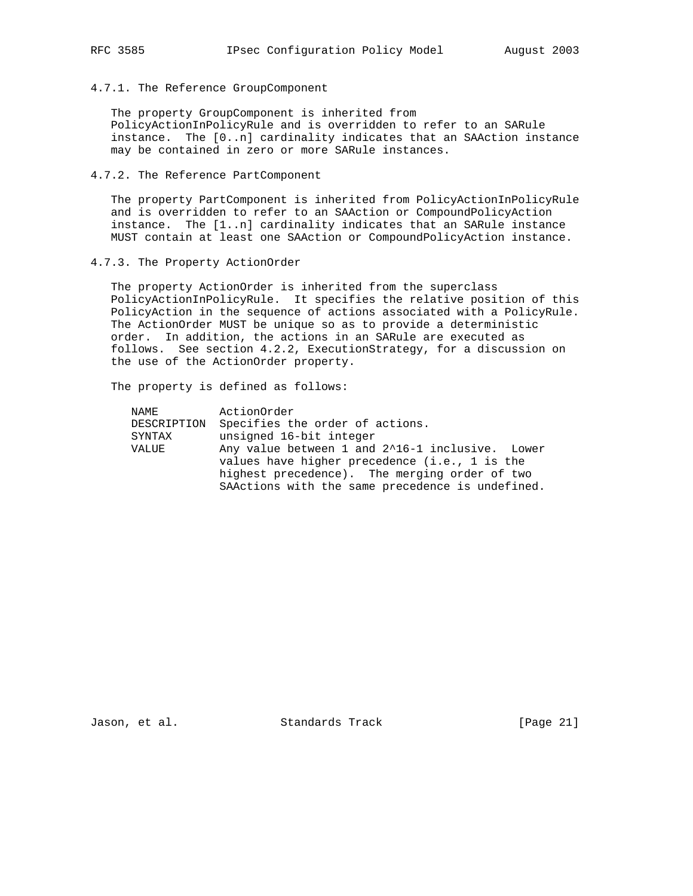#### 4.7.1. The Reference GroupComponent

The property GroupComponent is inherited from PolicyActionInPolicyRule and is overridden to refer to an SARule instance. The [0..n] cardinality indicates that an SAAction instance may be contained in zero or more SARule instances.

#### 4.7.2. The Reference PartComponent

The property PartComponent is inherited from PolicyActionInPolicyRule and is overridden to refer to an SAAction or CompoundPolicyAction instance. The [1..n] cardinality indicates that an SARule instance MUST contain at least one SAAction or CompoundPolicyAction instance.

#### 4.7.3. The Property ActionOrder

The property ActionOrder is inherited from the superclass PolicyActionInPolicyRule. It specifies the relative position of this PolicyAction in the sequence of actions associated with a PolicyRule. The ActionOrder MUST be unique so as to provide a deterministic order. In addition, the actions in an SARule are executed as follows. See section 4.2.2, ExecutionStrategy, for a discussion on the use of the ActionOrder property.

The property is defined as follows:

```
NAME         ActionOrder
DESCRIPTION  Specifies the order of actions.
SYNTAX       unsigned 16-bit integer
VALUE        Any value between 1 and 2^16-1 inclusive.  Lower
             values have higher precedence (i.e., 1 is the
             highest precedence).  The merging order of two
             SAActions with the same precedence is undefined.
```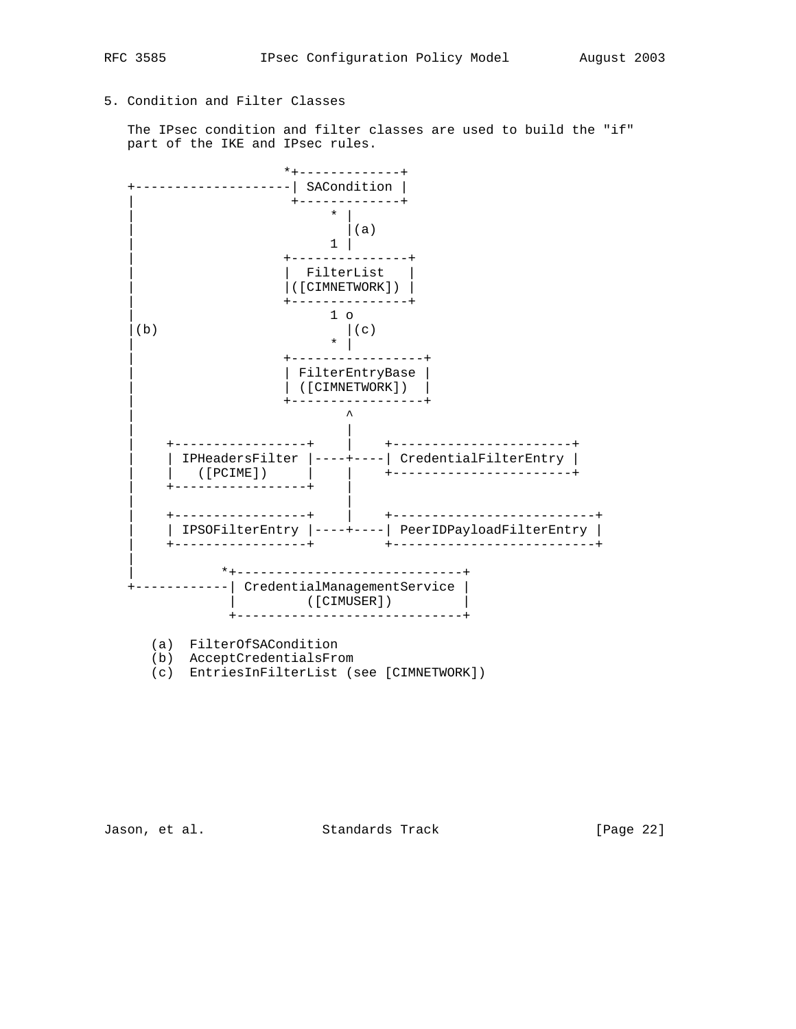## 5. Condition and Filter Classes

The IPsec condition and filter classes are used to build the "if" part of the IKE and IPsec rules.

```
                    *+-------------+
   +--------------------| SACondition |
   |                    +-------------+
   |                         * |
   |                           |(a)
   |                         1 |
   |                   +---------------+
   |                   |  FilterList   |
   |                   |([CIMNETWORK]) |
   |                   +---------------+
   |                         1 o
   |(b)                        |(c)
   |                         * |
   |                   +-----------------+
   |                   | FilterEntryBase |
   |                   | ([CIMNETWORK])  |
   |                   +-----------------+
   |                           ^
   |                           |
   |    +-----------------+    |    +----------------------+
   |    | IPHeadersFilter |----+----| CredentialFilterEntry |
   |    |   ([PCIME])     |    |    +----------------------+
   |    +-----------------+    |
   |                           |
   |    +-----------------+    |    +-------------------------+
   |    | IPSOFilterEntry |----+----| PeerIDPayloadFilterEntry |
   |    +-----------------+         +-------------------------+
   |
   |           *+----------------------------+
   +------------| CredentialManagementService |
                |        ([CIMUSER])         |
                +----------------------------+

      (a)  FilterOfSACondition
      (b)  AcceptCredentialsFrom
      (c)  EntriesInFilterList (see [CIMNETWORK])
```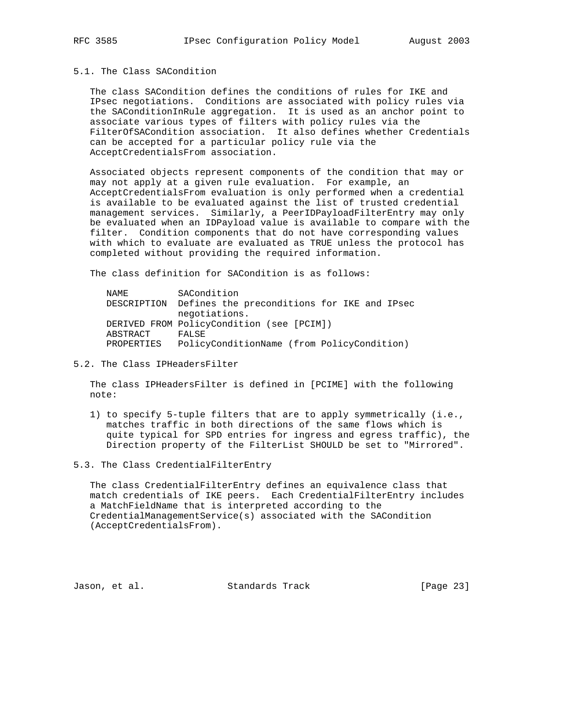### 5.1. The Class SACondition

The class SACondition defines the conditions of rules for IKE and IPsec negotiations. Conditions are associated with policy rules via the SAConditionInRule aggregation. It is used as an anchor point to associate various types of filters with policy rules via the FilterOfSACondition association. It also defines whether Credentials can be accepted for a particular policy rule via the AcceptCredentialsFrom association.

Associated objects represent components of the condition that may or may not apply at a given rule evaluation. For example, an AcceptCredentialsFrom evaluation is only performed when a credential is available to be evaluated against the list of trusted credential management services. Similarly, a PeerIDPayloadFilterEntry may only be evaluated when an IDPayload value is available to compare with the filter. Condition components that do not have corresponding values with which to evaluate are evaluated as TRUE unless the protocol has completed without providing the required information.

The class definition for SACondition is as follows:

```
NAME         SACondition
DESCRIPTION  Defines the preconditions for IKE and IPsec
             negotiations.
DERIVED FROM PolicyCondition (see [PCIM])
ABSTRACT     FALSE
PROPERTIES   PolicyConditionName (from PolicyCondition)
```

### 5.2. The Class IPHeadersFilter

The class IPHeadersFilter is defined in [PCIME] with the following note:

1) to specify 5-tuple filters that are to apply symmetrically (i.e., matches traffic in both directions of the same flows which is quite typical for SPD entries for ingress and egress traffic), the Direction property of the FilterList SHOULD be set to "Mirrored".

### 5.3. The Class CredentialFilterEntry

The class CredentialFilterEntry defines an equivalence class that match credentials of IKE peers. Each CredentialFilterEntry includes a MatchFieldName that is interpreted according to the CredentialManagementService(s) associated with the SACondition (AcceptCredentialsFrom).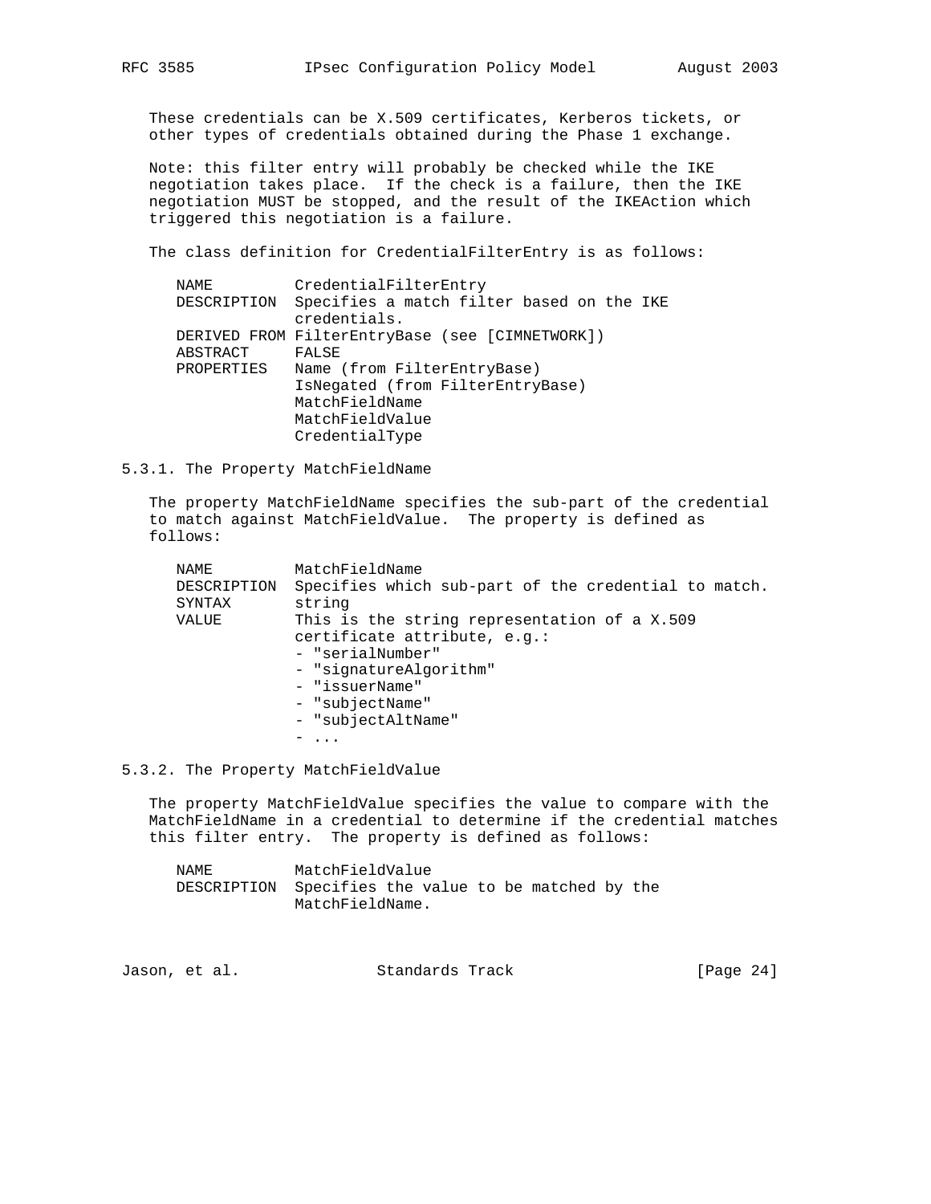These credentials can be X.509 certificates, Kerberos tickets, or other types of credentials obtained during the Phase 1 exchange.

Note: this filter entry will probably be checked while the IKE negotiation takes place. If the check is a failure, then the IKE negotiation MUST be stopped, and the result of the IKEAction which triggered this negotiation is a failure.

The class definition for CredentialFilterEntry is as follows:

```
NAME         CredentialFilterEntry
DESCRIPTION  Specifies a match filter based on the IKE
             credentials.
DERIVED FROM FilterEntryBase (see [CIMNETWORK])
ABSTRACT     FALSE
PROPERTIES   Name (from FilterEntryBase)
             IsNegated (from FilterEntryBase)
             MatchFieldName
             MatchFieldValue
             CredentialType
```

### 5.3.1. The Property MatchFieldName

The property MatchFieldName specifies the sub-part of the credential to match against MatchFieldValue. The property is defined as follows:

```
NAME         MatchFieldName
DESCRIPTION  Specifies which sub-part of the credential to match.
SYNTAX       string
VALUE        This is the string representation of a X.509
             certificate attribute, e.g.:
             - "serialNumber"
             - "signatureAlgorithm"
             - "issuerName"
             - "subjectName"
             - "subjectAltName"
             - ...
```

### 5.3.2. The Property MatchFieldValue

The property MatchFieldValue specifies the value to compare with the MatchFieldName in a credential to determine if the credential matches this filter entry. The property is defined as follows:

```
NAME         MatchFieldValue
DESCRIPTION  Specifies the value to be matched by the
             MatchFieldName.
```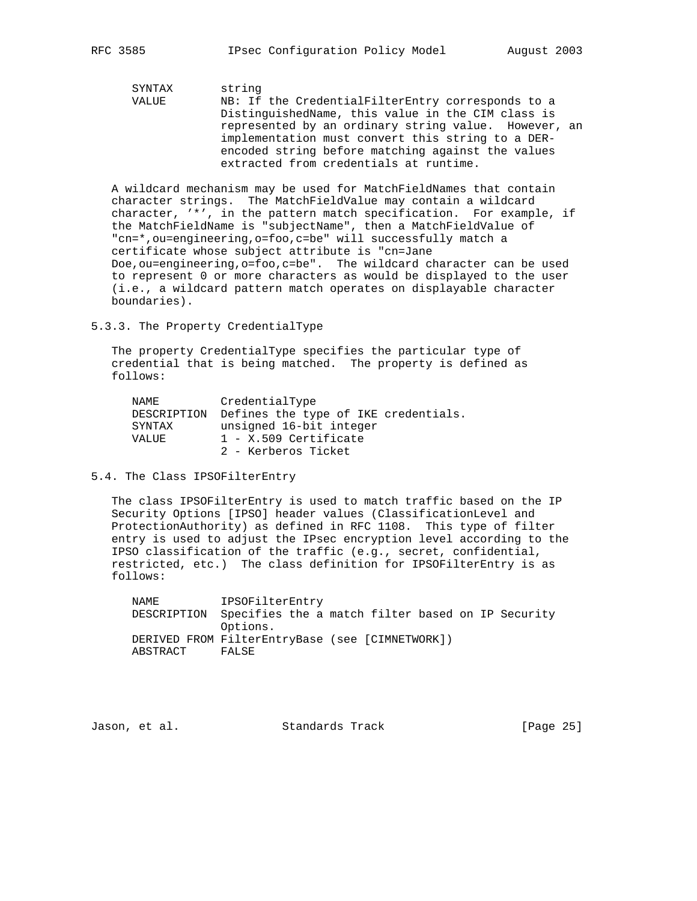```
   SYNTAX      string
   VALUE       NB: If the CredentialFilterEntry corresponds to a
               DistinguishedName, this value in the CIM class is
               represented by an ordinary string value.  However, an
               implementation must convert this string to a DER-
               encoded string before matching against the values
               extracted from credentials at runtime.
```

A wildcard mechanism may be used for MatchFieldNames that contain character strings. The MatchFieldValue may contain a wildcard character, '*', in the pattern match specification. For example, if the MatchFieldName is "subjectName", then a MatchFieldValue of "cn=*,ou=engineering,o=foo,c=be" will successfully match a certificate whose subject attribute is "cn=Jane Doe,ou=engineering,o=foo,c=be". The wildcard character can be used to represent 0 or more characters as would be displayed to the user (i.e., a wildcard pattern match operates on displayable character boundaries).

### 5.3.3. The Property CredentialType

The property CredentialType specifies the particular type of credential that is being matched. The property is defined as follows:

```
   NAME        CredentialType
   DESCRIPTION Defines the type of IKE credentials.
   SYNTAX      unsigned 16-bit integer
   VALUE       1 - X.509 Certificate
               2 - Kerberos Ticket
```

## 5.4. The Class IPSOFilterEntry

The class IPSOFilterEntry is used to match traffic based on the IP Security Options [IPSO] header values (ClassificationLevel and ProtectionAuthority) as defined in RFC 1108. This type of filter entry is used to adjust the IPsec encryption level according to the IPSO classification of the traffic (e.g., secret, confidential, restricted, etc.) The class definition for IPSOFilterEntry is as follows:

```
   NAME        IPSOFilterEntry
   DESCRIPTION Specifies the a match filter based on IP Security
               Options.
   DERIVED FROM FilterEntryBase (see [CIMNETWORK])
   ABSTRACT    FALSE
```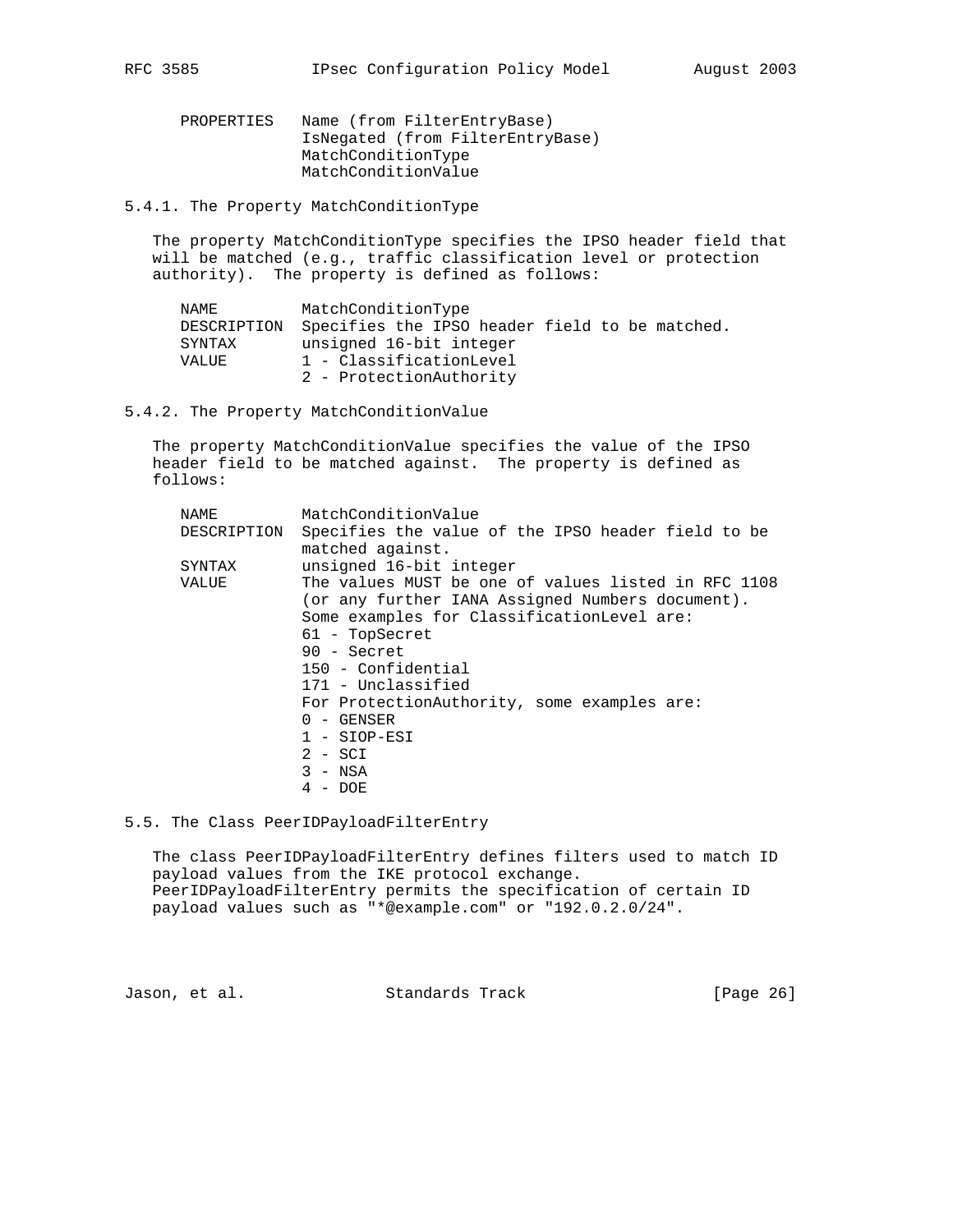```
PROPERTIES   Name (from FilterEntryBase)
             IsNegated (from FilterEntryBase)
             MatchConditionType
             MatchConditionValue
```

### 5.4.1. The Property MatchConditionType

The property MatchConditionType specifies the IPSO header field that will be matched (e.g., traffic classification level or protection authority). The property is defined as follows:

```
NAME         MatchConditionType
DESCRIPTION  Specifies the IPSO header field to be matched.
SYNTAX       unsigned 16-bit integer
VALUE        1 - ClassificationLevel
             2 - ProtectionAuthority
```

### 5.4.2. The Property MatchConditionValue

The property MatchConditionValue specifies the value of the IPSO header field to be matched against. The property is defined as follows:

```
NAME         MatchConditionValue
DESCRIPTION  Specifies the value of the IPSO header field to be
             matched against.
SYNTAX       unsigned 16-bit integer
VALUE        The values MUST be one of values listed in RFC 1108
             (or any further IANA Assigned Numbers document).
             Some examples for ClassificationLevel are:
             61 - TopSecret
             90 - Secret
             150 - Confidential
             171 - Unclassified
             For ProtectionAuthority, some examples are:
             0 - GENSER
             1 - SIOP-ESI
             2 - SCI
             3 - NSA
             4 - DOE
```

## 5.5. The Class PeerIDPayloadFilterEntry

The class PeerIDPayloadFilterEntry defines filters used to match ID payload values from the IKE protocol exchange. PeerIDPayloadFilterEntry permits the specification of certain ID payload values such as "*@example.com" or "192.0.2.0/24".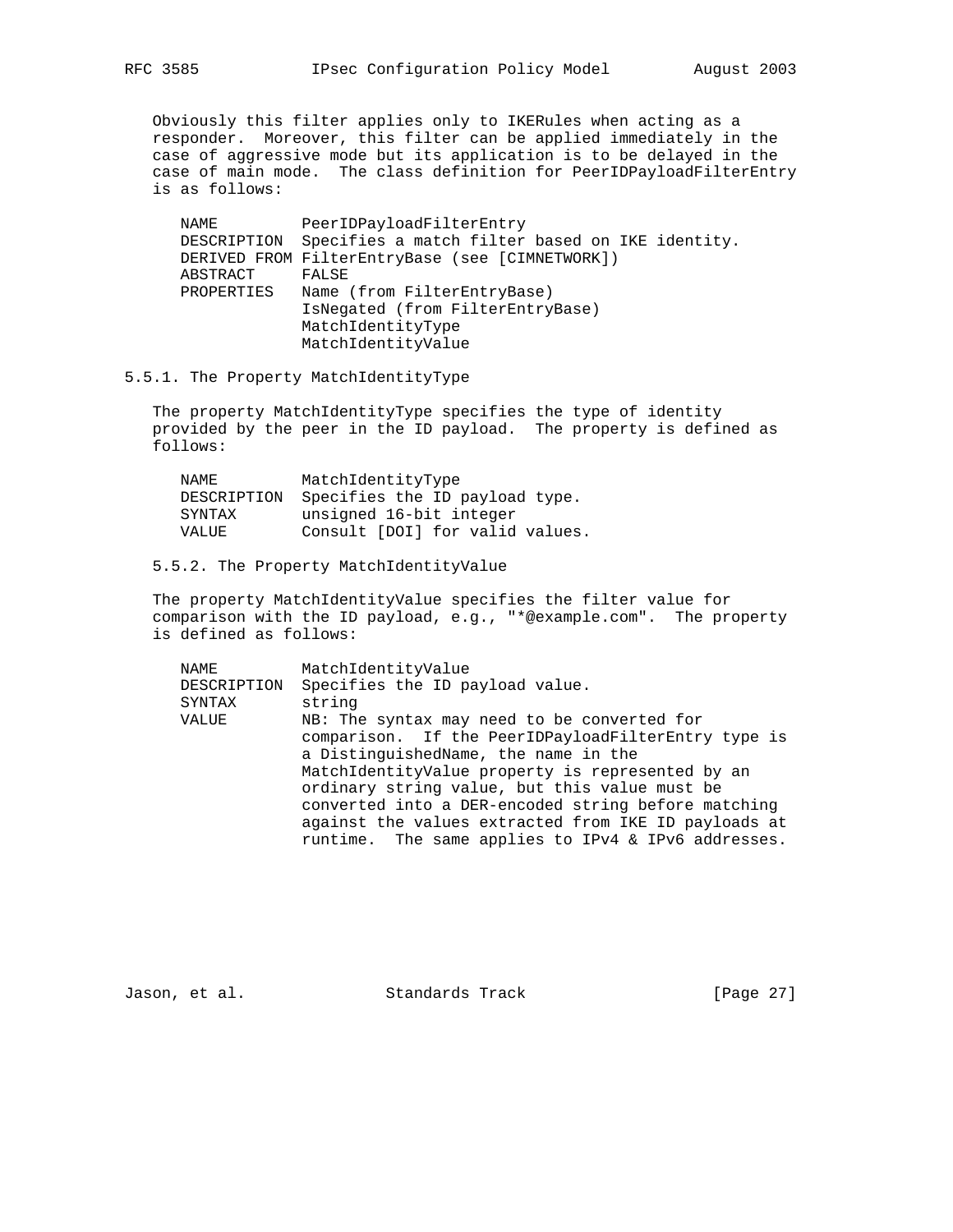Obviously this filter applies only to IKERules when acting as a responder. Moreover, this filter can be applied immediately in the case of aggressive mode but its application is to be delayed in the case of main mode. The class definition for PeerIDPayloadFilterEntry is as follows:

```
NAME         PeerIDPayloadFilterEntry
DESCRIPTION  Specifies a match filter based on IKE identity.
DERIVED FROM FilterEntryBase (see [CIMNETWORK])
ABSTRACT     FALSE
PROPERTIES   Name (from FilterEntryBase)
             IsNegated (from FilterEntryBase)
             MatchIdentityType
             MatchIdentityValue
```

### 5.5.1. The Property MatchIdentityType

The property MatchIdentityType specifies the type of identity provided by the peer in the ID payload. The property is defined as follows:

```
NAME         MatchIdentityType
DESCRIPTION  Specifies the ID payload type.
SYNTAX       unsigned 16-bit integer
VALUE        Consult [DOI] for valid values.
```

### 5.5.2. The Property MatchIdentityValue

The property MatchIdentityValue specifies the filter value for comparison with the ID payload, e.g., "*@example.com". The property is defined as follows:

```
NAME         MatchIdentityValue
DESCRIPTION  Specifies the ID payload value.
SYNTAX       string
VALUE        NB: The syntax may need to be converted for
             comparison.  If the PeerIDPayloadFilterEntry type is
             a DistinguishedName, the name in the
             MatchIdentityValue property is represented by an
             ordinary string value, but this value must be
             converted into a DER-encoded string before matching
             against the values extracted from IKE ID payloads at
             runtime.  The same applies to IPv4 & IPv6 addresses.
```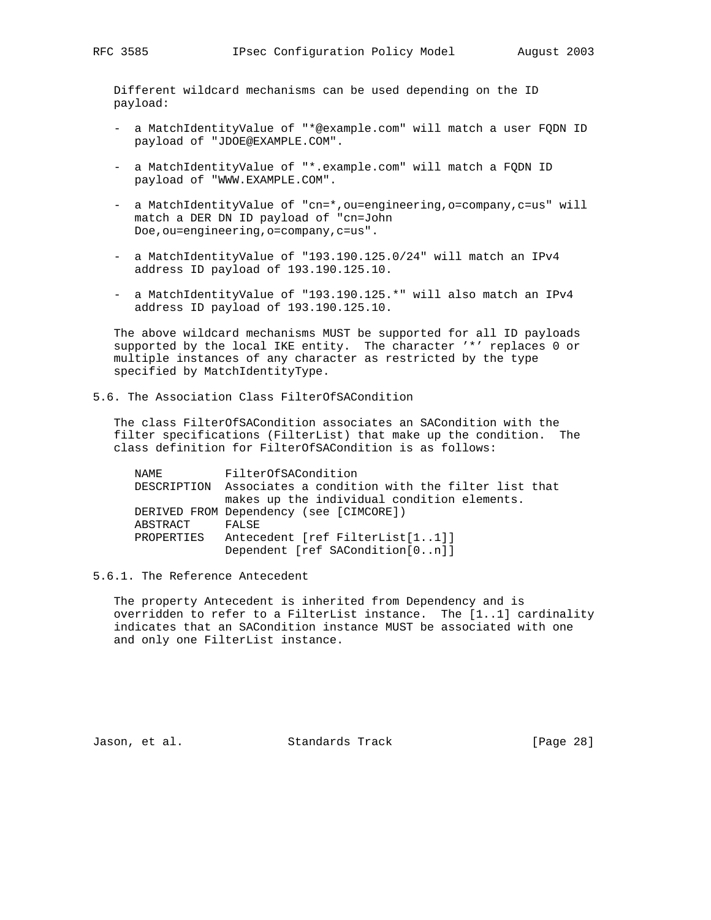Different wildcard mechanisms can be used depending on the ID payload:

- a MatchIdentityValue of "*@example.com" will match a user FQDN ID payload of "JDOE@EXAMPLE.COM".

- a MatchIdentityValue of "*.example.com" will match a FQDN ID payload of "WWW.EXAMPLE.COM".

- a MatchIdentityValue of "cn=*,ou=engineering,o=company,c=us" will match a DER DN ID payload of "cn=John Doe,ou=engineering,o=company,c=us".

- a MatchIdentityValue of "193.190.125.0/24" will match an IPv4 address ID payload of 193.190.125.10.

- a MatchIdentityValue of "193.190.125.*" will also match an IPv4 address ID payload of 193.190.125.10.

The above wildcard mechanisms MUST be supported for all ID payloads supported by the local IKE entity. The character '*' replaces 0 or multiple instances of any character as restricted by the type specified by MatchIdentityType.

## 5.6. The Association Class FilterOfSACondition

The class FilterOfSACondition associates an SACondition with the filter specifications (FilterList) that make up the condition. The class definition for FilterOfSACondition is as follows:

```
NAME         FilterOfSACondition
DESCRIPTION  Associates a condition with the filter list that
             makes up the individual condition elements.
DERIVED FROM Dependency (see [CIMCORE])
ABSTRACT     FALSE
PROPERTIES   Antecedent [ref FilterList[1..1]]
             Dependent [ref SACondition[0..n]]
```

### 5.6.1. The Reference Antecedent

The property Antecedent is inherited from Dependency and is overridden to refer to a FilterList instance. The [1..1] cardinality indicates that an SACondition instance MUST be associated with one and only one FilterList instance.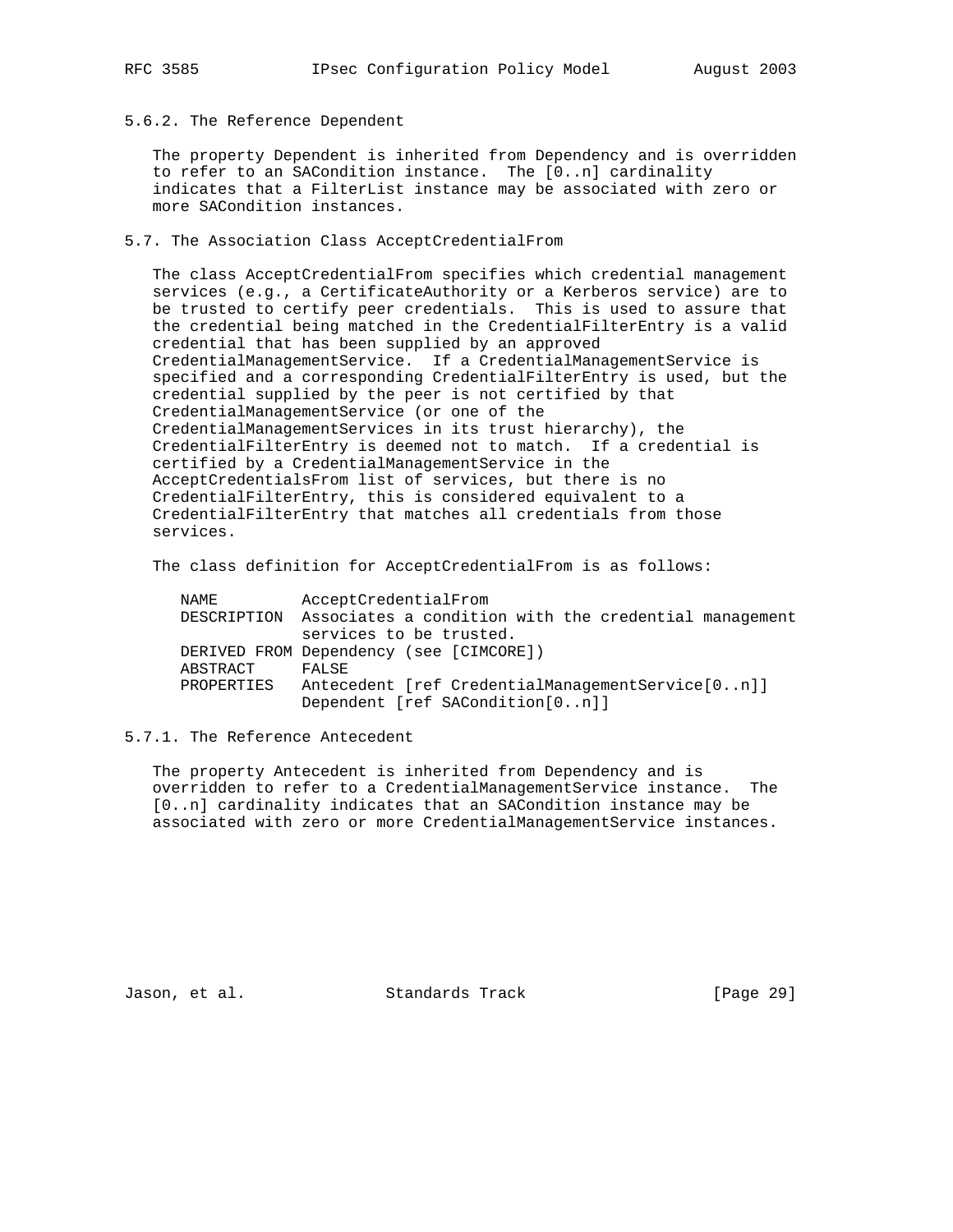### 5.6.2. The Reference Dependent

The property Dependent is inherited from Dependency and is overridden to refer to an SACondition instance. The [0..n] cardinality indicates that a FilterList instance may be associated with zero or more SACondition instances.

## 5.7. The Association Class AcceptCredentialFrom

The class AcceptCredentialFrom specifies which credential management services (e.g., a CertificateAuthority or a Kerberos service) are to be trusted to certify peer credentials. This is used to assure that the credential being matched in the CredentialFilterEntry is a valid credential that has been supplied by an approved CredentialManagementService. If a CredentialManagementService is specified and a corresponding CredentialFilterEntry is used, but the credential supplied by the peer is not certified by that CredentialManagementService (or one of the CredentialManagementServices in its trust hierarchy), the CredentialFilterEntry is deemed not to match. If a credential is certified by a CredentialManagementService in the AcceptCredentialsFrom list of services, but there is no CredentialFilterEntry, this is considered equivalent to a CredentialFilterEntry that matches all credentials from those services.

The class definition for AcceptCredentialFrom is as follows:

```
NAME         AcceptCredentialFrom
DESCRIPTION  Associates a condition with the credential management
             services to be trusted.
DERIVED FROM Dependency (see [CIMCORE])
ABSTRACT     FALSE
PROPERTIES   Antecedent [ref CredentialManagementService[0..n]]
             Dependent [ref SACondition[0..n]]
```

### 5.7.1. The Reference Antecedent

The property Antecedent is inherited from Dependency and is overridden to refer to a CredentialManagementService instance. The [0..n] cardinality indicates that an SACondition instance may be associated with zero or more CredentialManagementService instances.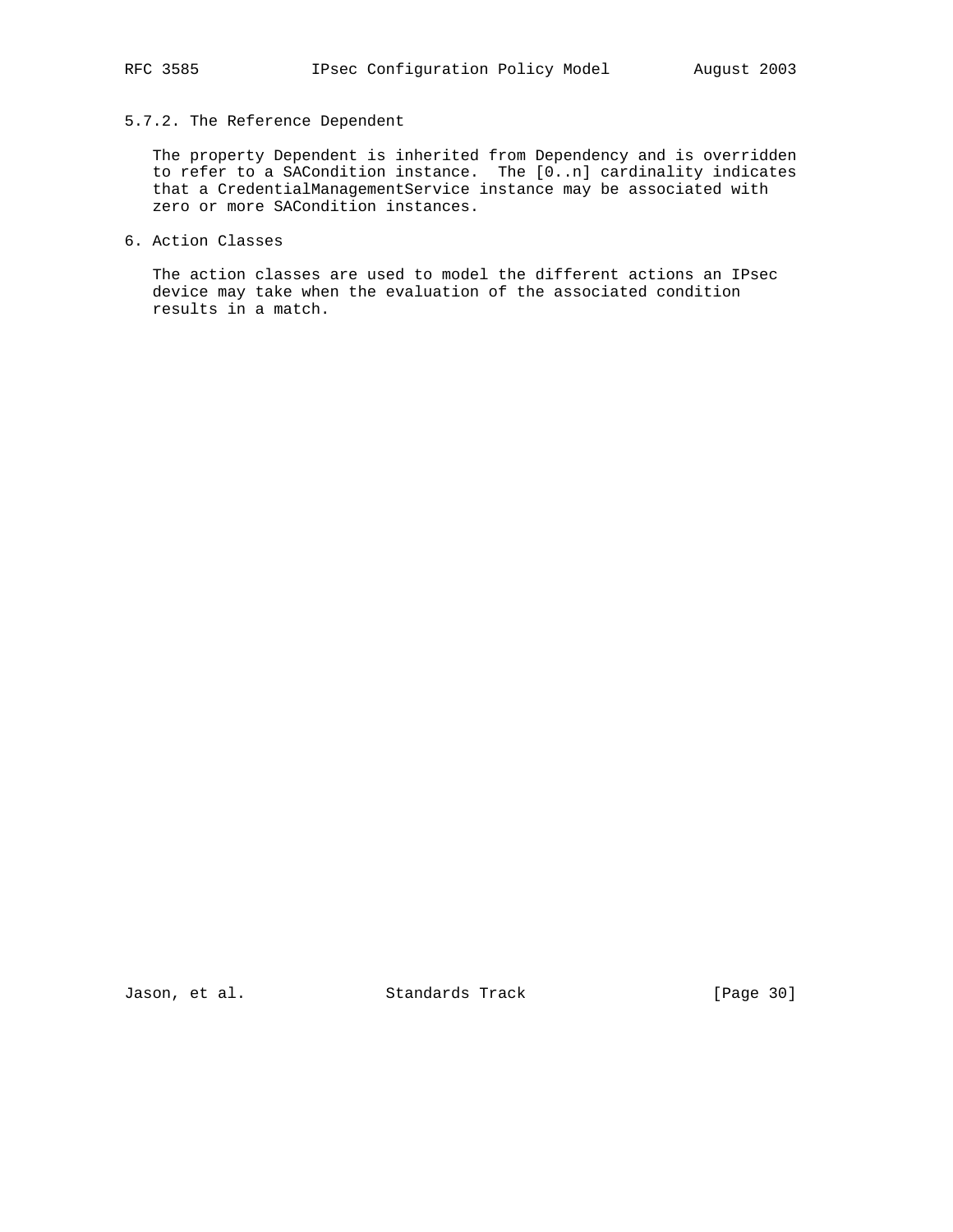### 5.7.2. The Reference Dependent

The property Dependent is inherited from Dependency and is overridden to refer to a SACondition instance. The [0..n] cardinality indicates that a CredentialManagementService instance may be associated with zero or more SACondition instances.

## 6. Action Classes

The action classes are used to model the different actions an IPsec device may take when the evaluation of the associated condition results in a match.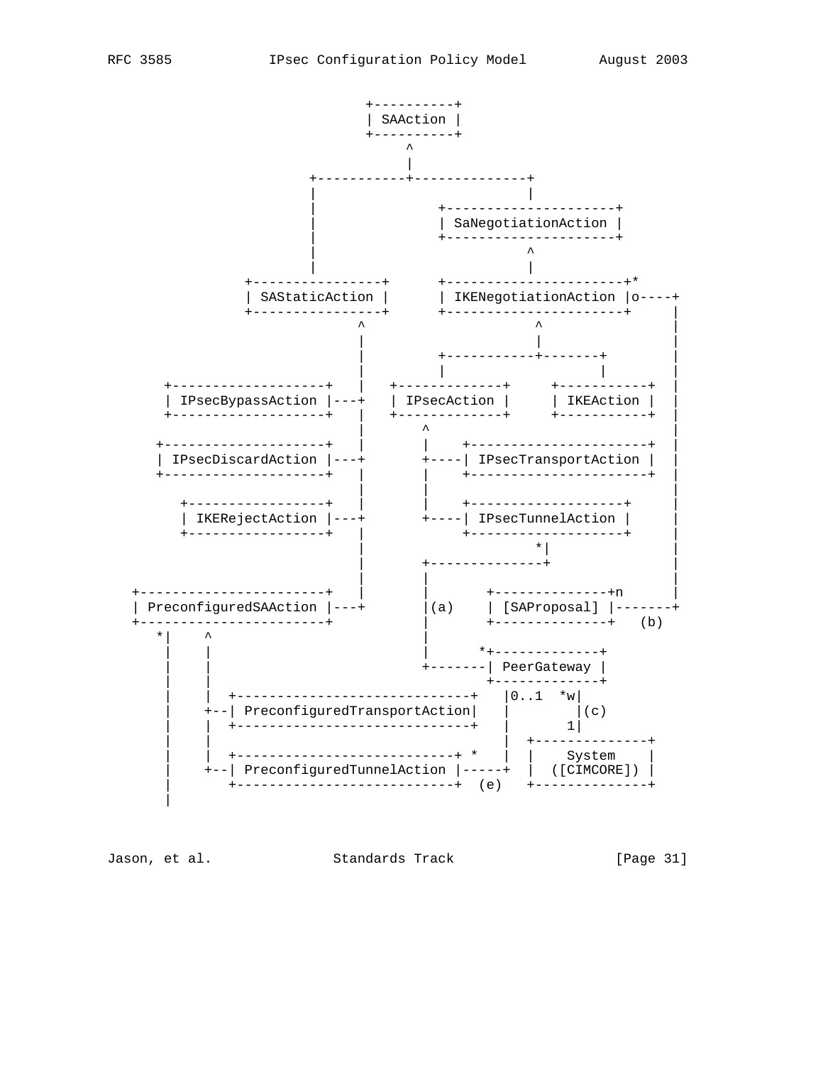```
                                +----------+
                                | SAAction |
                                +----------+
                                     ^
                                     |
                         +-----------+--------------+
                         |                          |
                         |               +---------------------+
                         |               | SaNegotiationAction |
                         |               +---------------------+
                         |                          ^
                         |                          |
                +----------------+       +----------------------+*
                | SAStaticAction |       | IKENegotiationAction |o----+
                +----------------+       +----------------------+     |
                              ^                      ^                |
                              |                      |                |
                              |          +-----------+-------+        |
                              |          |                   |        |
      +-------------------+   |   +-------------+     +-----------+   |
      | IPsecBypassAction |---+   | IPsecAction |     | IKEAction |   |
      +-------------------+   |   +-------------+     +-----------+   |
                              |        ^                              |
     +--------------------+   |        |    +----------------------+  |
     | IPsecDiscardAction |---+        +----| IPsecTransportAction |  |
     +--------------------+   |        |    +----------------------+  |
                              |        |                              |
        +-----------------+   |        |    +-------------------+     |
        | IKERejectAction |---+        +----| IPsecTunnelAction |     |
        +-----------------+   |             +-------------------+     |
                              |                      *|               |
                              |        +--------------+               |
                              |        |                              |
  +----------------------+    |        |       +--------------+n      |
  | PreconfiguredSAAction |---+        |(a)    | [SAProposal] |-------+
  +----------------------+             |       +--------------+   (b)
     *|     ^                          |
      |     |                          |      *+-------------+
      |     |                          +-------| PeerGateway |
      |     |                                  +-------------+
      |     |  +----------------------------+   |0..1  *w|
      |     +--| PreconfiguredTransportAction|   |        |(c)
      |     |  +----------------------------+   |       1|
      |     |                                   |  +--------------+
      |     |  +--------------------------+ *   |  |    System    |
      |     +--| PreconfiguredTunnelAction |-----+  |  ([CIMCORE]) |
      |        +--------------------------+  (e)   +--------------+
      |
```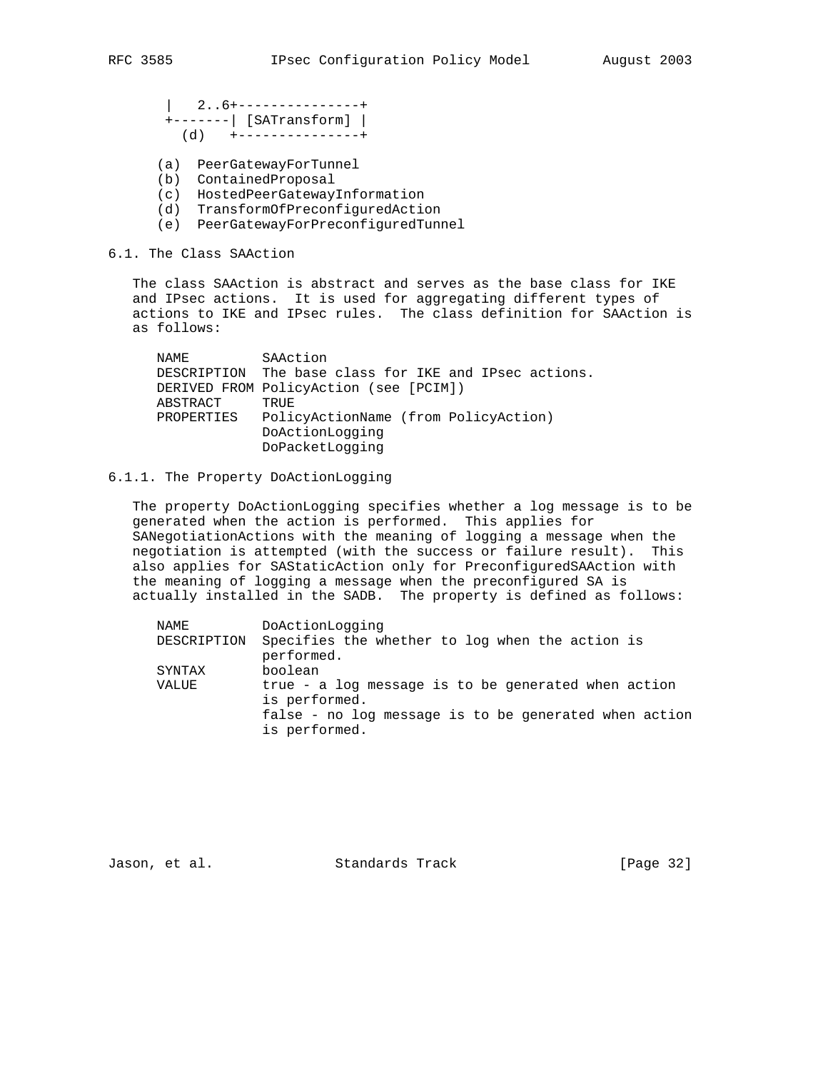```
 |   2..6+---------------+
 +-------| [SATransform] |
   (d)   +---------------+
```

(a) PeerGatewayForTunnel
(b) ContainedProposal
(c) HostedPeerGatewayInformation
(d) TransformOfPreconfiguredAction
(e) PeerGatewayForPreconfiguredTunnel

## 6.1. The Class SAAction

The class SAAction is abstract and serves as the base class for IKE and IPsec actions. It is used for aggregating different types of actions to IKE and IPsec rules. The class definition for SAAction is as follows:

```
NAME         SAAction
DESCRIPTION  The base class for IKE and IPsec actions.
DERIVED FROM PolicyAction (see [PCIM])
ABSTRACT     TRUE
PROPERTIES   PolicyActionName (from PolicyAction)
             DoActionLogging
             DoPacketLogging
```

### 6.1.1. The Property DoActionLogging

The property DoActionLogging specifies whether a log message is to be generated when the action is performed. This applies for SANegotiationActions with the meaning of logging a message when the negotiation is attempted (with the success or failure result). This also applies for SAStaticAction only for PreconfiguredSAAction with the meaning of logging a message when the preconfigured SA is actually installed in the SADB. The property is defined as follows:

```
NAME         DoActionLogging
DESCRIPTION  Specifies the whether to log when the action is
             performed.
SYNTAX       boolean
VALUE        true - a log message is to be generated when action
             is performed.
             false - no log message is to be generated when action
             is performed.
```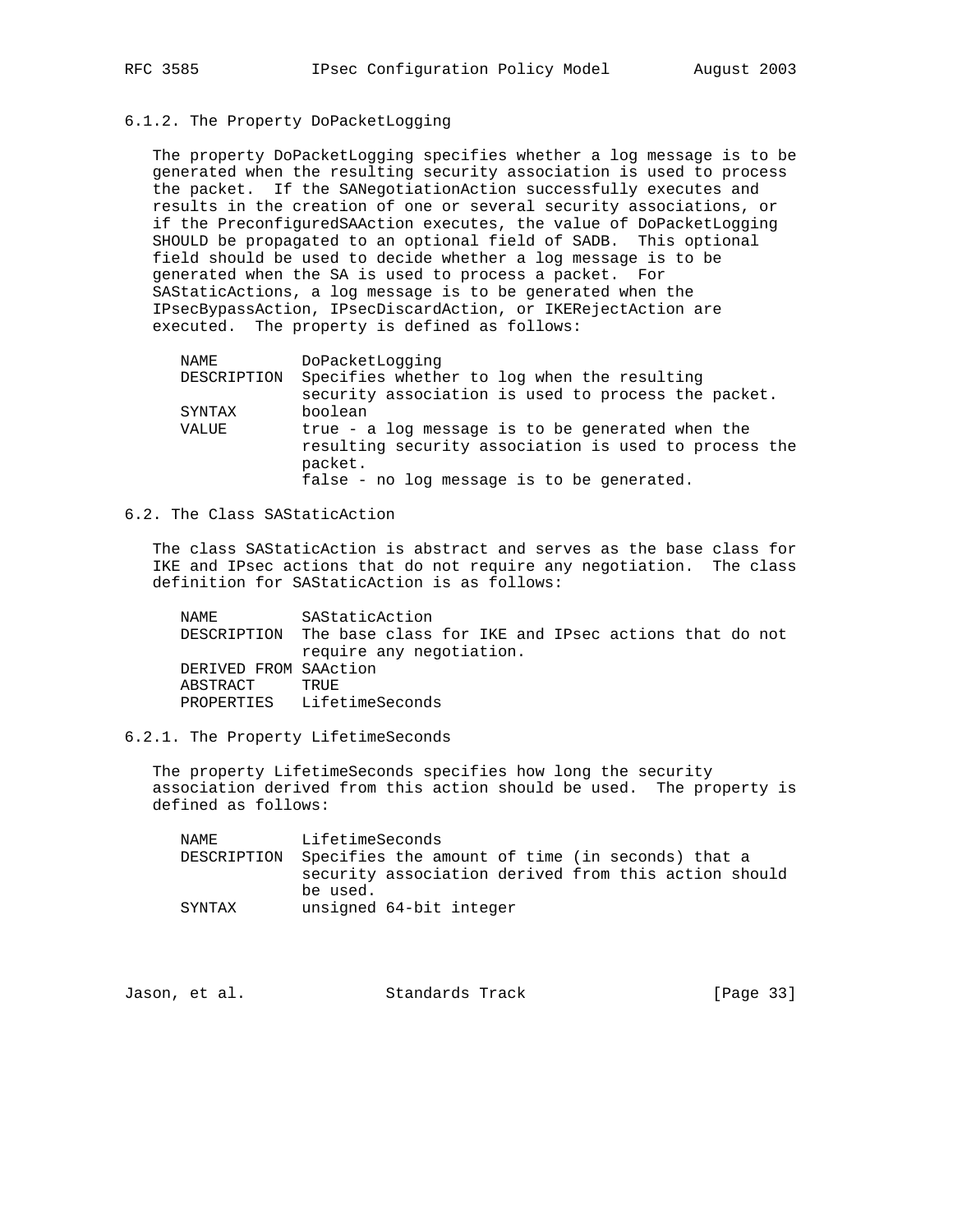### 6.1.2. The Property DoPacketLogging

The property DoPacketLogging specifies whether a log message is to be generated when the resulting security association is used to process the packet. If the SANegotiationAction successfully executes and results in the creation of one or several security associations, or if the PreconfiguredSAAction executes, the value of DoPacketLogging SHOULD be propagated to an optional field of SADB. This optional field should be used to decide whether a log message is to be generated when the SA is used to process a packet. For SAStaticActions, a log message is to be generated when the IPsecBypassAction, IPsecDiscardAction, or IKERejectAction are executed. The property is defined as follows:

```
NAME         DoPacketLogging
DESCRIPTION  Specifies whether to log when the resulting
             security association is used to process the packet.
SYNTAX       boolean
VALUE        true - a log message is to be generated when the
             resulting security association is used to process the
             packet.
             false - no log message is to be generated.
```

## 6.2. The Class SAStaticAction

The class SAStaticAction is abstract and serves as the base class for IKE and IPsec actions that do not require any negotiation. The class definition for SAStaticAction is as follows:

```
NAME         SAStaticAction
DESCRIPTION  The base class for IKE and IPsec actions that do not
             require any negotiation.
DERIVED FROM SAAction
ABSTRACT     TRUE
PROPERTIES   LifetimeSeconds
```

### 6.2.1. The Property LifetimeSeconds

The property LifetimeSeconds specifies how long the security association derived from this action should be used. The property is defined as follows:

```
NAME         LifetimeSeconds
DESCRIPTION  Specifies the amount of time (in seconds) that a
             security association derived from this action should
             be used.
SYNTAX       unsigned 64-bit integer
```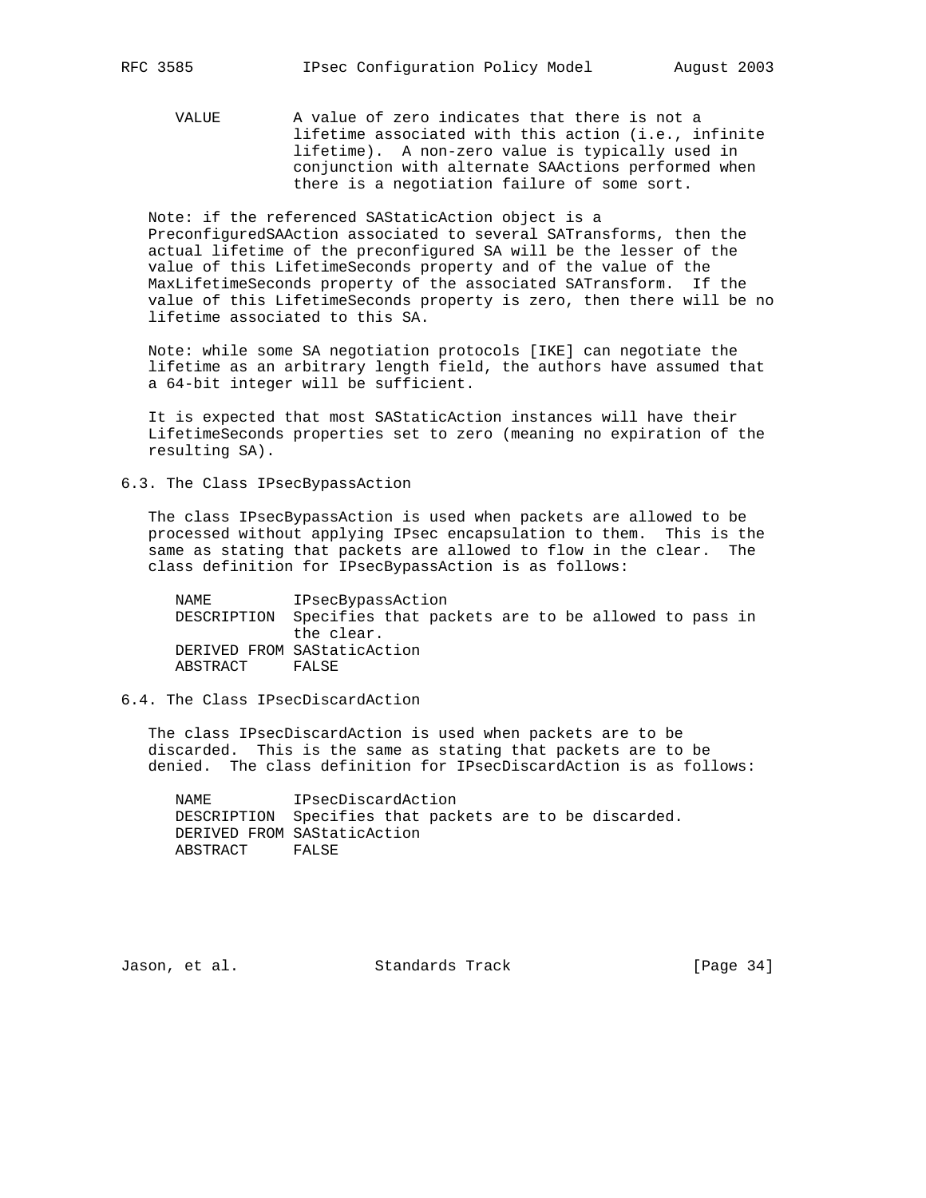VALUE        A value of zero indicates that there is not a lifetime associated with this action (i.e., infinite lifetime).  A non-zero value is typically used in conjunction with alternate SAActions performed when there is a negotiation failure of some sort.

Note: if the referenced SAStaticAction object is a PreconfiguredSAAction associated to several SATransforms, then the actual lifetime of the preconfigured SA will be the lesser of the value of this LifetimeSeconds property and of the value of the MaxLifetimeSeconds property of the associated SATransform.  If the value of this LifetimeSeconds property is zero, then there will be no lifetime associated to this SA.

Note: while some SA negotiation protocols [IKE] can negotiate the lifetime as an arbitrary length field, the authors have assumed that a 64-bit integer will be sufficient.

It is expected that most SAStaticAction instances will have their LifetimeSeconds properties set to zero (meaning no expiration of the resulting SA).

## 6.3. The Class IPsecBypassAction

The class IPsecBypassAction is used when packets are allowed to be processed without applying IPsec encapsulation to them.  This is the same as stating that packets are allowed to flow in the clear.  The class definition for IPsecBypassAction is as follows:

```
NAME         IPsecBypassAction
DESCRIPTION  Specifies that packets are to be allowed to pass in
             the clear.
DERIVED FROM SAStaticAction
ABSTRACT     FALSE
```

## 6.4. The Class IPsecDiscardAction

The class IPsecDiscardAction is used when packets are to be discarded.  This is the same as stating that packets are to be denied.  The class definition for IPsecDiscardAction is as follows:

```
NAME         IPsecDiscardAction
DESCRIPTION  Specifies that packets are to be discarded.
DERIVED FROM SAStaticAction
ABSTRACT     FALSE
```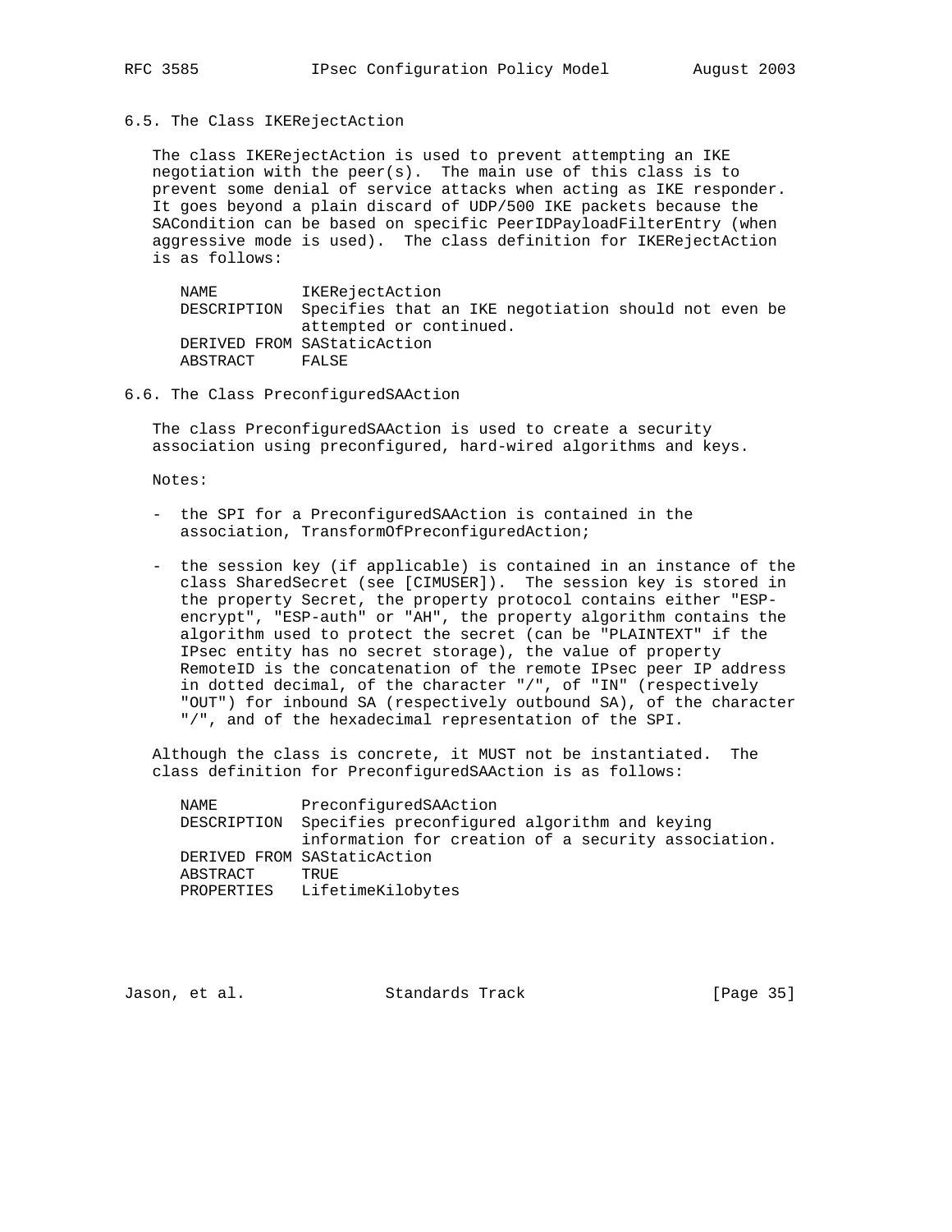### 6.5. The Class IKERejectAction

The class IKERejectAction is used to prevent attempting an IKE negotiation with the peer(s). The main use of this class is to prevent some denial of service attacks when acting as IKE responder. It goes beyond a plain discard of UDP/500 IKE packets because the SACondition can be based on specific PeerIDPayloadFilterEntry (when aggressive mode is used). The class definition for IKERejectAction is as follows:

```
NAME         IKERejectAction
DESCRIPTION  Specifies that an IKE negotiation should not even be
             attempted or continued.
DERIVED FROM SAStaticAction
ABSTRACT     FALSE
```

### 6.6. The Class PreconfiguredSAAction

The class PreconfiguredSAAction is used to create a security association using preconfigured, hard-wired algorithms and keys.

Notes:

- the SPI for a PreconfiguredSAAction is contained in the association, TransformOfPreconfiguredAction;

- the session key (if applicable) is contained in an instance of the class SharedSecret (see [CIMUSER]). The session key is stored in the property Secret, the property protocol contains either "ESP-encrypt", "ESP-auth" or "AH", the property algorithm contains the algorithm used to protect the secret (can be "PLAINTEXT" if the IPsec entity has no secret storage), the value of property RemoteID is the concatenation of the remote IPsec peer IP address in dotted decimal, of the character "/", of "IN" (respectively "OUT") for inbound SA (respectively outbound SA), of the character "/", and of the hexadecimal representation of the SPI.

Although the class is concrete, it MUST not be instantiated. The class definition for PreconfiguredSAAction is as follows:

```
NAME         PreconfiguredSAAction
DESCRIPTION  Specifies preconfigured algorithm and keying
             information for creation of a security association.
DERIVED FROM SAStaticAction
ABSTRACT     TRUE
PROPERTIES   LifetimeKilobytes
```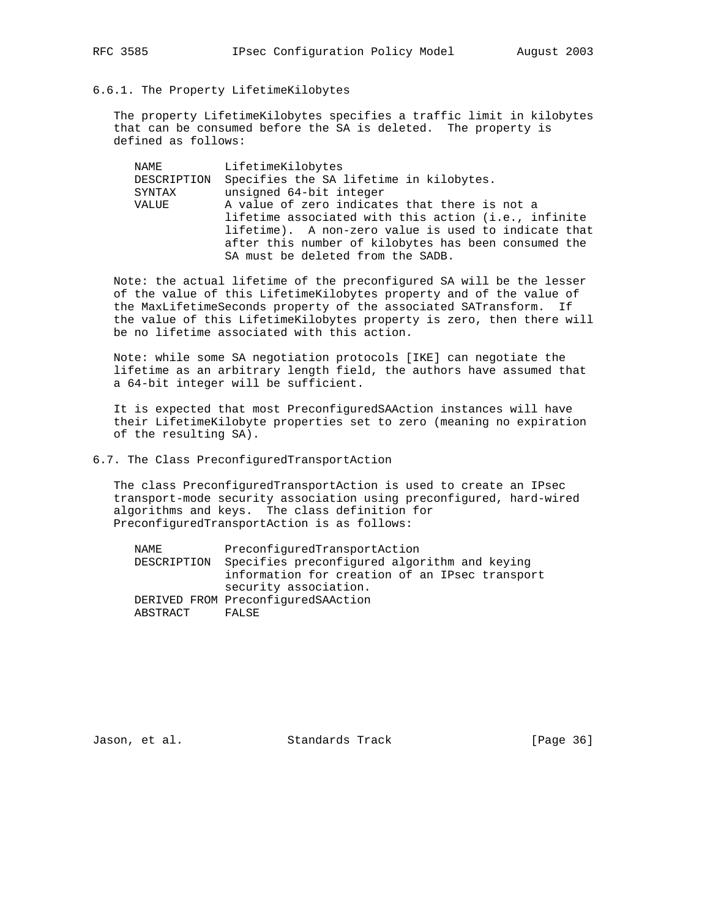### 6.6.1. The Property LifetimeKilobytes

The property LifetimeKilobytes specifies a traffic limit in kilobytes that can be consumed before the SA is deleted. The property is defined as follows:

```
NAME         LifetimeKilobytes
DESCRIPTION  Specifies the SA lifetime in kilobytes.
SYNTAX       unsigned 64-bit integer
VALUE        A value of zero indicates that there is not a
             lifetime associated with this action (i.e., infinite
             lifetime).  A non-zero value is used to indicate that
             after this number of kilobytes has been consumed the
             SA must be deleted from the SADB.
```

Note: the actual lifetime of the preconfigured SA will be the lesser of the value of this LifetimeKilobytes property and of the value of the MaxLifetimeSeconds property of the associated SATransform. If the value of this LifetimeKilobytes property is zero, then there will be no lifetime associated with this action.

Note: while some SA negotiation protocols [IKE] can negotiate the lifetime as an arbitrary length field, the authors have assumed that a 64-bit integer will be sufficient.

It is expected that most PreconfiguredSAAction instances will have their LifetimeKilobyte properties set to zero (meaning no expiration of the resulting SA).

## 6.7. The Class PreconfiguredTransportAction

The class PreconfiguredTransportAction is used to create an IPsec transport-mode security association using preconfigured, hard-wired algorithms and keys. The class definition for PreconfiguredTransportAction is as follows:

```
NAME         PreconfiguredTransportAction
DESCRIPTION  Specifies preconfigured algorithm and keying
             information for creation of an IPsec transport
             security association.
DERIVED FROM PreconfiguredSAAction
ABSTRACT     FALSE
```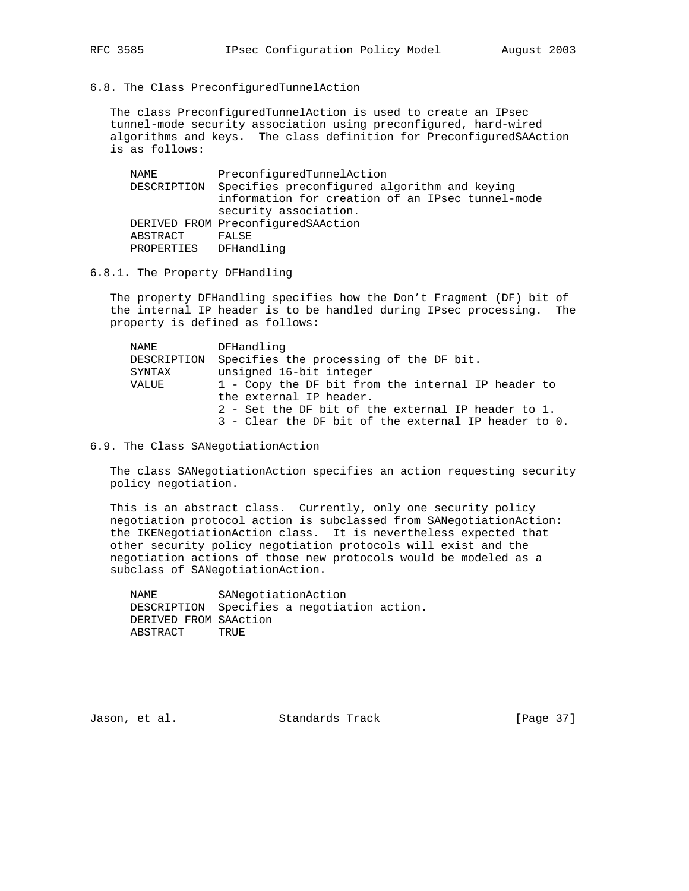## 6.8. The Class PreconfiguredTunnelAction

The class PreconfiguredTunnelAction is used to create an IPsec tunnel-mode security association using preconfigured, hard-wired algorithms and keys. The class definition for PreconfiguredSAAction is as follows:

```
NAME         PreconfiguredTunnelAction
DESCRIPTION  Specifies preconfigured algorithm and keying
             information for creation of an IPsec tunnel-mode
             security association.
DERIVED FROM PreconfiguredSAAction
ABSTRACT     FALSE
PROPERTIES   DFHandling
```

### 6.8.1. The Property DFHandling

The property DFHandling specifies how the Don't Fragment (DF) bit of the internal IP header is to be handled during IPsec processing. The property is defined as follows:

```
NAME         DFHandling
DESCRIPTION  Specifies the processing of the DF bit.
SYNTAX       unsigned 16-bit integer
VALUE        1 - Copy the DF bit from the internal IP header to
             the external IP header.
             2 - Set the DF bit of the external IP header to 1.
             3 - Clear the DF bit of the external IP header to 0.
```

## 6.9. The Class SANegotiationAction

The class SANegotiationAction specifies an action requesting security policy negotiation.

This is an abstract class. Currently, only one security policy negotiation protocol action is subclassed from SANegotiationAction: the IKENegotiationAction class. It is nevertheless expected that other security policy negotiation protocols will exist and the negotiation actions of those new protocols would be modeled as a subclass of SANegotiationAction.

```
NAME         SANegotiationAction
DESCRIPTION  Specifies a negotiation action.
DERIVED FROM SAAction
ABSTRACT     TRUE
```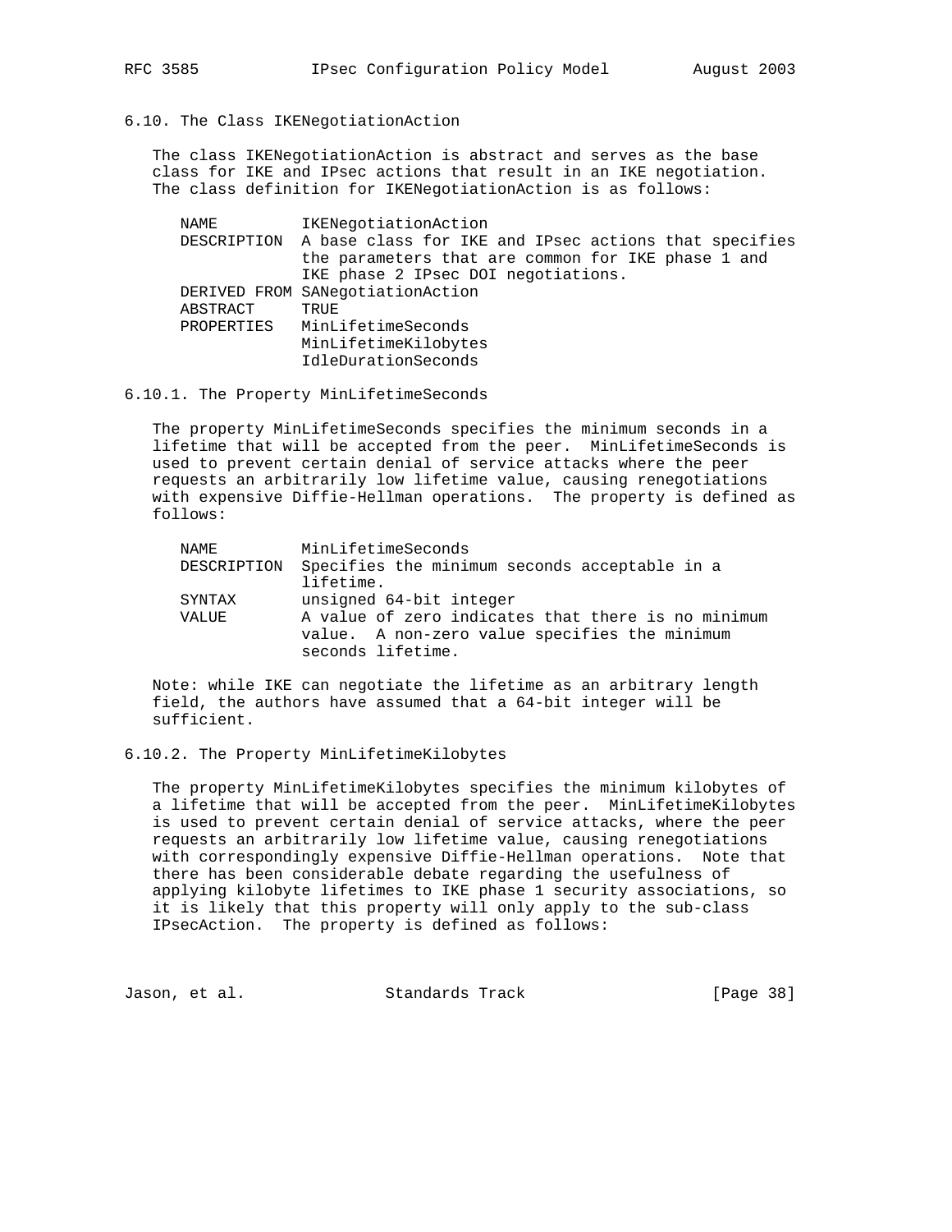### 6.10. The Class IKENegotiationAction

The class IKENegotiationAction is abstract and serves as the base class for IKE and IPsec actions that result in an IKE negotiation. The class definition for IKENegotiationAction is as follows:

```
NAME         IKENegotiationAction
DESCRIPTION  A base class for IKE and IPsec actions that specifies
             the parameters that are common for IKE phase 1 and
             IKE phase 2 IPsec DOI negotiations.
DERIVED FROM SANegotiationAction
ABSTRACT     TRUE
PROPERTIES   MinLifetimeSeconds
             MinLifetimeKilobytes
             IdleDurationSeconds
```

#### 6.10.1. The Property MinLifetimeSeconds

The property MinLifetimeSeconds specifies the minimum seconds in a lifetime that will be accepted from the peer. MinLifetimeSeconds is used to prevent certain denial of service attacks where the peer requests an arbitrarily low lifetime value, causing renegotiations with expensive Diffie-Hellman operations. The property is defined as follows:

```
NAME         MinLifetimeSeconds
DESCRIPTION  Specifies the minimum seconds acceptable in a
             lifetime.
SYNTAX       unsigned 64-bit integer
VALUE        A value of zero indicates that there is no minimum
             value.  A non-zero value specifies the minimum
             seconds lifetime.
```

Note: while IKE can negotiate the lifetime as an arbitrary length field, the authors have assumed that a 64-bit integer will be sufficient.

#### 6.10.2. The Property MinLifetimeKilobytes

The property MinLifetimeKilobytes specifies the minimum kilobytes of a lifetime that will be accepted from the peer. MinLifetimeKilobytes is used to prevent certain denial of service attacks, where the peer requests an arbitrarily low lifetime value, causing renegotiations with correspondingly expensive Diffie-Hellman operations. Note that there has been considerable debate regarding the usefulness of applying kilobyte lifetimes to IKE phase 1 security associations, so it is likely that this property will only apply to the sub-class IPsecAction. The property is defined as follows: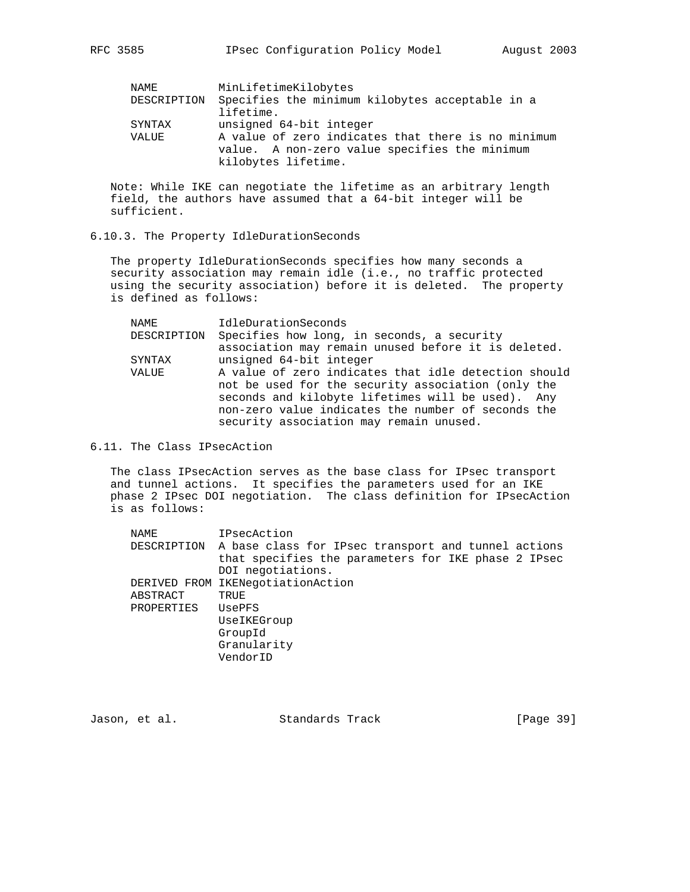```
NAME        MinLifetimeKilobytes
DESCRIPTION Specifies the minimum kilobytes acceptable in a
            lifetime.
SYNTAX      unsigned 64-bit integer
VALUE       A value of zero indicates that there is no minimum
            value.  A non-zero value specifies the minimum
            kilobytes lifetime.
```

Note: While IKE can negotiate the lifetime as an arbitrary length field, the authors have assumed that a 64-bit integer will be sufficient.

### 6.10.3. The Property IdleDurationSeconds

The property IdleDurationSeconds specifies how many seconds a security association may remain idle (i.e., no traffic protected using the security association) before it is deleted. The property is defined as follows:

```
NAME        IdleDurationSeconds
DESCRIPTION Specifies how long, in seconds, a security
            association may remain unused before it is deleted.
SYNTAX      unsigned 64-bit integer
VALUE       A value of zero indicates that idle detection should
            not be used for the security association (only the
            seconds and kilobyte lifetimes will be used).  Any
            non-zero value indicates the number of seconds the
            security association may remain unused.
```

## 6.11. The Class IPsecAction

The class IPsecAction serves as the base class for IPsec transport and tunnel actions. It specifies the parameters used for an IKE phase 2 IPsec DOI negotiation. The class definition for IPsecAction is as follows:

```
NAME        IPsecAction
DESCRIPTION A base class for IPsec transport and tunnel actions
            that specifies the parameters for IKE phase 2 IPsec
            DOI negotiations.
DERIVED FROM IKENegotiationAction
ABSTRACT    TRUE
PROPERTIES  UsePFS
            UseIKEGroup
            GroupId
            Granularity
            VendorID
```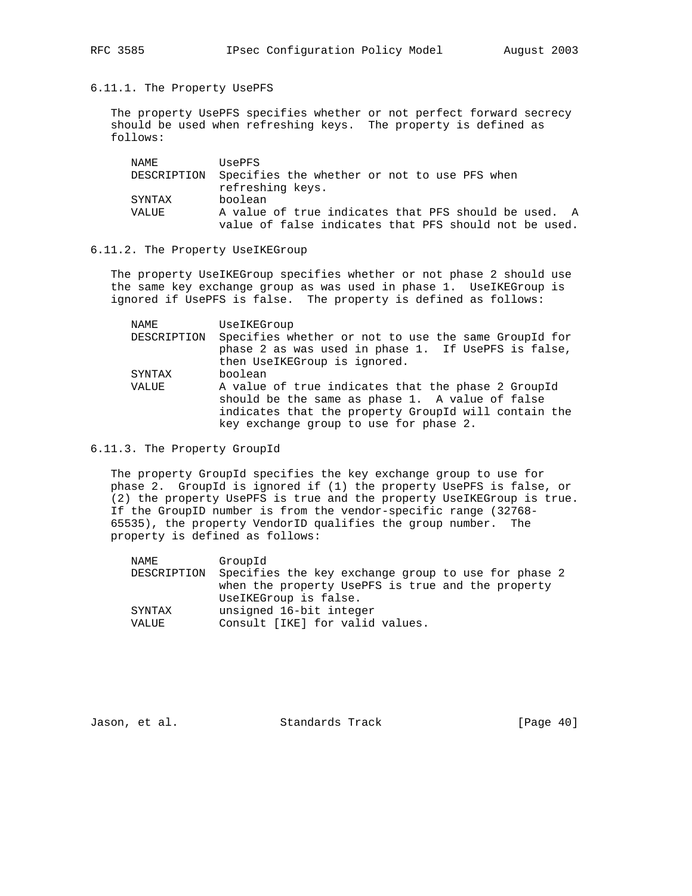### 6.11.1. The Property UsePFS

The property UsePFS specifies whether or not perfect forward secrecy should be used when refreshing keys. The property is defined as follows:

| | |
|---|---|
| NAME | UsePFS |
| DESCRIPTION | Specifies the whether or not to use PFS when refreshing keys. |
| SYNTAX | boolean |
| VALUE | A value of true indicates that PFS should be used. A value of false indicates that PFS should not be used. |

### 6.11.2. The Property UseIKEGroup

The property UseIKEGroup specifies whether or not phase 2 should use the same key exchange group as was used in phase 1. UseIKEGroup is ignored if UsePFS is false. The property is defined as follows:

| | |
|---|---|
| NAME | UseIKEGroup |
| DESCRIPTION | Specifies whether or not to use the same GroupId for phase 2 as was used in phase 1. If UsePFS is false, then UseIKEGroup is ignored. |
| SYNTAX | boolean |
| VALUE | A value of true indicates that the phase 2 GroupId should be the same as phase 1. A value of false indicates that the property GroupId will contain the key exchange group to use for phase 2. |

### 6.11.3. The Property GroupId

The property GroupId specifies the key exchange group to use for phase 2. GroupId is ignored if (1) the property UsePFS is false, or (2) the property UsePFS is true and the property UseIKEGroup is true. If the GroupID number is from the vendor-specific range (32768-65535), the property VendorID qualifies the group number. The property is defined as follows:

| | |
|---|---|
| NAME | GroupId |
| DESCRIPTION | Specifies the key exchange group to use for phase 2 when the property UsePFS is true and the property UseIKEGroup is false. |
| SYNTAX | unsigned 16-bit integer |
| VALUE | Consult [IKE] for valid values. |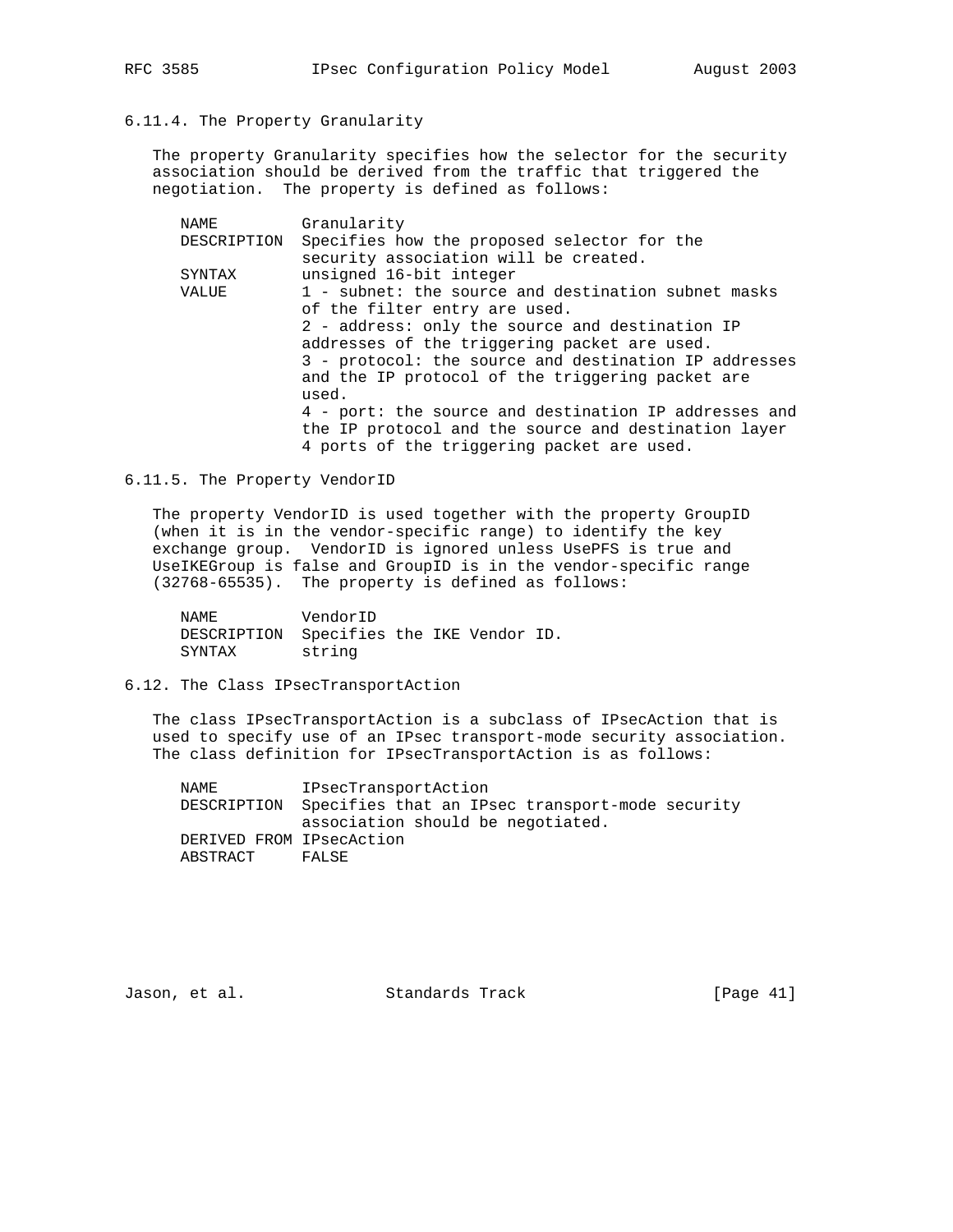### 6.11.4. The Property Granularity

The property Granularity specifies how the selector for the security association should be derived from the traffic that triggered the negotiation. The property is defined as follows:

```
NAME         Granularity
DESCRIPTION  Specifies how the proposed selector for the
             security association will be created.
SYNTAX       unsigned 16-bit integer
VALUE        1 - subnet: the source and destination subnet masks
             of the filter entry are used.
             2 - address: only the source and destination IP
             addresses of the triggering packet are used.
             3 - protocol: the source and destination IP addresses
             and the IP protocol of the triggering packet are
             used.
             4 - port: the source and destination IP addresses and
             the IP protocol and the source and destination layer
             4 ports of the triggering packet are used.
```

### 6.11.5. The Property VendorID

The property VendorID is used together with the property GroupID (when it is in the vendor-specific range) to identify the key exchange group. VendorID is ignored unless UsePFS is true and UseIKEGroup is false and GroupID is in the vendor-specific range (32768-65535). The property is defined as follows:

```
NAME         VendorID
DESCRIPTION  Specifies the IKE Vendor ID.
SYNTAX       string
```

## 6.12. The Class IPsecTransportAction

The class IPsecTransportAction is a subclass of IPsecAction that is used to specify use of an IPsec transport-mode security association. The class definition for IPsecTransportAction is as follows:

```
NAME         IPsecTransportAction
DESCRIPTION  Specifies that an IPsec transport-mode security
             association should be negotiated.
DERIVED FROM IPsecAction
ABSTRACT     FALSE
```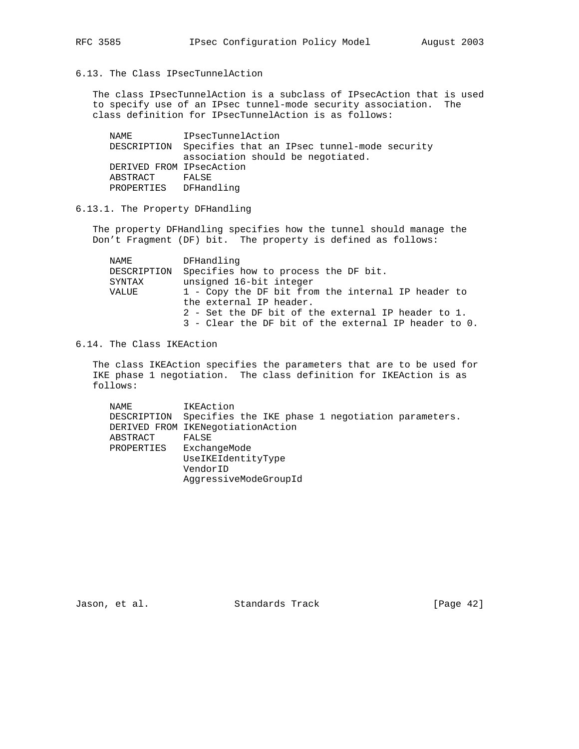### 6.13. The Class IPsecTunnelAction

The class IPsecTunnelAction is a subclass of IPsecAction that is used to specify use of an IPsec tunnel-mode security association. The class definition for IPsecTunnelAction is as follows:

```
NAME         IPsecTunnelAction
DESCRIPTION  Specifies that an IPsec tunnel-mode security
             association should be negotiated.
DERIVED FROM IPsecAction
ABSTRACT     FALSE
PROPERTIES   DFHandling
```

#### 6.13.1. The Property DFHandling

The property DFHandling specifies how the tunnel should manage the Don't Fragment (DF) bit. The property is defined as follows:

```
NAME         DFHandling
DESCRIPTION  Specifies how to process the DF bit.
SYNTAX       unsigned 16-bit integer
VALUE        1 - Copy the DF bit from the internal IP header to
             the external IP header.
             2 - Set the DF bit of the external IP header to 1.
             3 - Clear the DF bit of the external IP header to 0.
```

### 6.14. The Class IKEAction

The class IKEAction specifies the parameters that are to be used for IKE phase 1 negotiation. The class definition for IKEAction is as follows:

```
NAME         IKEAction
DESCRIPTION  Specifies the IKE phase 1 negotiation parameters.
DERIVED FROM IKENegotiationAction
ABSTRACT     FALSE
PROPERTIES   ExchangeMode
             UseIKEIdentityType
             VendorID
             AggressiveModeGroupId
```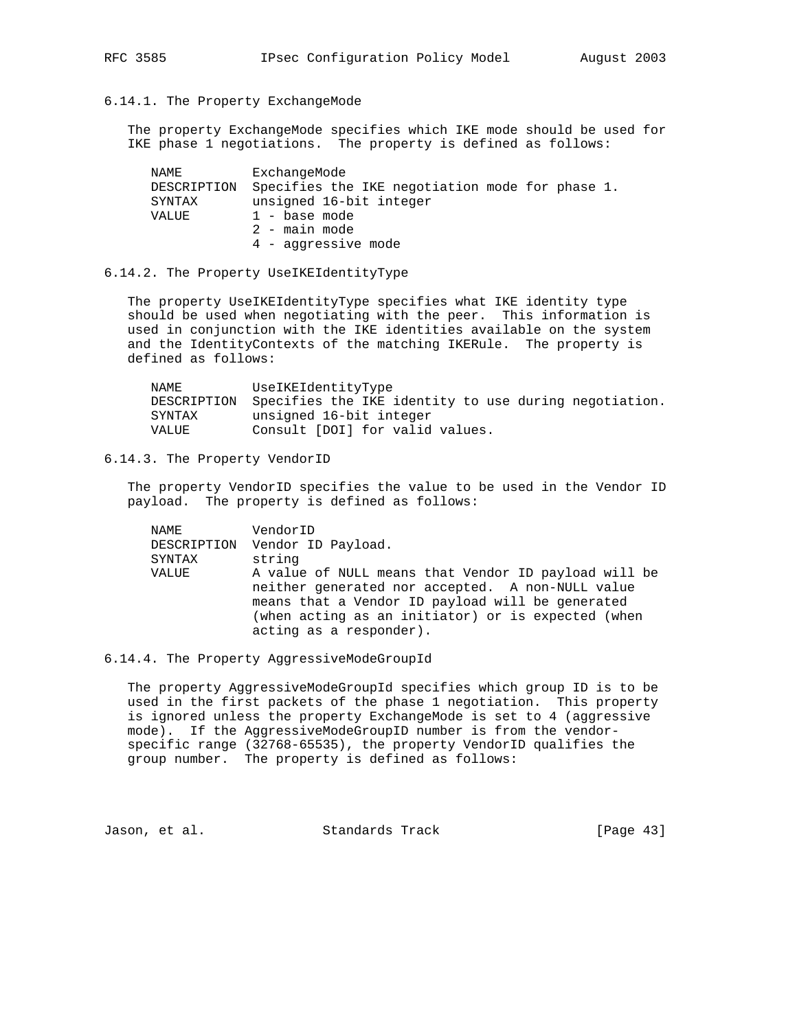### 6.14.1. The Property ExchangeMode

The property ExchangeMode specifies which IKE mode should be used for IKE phase 1 negotiations. The property is defined as follows:

```
NAME         ExchangeMode
DESCRIPTION  Specifies the IKE negotiation mode for phase 1.
SYNTAX       unsigned 16-bit integer
VALUE        1 - base mode
             2 - main mode
             4 - aggressive mode
```

### 6.14.2. The Property UseIKEIdentityType

The property UseIKEIdentityType specifies what IKE identity type should be used when negotiating with the peer. This information is used in conjunction with the IKE identities available on the system and the IdentityContexts of the matching IKERule. The property is defined as follows:

```
NAME         UseIKEIdentityType
DESCRIPTION  Specifies the IKE identity to use during negotiation.
SYNTAX       unsigned 16-bit integer
VALUE        Consult [DOI] for valid values.
```

### 6.14.3. The Property VendorID

The property VendorID specifies the value to be used in the Vendor ID payload. The property is defined as follows:

```
NAME         VendorID
DESCRIPTION  Vendor ID Payload.
SYNTAX       string
VALUE        A value of NULL means that Vendor ID payload will be
             neither generated nor accepted.  A non-NULL value
             means that a Vendor ID payload will be generated
             (when acting as an initiator) or is expected (when
             acting as a responder).
```

### 6.14.4. The Property AggressiveModeGroupId

The property AggressiveModeGroupId specifies which group ID is to be used in the first packets of the phase 1 negotiation. This property is ignored unless the property ExchangeMode is set to 4 (aggressive mode). If the AggressiveModeGroupID number is from the vendor-specific range (32768-65535), the property VendorID qualifies the group number. The property is defined as follows: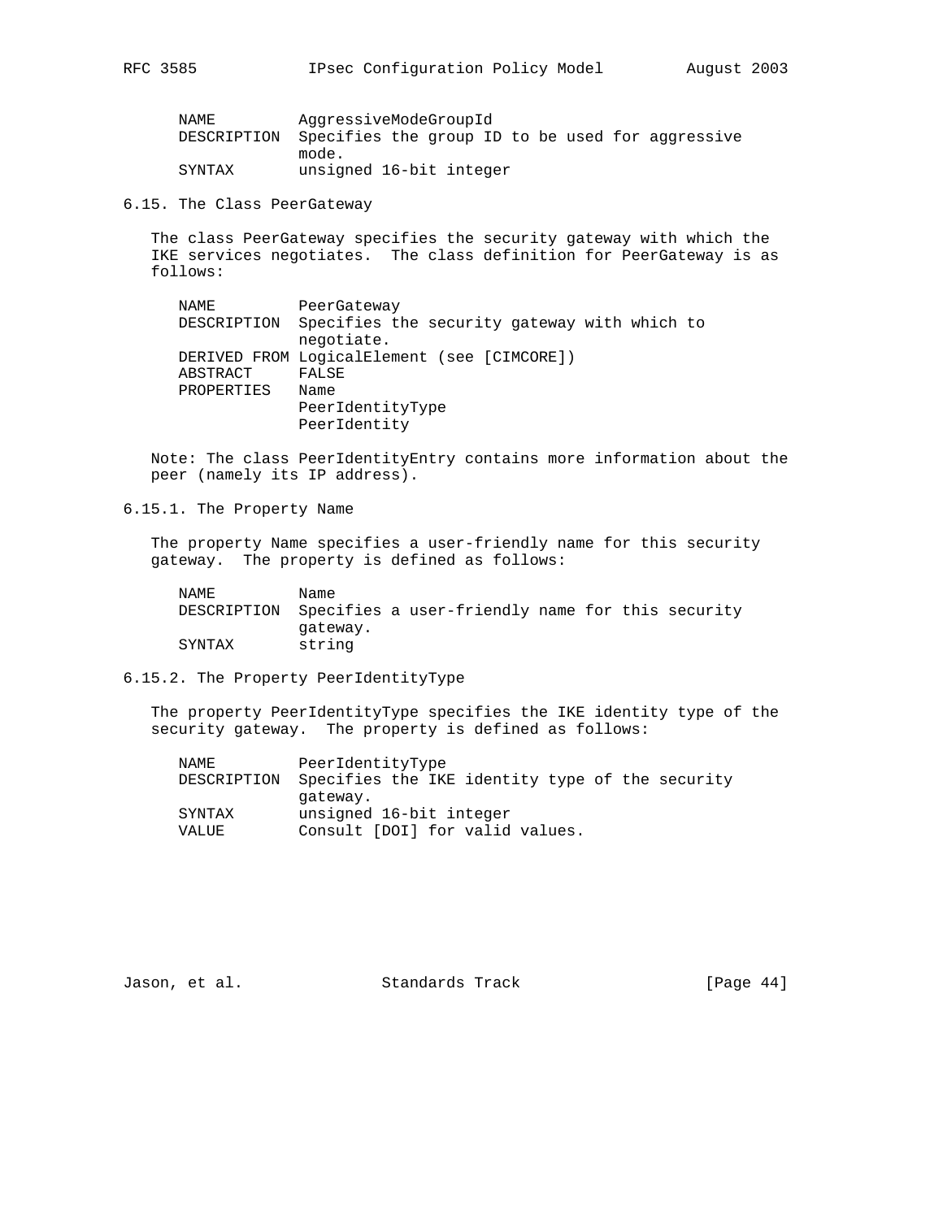```
NAME         AggressiveModeGroupId
DESCRIPTION  Specifies the group ID to be used for aggressive
             mode.
SYNTAX       unsigned 16-bit integer
```

### 6.15. The Class PeerGateway

The class PeerGateway specifies the security gateway with which the IKE services negotiates. The class definition for PeerGateway is as follows:

```
NAME         PeerGateway
DESCRIPTION  Specifies the security gateway with which to
             negotiate.
DERIVED FROM LogicalElement (see [CIMCORE])
ABSTRACT     FALSE
PROPERTIES   Name
             PeerIdentityType
             PeerIdentity
```

Note: The class PeerIdentityEntry contains more information about the peer (namely its IP address).

#### 6.15.1. The Property Name

The property Name specifies a user-friendly name for this security gateway. The property is defined as follows:

```
NAME         Name
DESCRIPTION  Specifies a user-friendly name for this security
             gateway.
SYNTAX       string
```

#### 6.15.2. The Property PeerIdentityType

The property PeerIdentityType specifies the IKE identity type of the security gateway. The property is defined as follows:

```
NAME         PeerIdentityType
DESCRIPTION  Specifies the IKE identity type of the security
             gateway.
SYNTAX       unsigned 16-bit integer
VALUE        Consult [DOI] for valid values.
```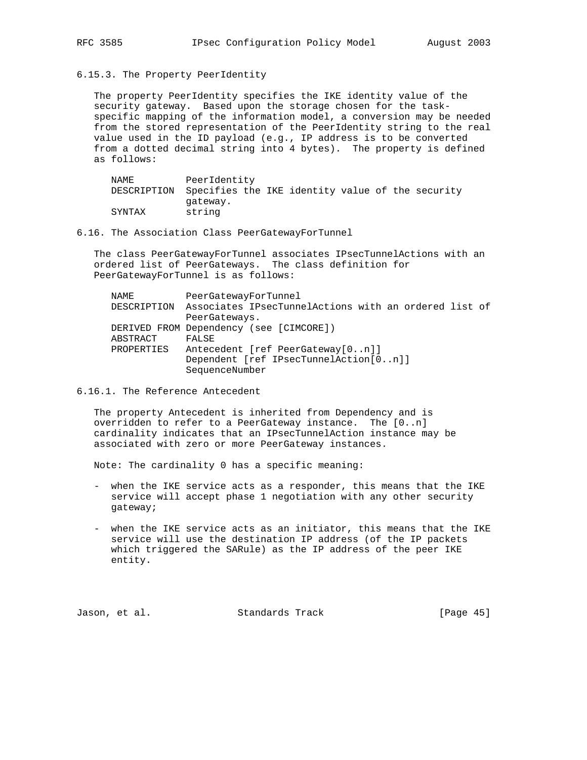### 6.15.3. The Property PeerIdentity

The property PeerIdentity specifies the IKE identity value of the security gateway. Based upon the storage chosen for the task-specific mapping of the information model, a conversion may be needed from the stored representation of the PeerIdentity string to the real value used in the ID payload (e.g., IP address is to be converted from a dotted decimal string into 4 bytes). The property is defined as follows:

```
NAME         PeerIdentity
DESCRIPTION  Specifies the IKE identity value of the security
             gateway.
SYNTAX       string
```

## 6.16. The Association Class PeerGatewayForTunnel

The class PeerGatewayForTunnel associates IPsecTunnelActions with an ordered list of PeerGateways. The class definition for PeerGatewayForTunnel is as follows:

```
NAME         PeerGatewayForTunnel
DESCRIPTION  Associates IPsecTunnelActions with an ordered list of
             PeerGateways.
DERIVED FROM Dependency (see [CIMCORE])
ABSTRACT     FALSE
PROPERTIES   Antecedent [ref PeerGateway[0..n]]
             Dependent [ref IPsecTunnelAction[0..n]]
             SequenceNumber
```

### 6.16.1. The Reference Antecedent

The property Antecedent is inherited from Dependency and is overridden to refer to a PeerGateway instance. The [0..n] cardinality indicates that an IPsecTunnelAction instance may be associated with zero or more PeerGateway instances.

Note: The cardinality 0 has a specific meaning:

- when the IKE service acts as a responder, this means that the IKE service will accept phase 1 negotiation with any other security gateway;

- when the IKE service acts as an initiator, this means that the IKE service will use the destination IP address (of the IP packets which triggered the SARule) as the IP address of the peer IKE entity.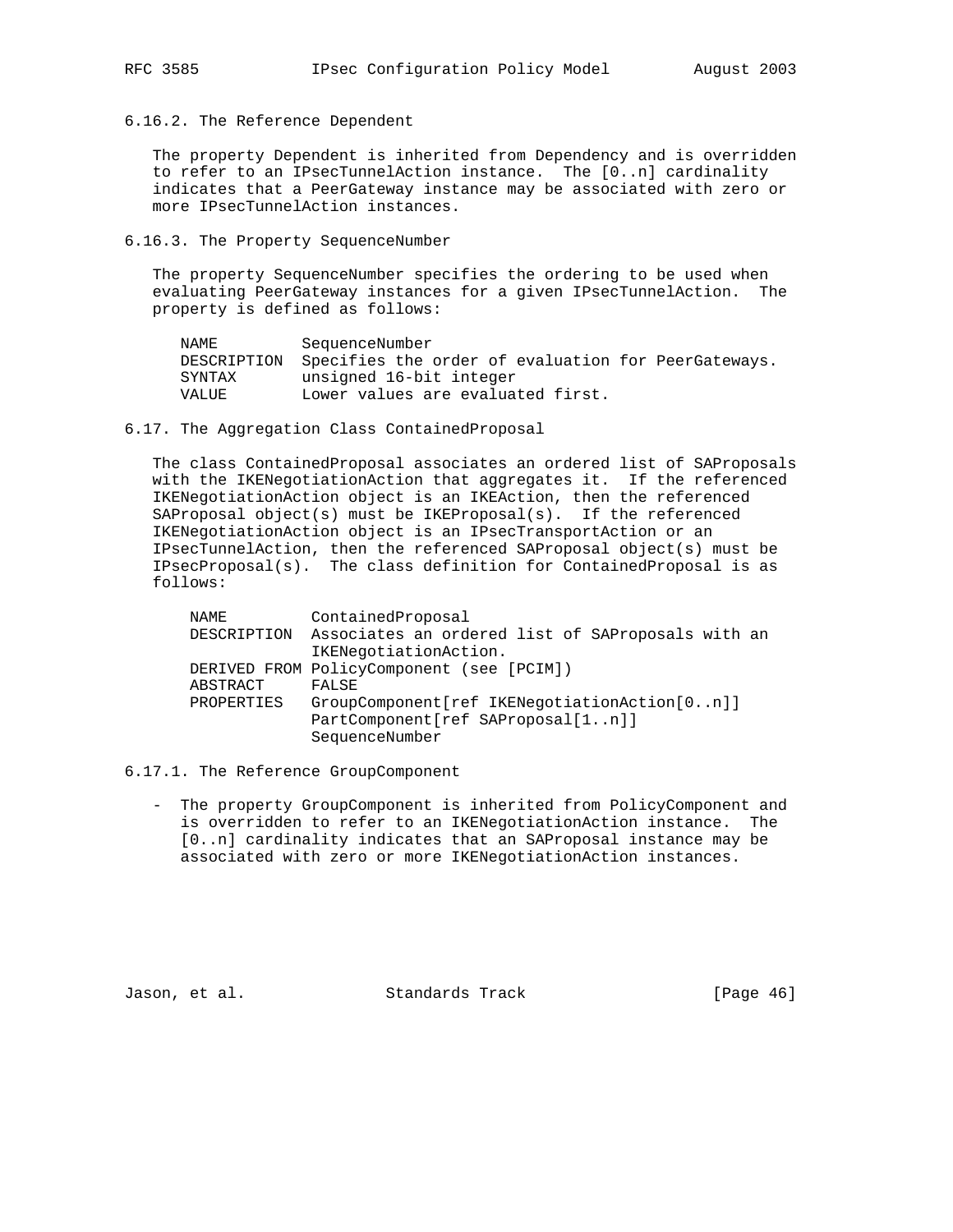### 6.16.2. The Reference Dependent

The property Dependent is inherited from Dependency and is overridden to refer to an IPsecTunnelAction instance. The [0..n] cardinality indicates that a PeerGateway instance may be associated with zero or more IPsecTunnelAction instances.

### 6.16.3. The Property SequenceNumber

The property SequenceNumber specifies the ordering to be used when evaluating PeerGateway instances for a given IPsecTunnelAction. The property is defined as follows:

```
NAME         SequenceNumber
DESCRIPTION  Specifies the order of evaluation for PeerGateways.
SYNTAX       unsigned 16-bit integer
VALUE        Lower values are evaluated first.
```

## 6.17. The Aggregation Class ContainedProposal

The class ContainedProposal associates an ordered list of SAProposals with the IKENegotiationAction that aggregates it. If the referenced IKENegotiationAction object is an IKEAction, then the referenced SAProposal object(s) must be IKEProposal(s). If the referenced IKENegotiationAction object is an IPsecTransportAction or an IPsecTunnelAction, then the referenced SAProposal object(s) must be IPsecProposal(s). The class definition for ContainedProposal is as follows:

```
NAME         ContainedProposal
DESCRIPTION  Associates an ordered list of SAProposals with an
             IKENegotiationAction.
DERIVED FROM PolicyComponent (see [PCIM])
ABSTRACT     FALSE
PROPERTIES   GroupComponent[ref IKENegotiationAction[0..n]]
             PartComponent[ref SAProposal[1..n]]
             SequenceNumber
```

### 6.17.1. The Reference GroupComponent

- The property GroupComponent is inherited from PolicyComponent and is overridden to refer to an IKENegotiationAction instance. The [0..n] cardinality indicates that an SAProposal instance may be associated with zero or more IKENegotiationAction instances.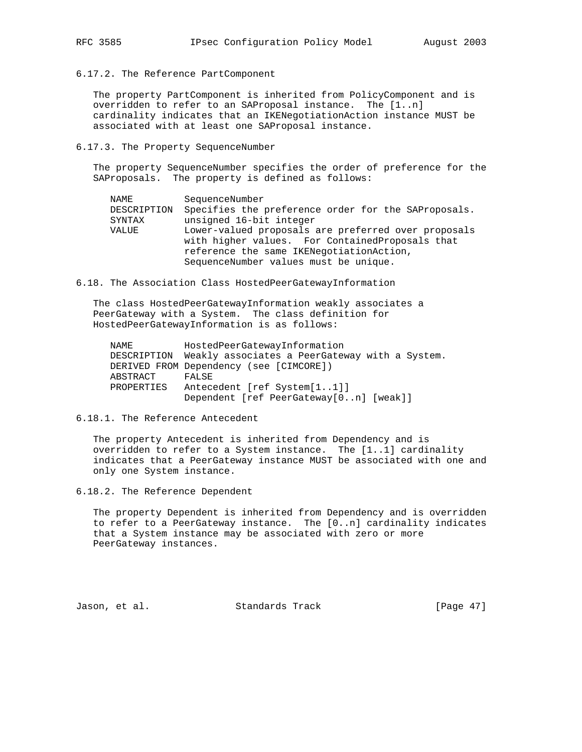### 6.17.2. The Reference PartComponent

The property PartComponent is inherited from PolicyComponent and is overridden to refer to an SAProposal instance. The [1..n] cardinality indicates that an IKENegotiationAction instance MUST be associated with at least one SAProposal instance.

### 6.17.3. The Property SequenceNumber

The property SequenceNumber specifies the order of preference for the SAProposals. The property is defined as follows:

```
NAME         SequenceNumber
DESCRIPTION  Specifies the preference order for the SAProposals.
SYNTAX       unsigned 16-bit integer
VALUE        Lower-valued proposals are preferred over proposals
             with higher values.  For ContainedProposals that
             reference the same IKENegotiationAction,
             SequenceNumber values must be unique.
```

## 6.18. The Association Class HostedPeerGatewayInformation

The class HostedPeerGatewayInformation weakly associates a PeerGateway with a System. The class definition for HostedPeerGatewayInformation is as follows:

```
NAME         HostedPeerGatewayInformation
DESCRIPTION  Weakly associates a PeerGateway with a System.
DERIVED FROM Dependency (see [CIMCORE])
ABSTRACT     FALSE
PROPERTIES   Antecedent [ref System[1..1]]
             Dependent [ref PeerGateway[0..n] [weak]]
```

### 6.18.1. The Reference Antecedent

The property Antecedent is inherited from Dependency and is overridden to refer to a System instance. The [1..1] cardinality indicates that a PeerGateway instance MUST be associated with one and only one System instance.

### 6.18.2. The Reference Dependent

The property Dependent is inherited from Dependency and is overridden to refer to a PeerGateway instance. The [0..n] cardinality indicates that a System instance may be associated with zero or more PeerGateway instances.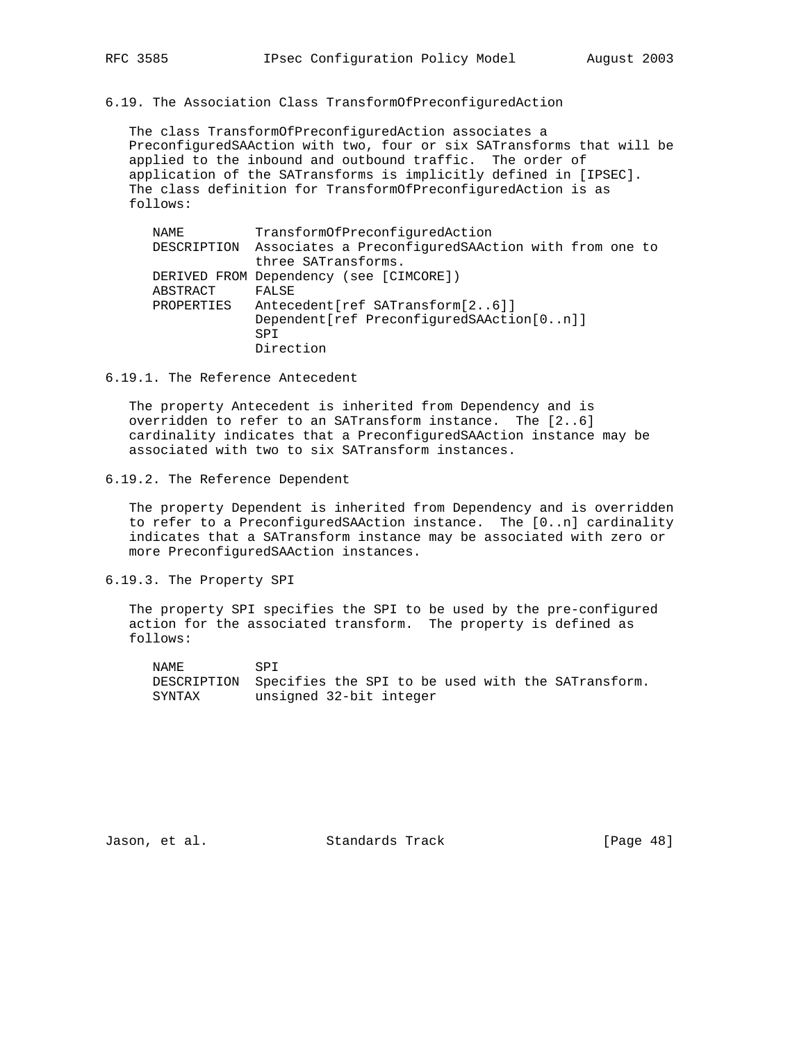### 6.19. The Association Class TransformOfPreconfiguredAction

The class TransformOfPreconfiguredAction associates a PreconfiguredSAAction with two, four or six SATransforms that will be applied to the inbound and outbound traffic. The order of application of the SATransforms is implicitly defined in [IPSEC]. The class definition for TransformOfPreconfiguredAction is as follows:

```
NAME         TransformOfPreconfiguredAction
DESCRIPTION  Associates a PreconfiguredSAAction with from one to
             three SATransforms.
DERIVED FROM Dependency (see [CIMCORE])
ABSTRACT     FALSE
PROPERTIES   Antecedent[ref SATransform[2..6]]
             Dependent[ref PreconfiguredSAAction[0..n]]
             SPI
             Direction
```

#### 6.19.1. The Reference Antecedent

The property Antecedent is inherited from Dependency and is overridden to refer to an SATransform instance. The [2..6] cardinality indicates that a PreconfiguredSAAction instance may be associated with two to six SATransform instances.

#### 6.19.2. The Reference Dependent

The property Dependent is inherited from Dependency and is overridden to refer to a PreconfiguredSAAction instance. The [0..n] cardinality indicates that a SATransform instance may be associated with zero or more PreconfiguredSAAction instances.

#### 6.19.3. The Property SPI

The property SPI specifies the SPI to be used by the pre-configured action for the associated transform. The property is defined as follows:

```
NAME         SPI
DESCRIPTION  Specifies the SPI to be used with the SATransform.
SYNTAX       unsigned 32-bit integer
```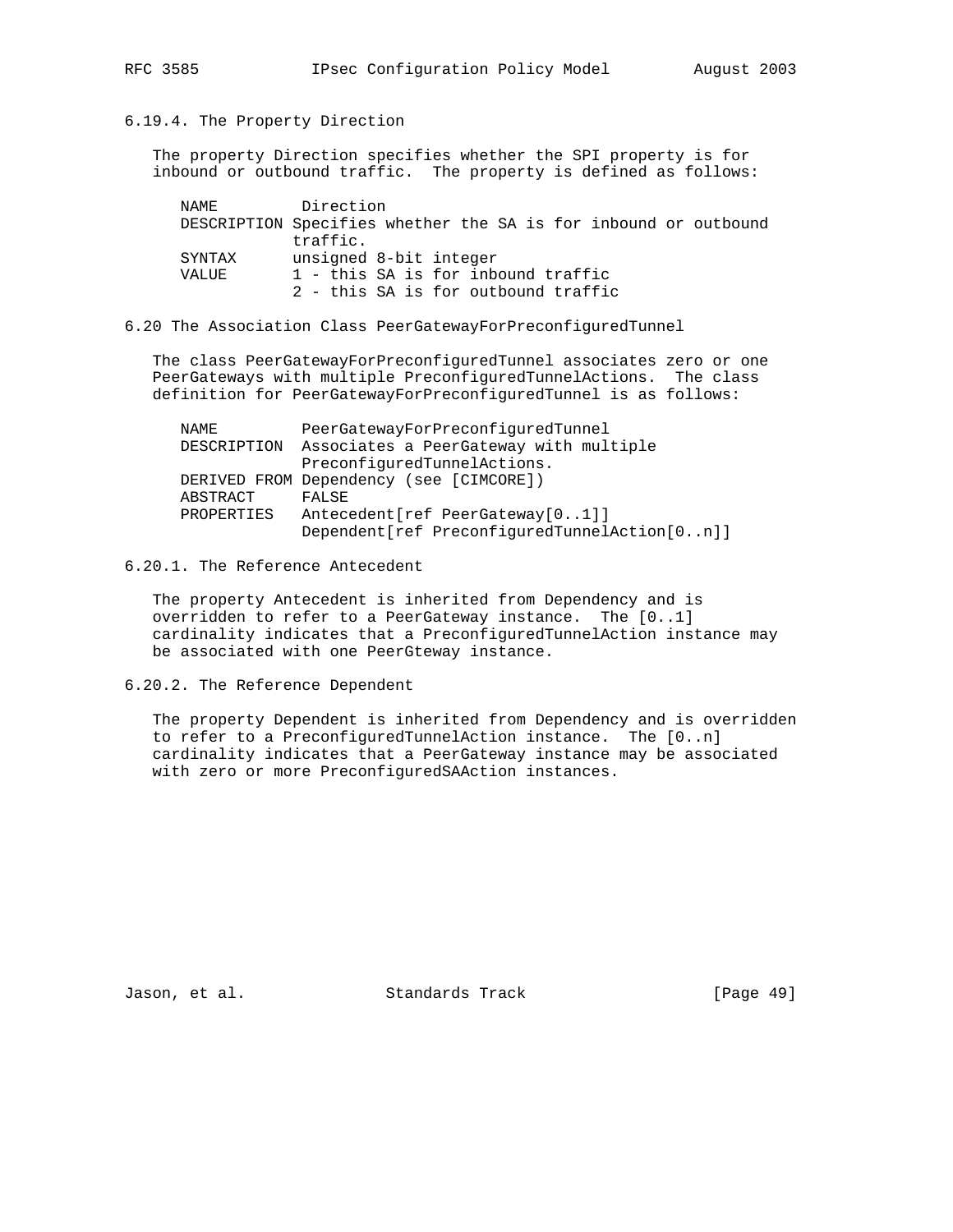### 6.19.4. The Property Direction

The property Direction specifies whether the SPI property is for inbound or outbound traffic. The property is defined as follows:

```
NAME         Direction
DESCRIPTION Specifies whether the SA is for inbound or outbound
            traffic.
SYNTAX      unsigned 8-bit integer
VALUE       1 - this SA is for inbound traffic
            2 - this SA is for outbound traffic
```

## 6.20 The Association Class PeerGatewayForPreconfiguredTunnel

The class PeerGatewayForPreconfiguredTunnel associates zero or one PeerGateways with multiple PreconfiguredTunnelActions. The class definition for PeerGatewayForPreconfiguredTunnel is as follows:

```
NAME         PeerGatewayForPreconfiguredTunnel
DESCRIPTION  Associates a PeerGateway with multiple
             PreconfiguredTunnelActions.
DERIVED FROM Dependency (see [CIMCORE])
ABSTRACT     FALSE
PROPERTIES   Antecedent[ref PeerGateway[0..1]]
             Dependent[ref PreconfiguredTunnelAction[0..n]]
```

### 6.20.1. The Reference Antecedent

The property Antecedent is inherited from Dependency and is overridden to refer to a PeerGateway instance. The [0..1] cardinality indicates that a PreconfiguredTunnelAction instance may be associated with one PeerGteway instance.

### 6.20.2. The Reference Dependent

The property Dependent is inherited from Dependency and is overridden to refer to a PreconfiguredTunnelAction instance. The [0..n] cardinality indicates that a PeerGateway instance may be associated with zero or more PreconfiguredSAAction instances.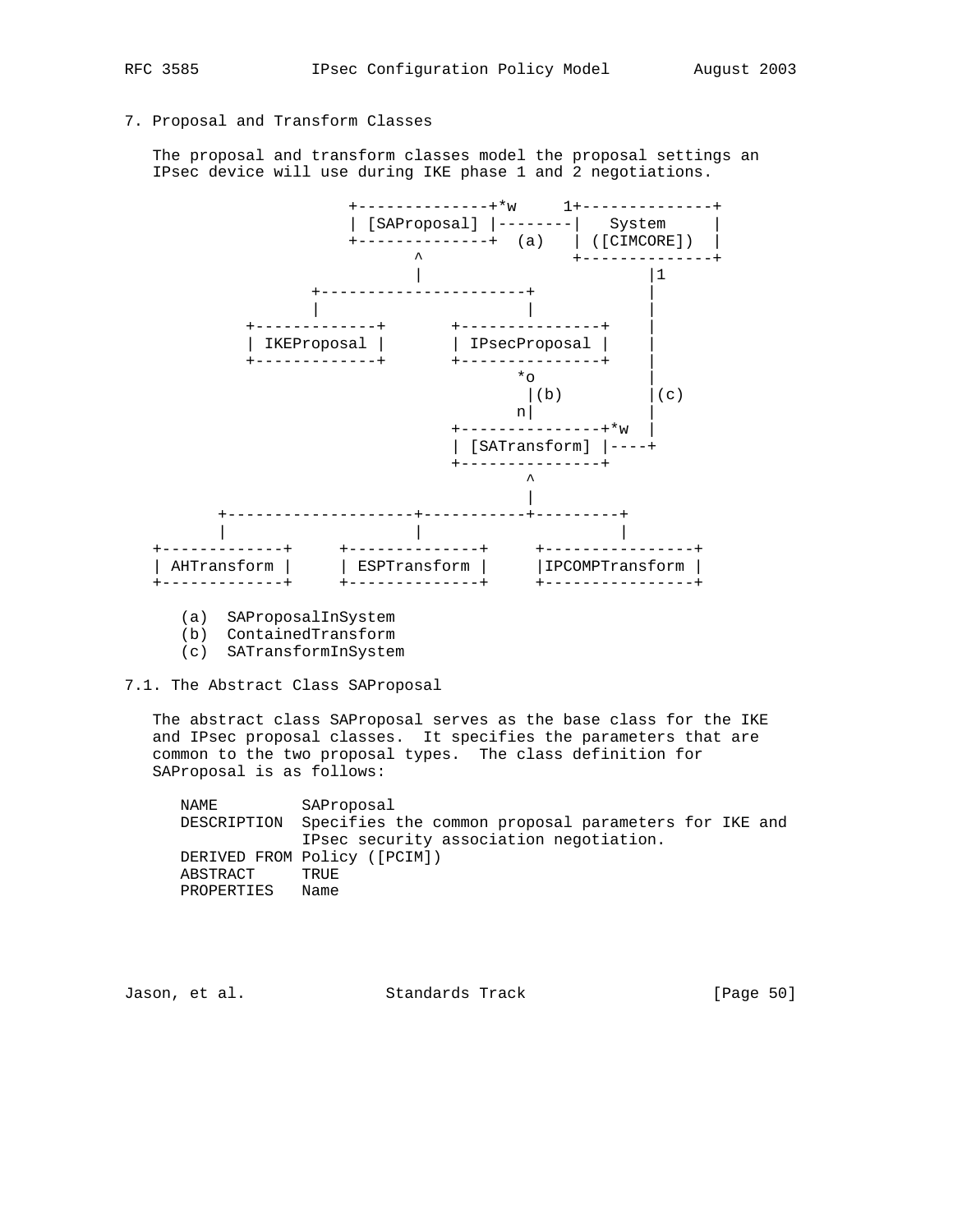## 7. Proposal and Transform Classes

The proposal and transform classes model the proposal settings an IPsec device will use during IKE phase 1 and 2 negotiations.

```
                     +--------------+*w     1+--------------+
                     | [SAProposal] |--------|   System     |
                     +--------------+  (a)   | ([CIMCORE])  |
                            ^                +--------------+
                            |                       |1
                 +----------------------+           |
                 |                      |           |
           +-------------+       +---------------+  |
           | IKEProposal |       | IPsecProposal |  |
           +-------------+       +---------------+  |
                                       *o           |
                                        |(b)        |(c)
                                       n|           |
                                 +---------------+*w |
                                 | [SATransform] |----+
                                 +---------------+
                                        ^
                                        |
        +--------------------+-----------+---------+
        |                    |                     |
  +-------------+     +--------------+     +----------------+
  | AHTransform |     | ESPTransform |     |IPCOMPTransform |
  +-------------+     +--------------+     +----------------+
```

(a) SAProposalInSystem
(b) ContainedTransform
(c) SATransformInSystem

### 7.1. The Abstract Class SAProposal

The abstract class SAProposal serves as the base class for the IKE and IPsec proposal classes. It specifies the parameters that are common to the two proposal types. The class definition for SAProposal is as follows:

```
NAME         SAProposal
DESCRIPTION  Specifies the common proposal parameters for IKE and
             IPsec security association negotiation.
DERIVED FROM Policy ([PCIM])
ABSTRACT     TRUE
PROPERTIES   Name
```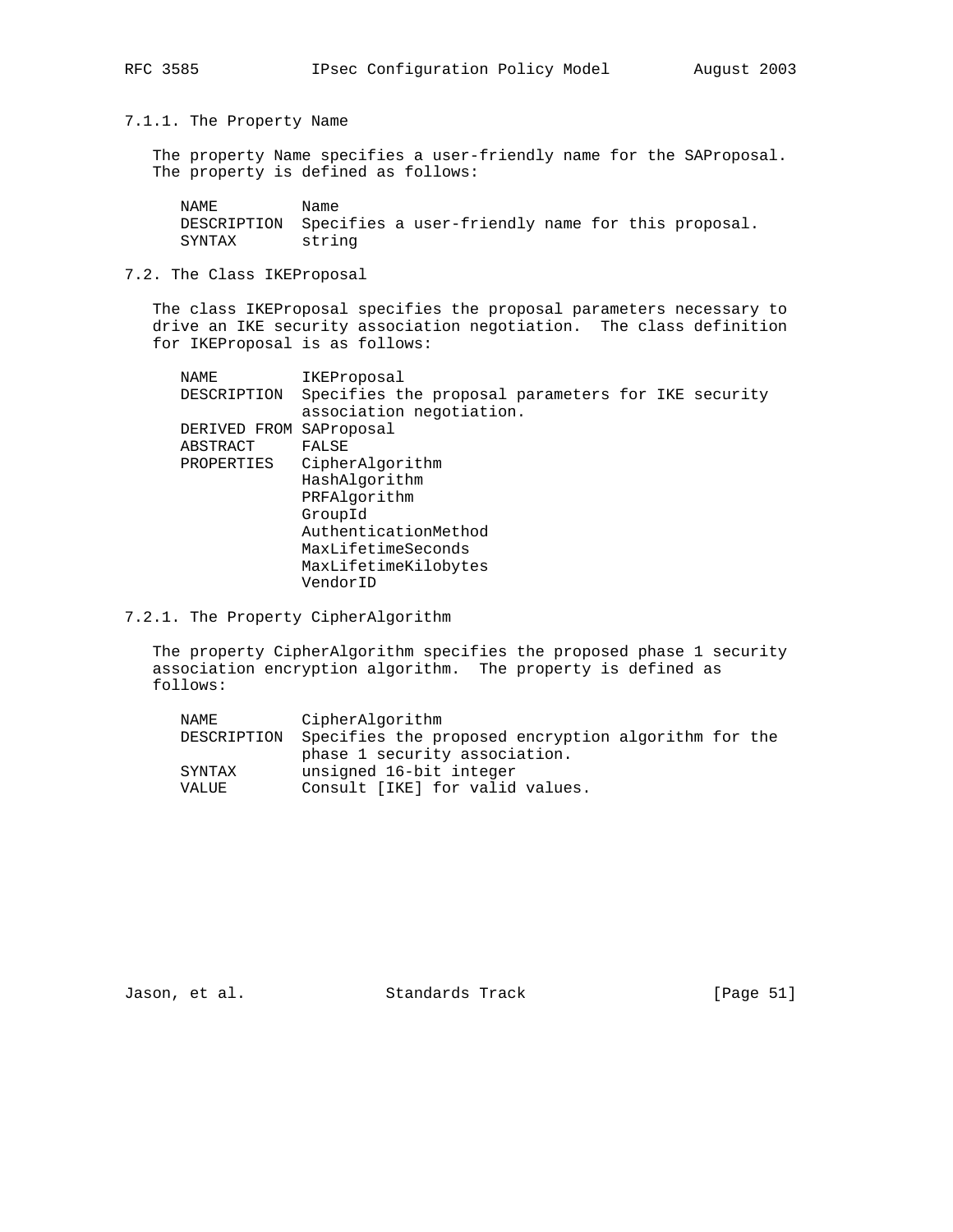#### 7.1.1. The Property Name

The property Name specifies a user-friendly name for the SAProposal. The property is defined as follows:

```
NAME         Name
DESCRIPTION  Specifies a user-friendly name for this proposal.
SYNTAX       string
```

### 7.2. The Class IKEProposal

The class IKEProposal specifies the proposal parameters necessary to drive an IKE security association negotiation. The class definition for IKEProposal is as follows:

```
NAME         IKEProposal
DESCRIPTION  Specifies the proposal parameters for IKE security
             association negotiation.
DERIVED FROM SAProposal
ABSTRACT     FALSE
PROPERTIES   CipherAlgorithm
             HashAlgorithm
             PRFAlgorithm
             GroupId
             AuthenticationMethod
             MaxLifetimeSeconds
             MaxLifetimeKilobytes
             VendorID
```

#### 7.2.1. The Property CipherAlgorithm

The property CipherAlgorithm specifies the proposed phase 1 security association encryption algorithm. The property is defined as follows:

```
NAME         CipherAlgorithm
DESCRIPTION  Specifies the proposed encryption algorithm for the
             phase 1 security association.
SYNTAX       unsigned 16-bit integer
VALUE        Consult [IKE] for valid values.
```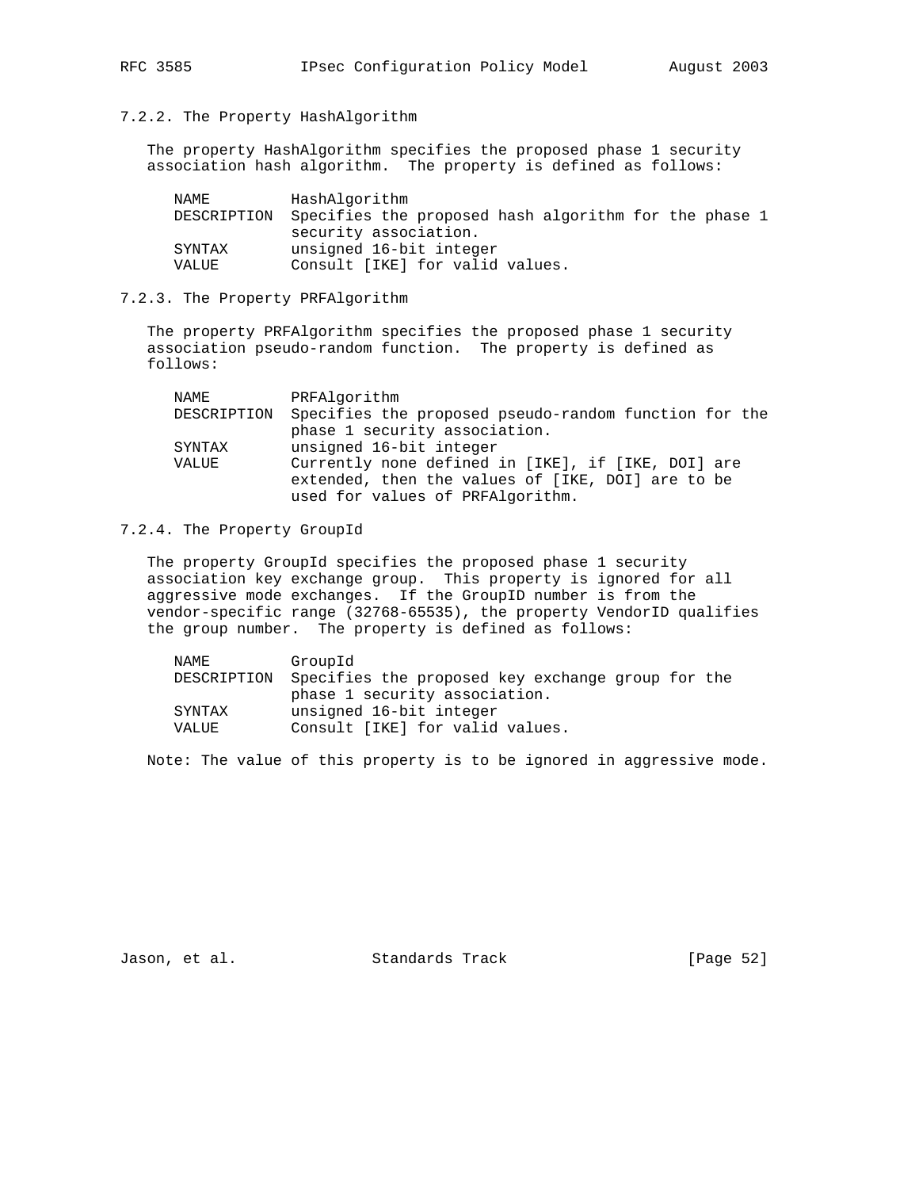### 7.2.2. The Property HashAlgorithm

The property HashAlgorithm specifies the proposed phase 1 security association hash algorithm. The property is defined as follows:

```
NAME         HashAlgorithm
DESCRIPTION  Specifies the proposed hash algorithm for the phase 1
             security association.
SYNTAX       unsigned 16-bit integer
VALUE        Consult [IKE] for valid values.
```

### 7.2.3. The Property PRFAlgorithm

The property PRFAlgorithm specifies the proposed phase 1 security association pseudo-random function. The property is defined as follows:

```
NAME         PRFAlgorithm
DESCRIPTION  Specifies the proposed pseudo-random function for the
             phase 1 security association.
SYNTAX       unsigned 16-bit integer
VALUE        Currently none defined in [IKE], if [IKE, DOI] are
             extended, then the values of [IKE, DOI] are to be
             used for values of PRFAlgorithm.
```

### 7.2.4. The Property GroupId

The property GroupId specifies the proposed phase 1 security association key exchange group. This property is ignored for all aggressive mode exchanges. If the GroupID number is from the vendor-specific range (32768-65535), the property VendorID qualifies the group number. The property is defined as follows:

```
NAME         GroupId
DESCRIPTION  Specifies the proposed key exchange group for the
             phase 1 security association.
SYNTAX       unsigned 16-bit integer
VALUE        Consult [IKE] for valid values.
```

Note: The value of this property is to be ignored in aggressive mode.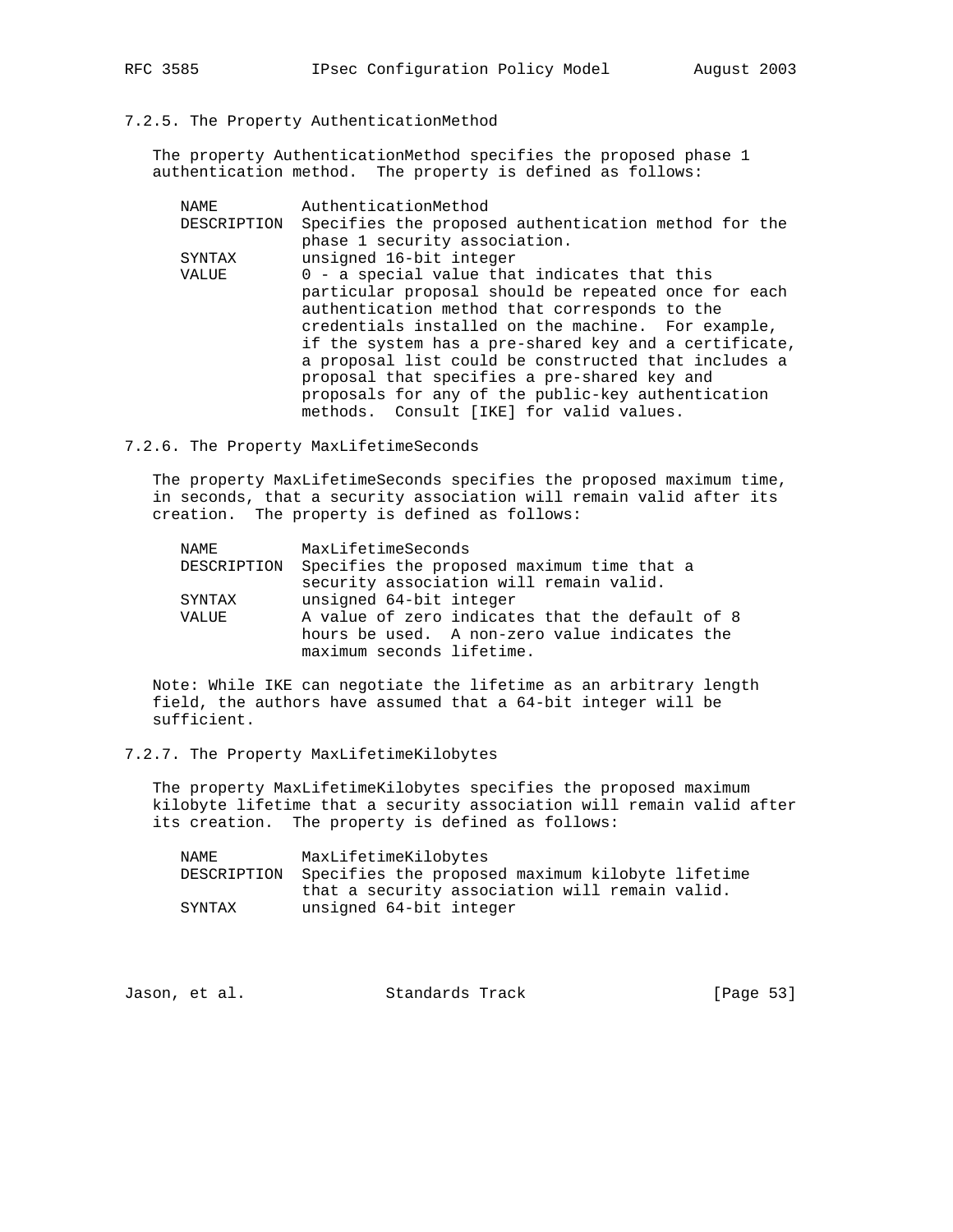### 7.2.5. The Property AuthenticationMethod

The property AuthenticationMethod specifies the proposed phase 1 authentication method. The property is defined as follows:

```
NAME         AuthenticationMethod
DESCRIPTION  Specifies the proposed authentication method for the
             phase 1 security association.
SYNTAX       unsigned 16-bit integer
VALUE        0 - a special value that indicates that this
             particular proposal should be repeated once for each
             authentication method that corresponds to the
             credentials installed on the machine.  For example,
             if the system has a pre-shared key and a certificate,
             a proposal list could be constructed that includes a
             proposal that specifies a pre-shared key and
             proposals for any of the public-key authentication
             methods.  Consult [IKE] for valid values.
```

### 7.2.6. The Property MaxLifetimeSeconds

The property MaxLifetimeSeconds specifies the proposed maximum time, in seconds, that a security association will remain valid after its creation. The property is defined as follows:

```
NAME         MaxLifetimeSeconds
DESCRIPTION  Specifies the proposed maximum time that a
             security association will remain valid.
SYNTAX       unsigned 64-bit integer
VALUE        A value of zero indicates that the default of 8
             hours be used.  A non-zero value indicates the
             maximum seconds lifetime.
```

Note: While IKE can negotiate the lifetime as an arbitrary length field, the authors have assumed that a 64-bit integer will be sufficient.

### 7.2.7. The Property MaxLifetimeKilobytes

The property MaxLifetimeKilobytes specifies the proposed maximum kilobyte lifetime that a security association will remain valid after its creation. The property is defined as follows:

```
NAME         MaxLifetimeKilobytes
DESCRIPTION  Specifies the proposed maximum kilobyte lifetime
             that a security association will remain valid.
SYNTAX       unsigned 64-bit integer
```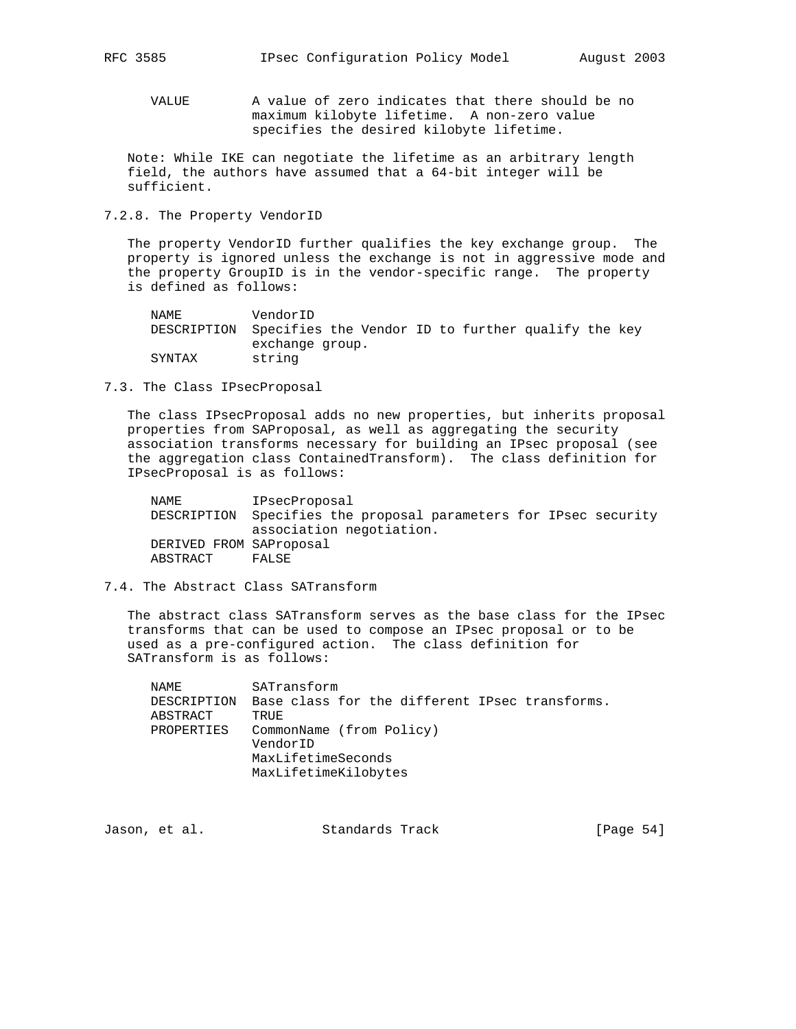| | |
|---|---|
| VALUE | A value of zero indicates that there should be no maximum kilobyte lifetime. A non-zero value specifies the desired kilobyte lifetime. |

Note: While IKE can negotiate the lifetime as an arbitrary length field, the authors have assumed that a 64-bit integer will be sufficient.

### 7.2.8. The Property VendorID

The property VendorID further qualifies the key exchange group. The property is ignored unless the exchange is not in aggressive mode and the property GroupID is in the vendor-specific range. The property is defined as follows:

| | |
|---|---|
| NAME | VendorID |
| DESCRIPTION | Specifies the Vendor ID to further qualify the key exchange group. |
| SYNTAX | string |

## 7.3. The Class IPsecProposal

The class IPsecProposal adds no new properties, but inherits proposal properties from SAProposal, as well as aggregating the security association transforms necessary for building an IPsec proposal (see the aggregation class ContainedTransform). The class definition for IPsecProposal is as follows:

| | |
|---|---|
| NAME | IPsecProposal |
| DESCRIPTION | Specifies the proposal parameters for IPsec security association negotiation. |
| DERIVED FROM | SAProposal |
| ABSTRACT | FALSE |

## 7.4. The Abstract Class SATransform

The abstract class SATransform serves as the base class for the IPsec transforms that can be used to compose an IPsec proposal or to be used as a pre-configured action. The class definition for SATransform is as follows:

| | |
|---|---|
| NAME | SATransform |
| DESCRIPTION | Base class for the different IPsec transforms. |
| ABSTRACT | TRUE |
| PROPERTIES | CommonName (from Policy)<br>VendorID<br>MaxLifetimeSeconds<br>MaxLifetimeKilobytes |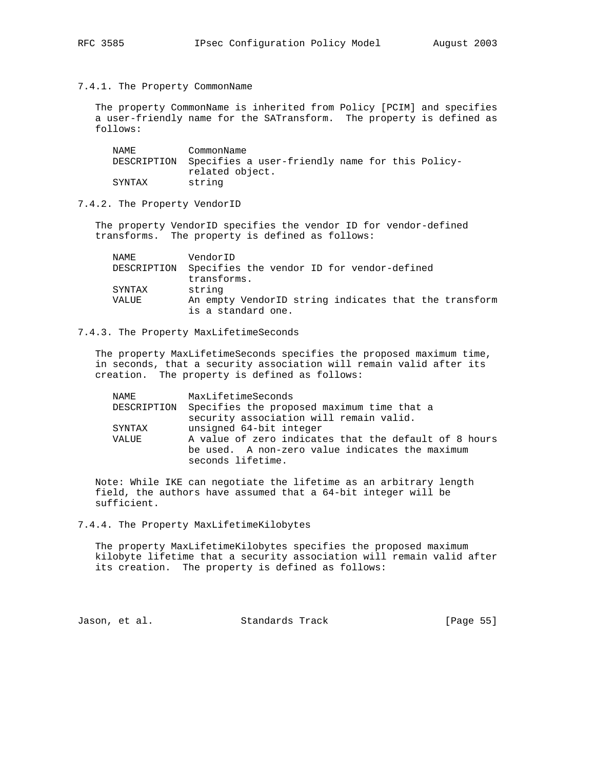### 7.4.1. The Property CommonName

The property CommonName is inherited from Policy [PCIM] and specifies a user-friendly name for the SATransform. The property is defined as follows:

```
NAME         CommonName
DESCRIPTION  Specifies a user-friendly name for this Policy-
             related object.
SYNTAX       string
```

### 7.4.2. The Property VendorID

The property VendorID specifies the vendor ID for vendor-defined transforms. The property is defined as follows:

```
NAME         VendorID
DESCRIPTION  Specifies the vendor ID for vendor-defined
             transforms.
SYNTAX       string
VALUE        An empty VendorID string indicates that the transform
             is a standard one.
```

### 7.4.3. The Property MaxLifetimeSeconds

The property MaxLifetimeSeconds specifies the proposed maximum time, in seconds, that a security association will remain valid after its creation. The property is defined as follows:

```
NAME         MaxLifetimeSeconds
DESCRIPTION  Specifies the proposed maximum time that a
             security association will remain valid.
SYNTAX       unsigned 64-bit integer
VALUE        A value of zero indicates that the default of 8 hours
             be used.  A non-zero value indicates the maximum
             seconds lifetime.
```

Note: While IKE can negotiate the lifetime as an arbitrary length field, the authors have assumed that a 64-bit integer will be sufficient.

### 7.4.4. The Property MaxLifetimeKilobytes

The property MaxLifetimeKilobytes specifies the proposed maximum kilobyte lifetime that a security association will remain valid after its creation. The property is defined as follows: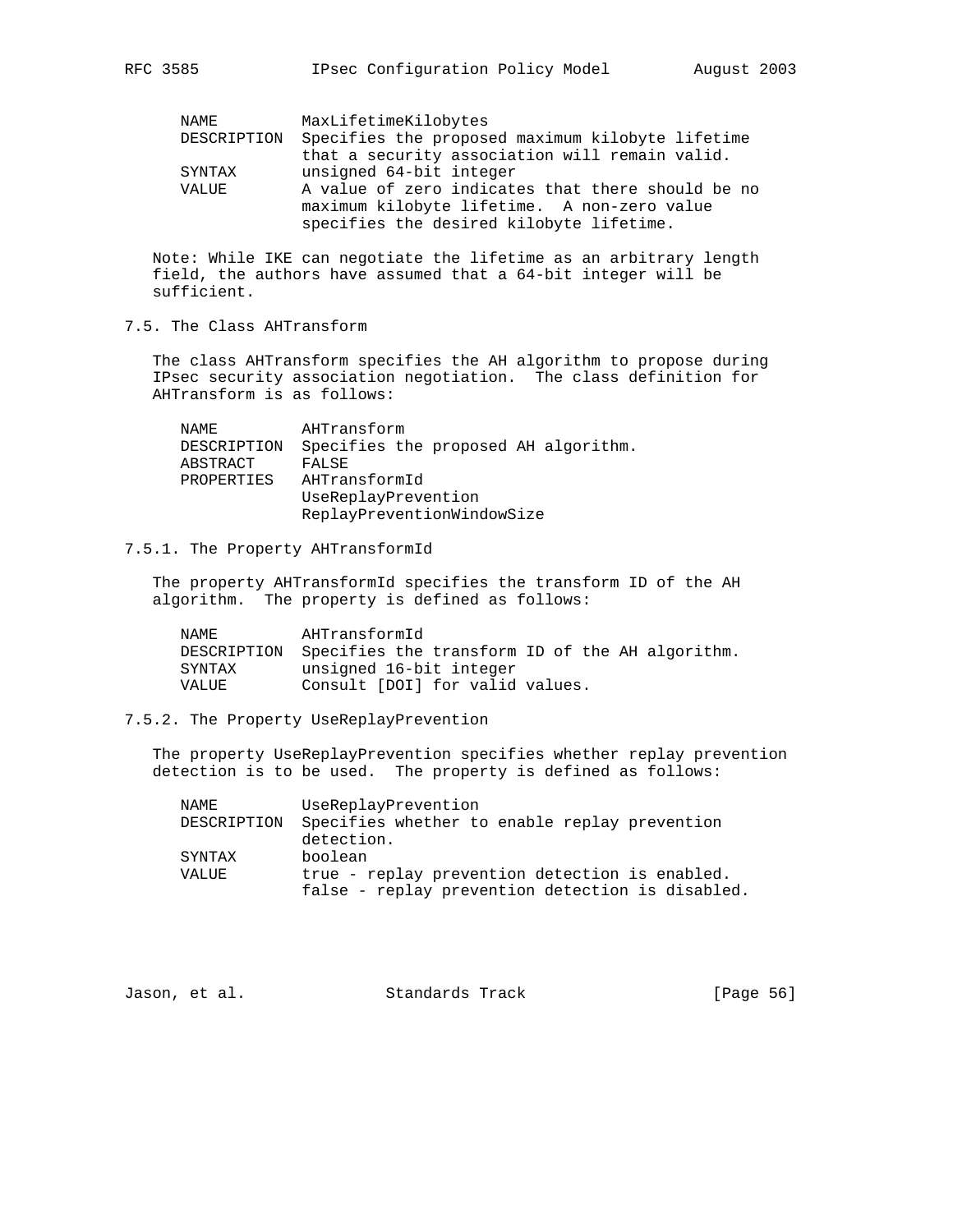```
NAME         MaxLifetimeKilobytes
DESCRIPTION  Specifies the proposed maximum kilobyte lifetime
             that a security association will remain valid.
SYNTAX       unsigned 64-bit integer
VALUE        A value of zero indicates that there should be no
             maximum kilobyte lifetime.  A non-zero value
             specifies the desired kilobyte lifetime.
```

Note: While IKE can negotiate the lifetime as an arbitrary length field, the authors have assumed that a 64-bit integer will be sufficient.

### 7.5. The Class AHTransform

The class AHTransform specifies the AH algorithm to propose during IPsec security association negotiation. The class definition for AHTransform is as follows:

```
NAME         AHTransform
DESCRIPTION  Specifies the proposed AH algorithm.
ABSTRACT     FALSE
PROPERTIES   AHTransformId
             UseReplayPrevention
             ReplayPreventionWindowSize
```

#### 7.5.1. The Property AHTransformId

The property AHTransformId specifies the transform ID of the AH algorithm. The property is defined as follows:

```
NAME         AHTransformId
DESCRIPTION  Specifies the transform ID of the AH algorithm.
SYNTAX       unsigned 16-bit integer
VALUE        Consult [DOI] for valid values.
```

#### 7.5.2. The Property UseReplayPrevention

The property UseReplayPrevention specifies whether replay prevention detection is to be used. The property is defined as follows:

```
NAME         UseReplayPrevention
DESCRIPTION  Specifies whether to enable replay prevention
             detection.
SYNTAX       boolean
VALUE        true - replay prevention detection is enabled.
             false - replay prevention detection is disabled.
```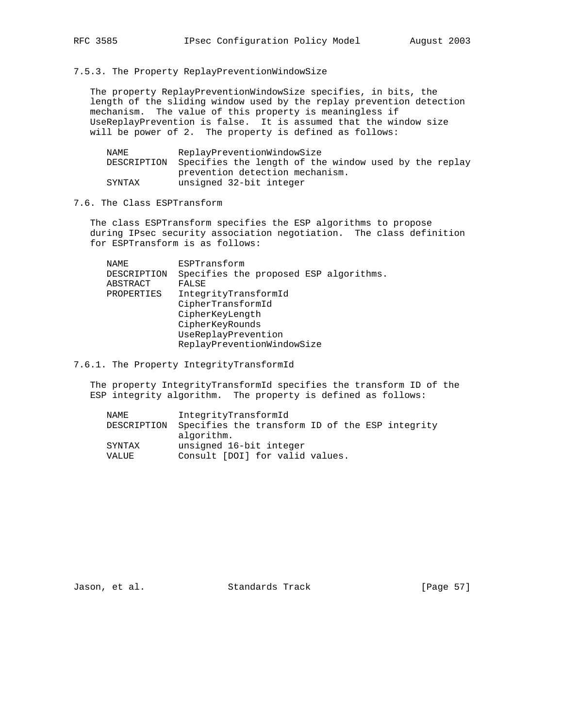### 7.5.3. The Property ReplayPreventionWindowSize

The property ReplayPreventionWindowSize specifies, in bits, the length of the sliding window used by the replay prevention detection mechanism. The value of this property is meaningless if UseReplayPrevention is false. It is assumed that the window size will be power of 2. The property is defined as follows:

```
NAME         ReplayPreventionWindowSize
DESCRIPTION  Specifies the length of the window used by the replay
             prevention detection mechanism.
SYNTAX       unsigned 32-bit integer
```

## 7.6. The Class ESPTransform

The class ESPTransform specifies the ESP algorithms to propose during IPsec security association negotiation. The class definition for ESPTransform is as follows:

```
NAME         ESPTransform
DESCRIPTION  Specifies the proposed ESP algorithms.
ABSTRACT     FALSE
PROPERTIES   IntegrityTransformId
             CipherTransformId
             CipherKeyLength
             CipherKeyRounds
             UseReplayPrevention
             ReplayPreventionWindowSize
```

### 7.6.1. The Property IntegrityTransformId

The property IntegrityTransformId specifies the transform ID of the ESP integrity algorithm. The property is defined as follows:

```
NAME         IntegrityTransformId
DESCRIPTION  Specifies the transform ID of the ESP integrity
             algorithm.
SYNTAX       unsigned 16-bit integer
VALUE        Consult [DOI] for valid values.
```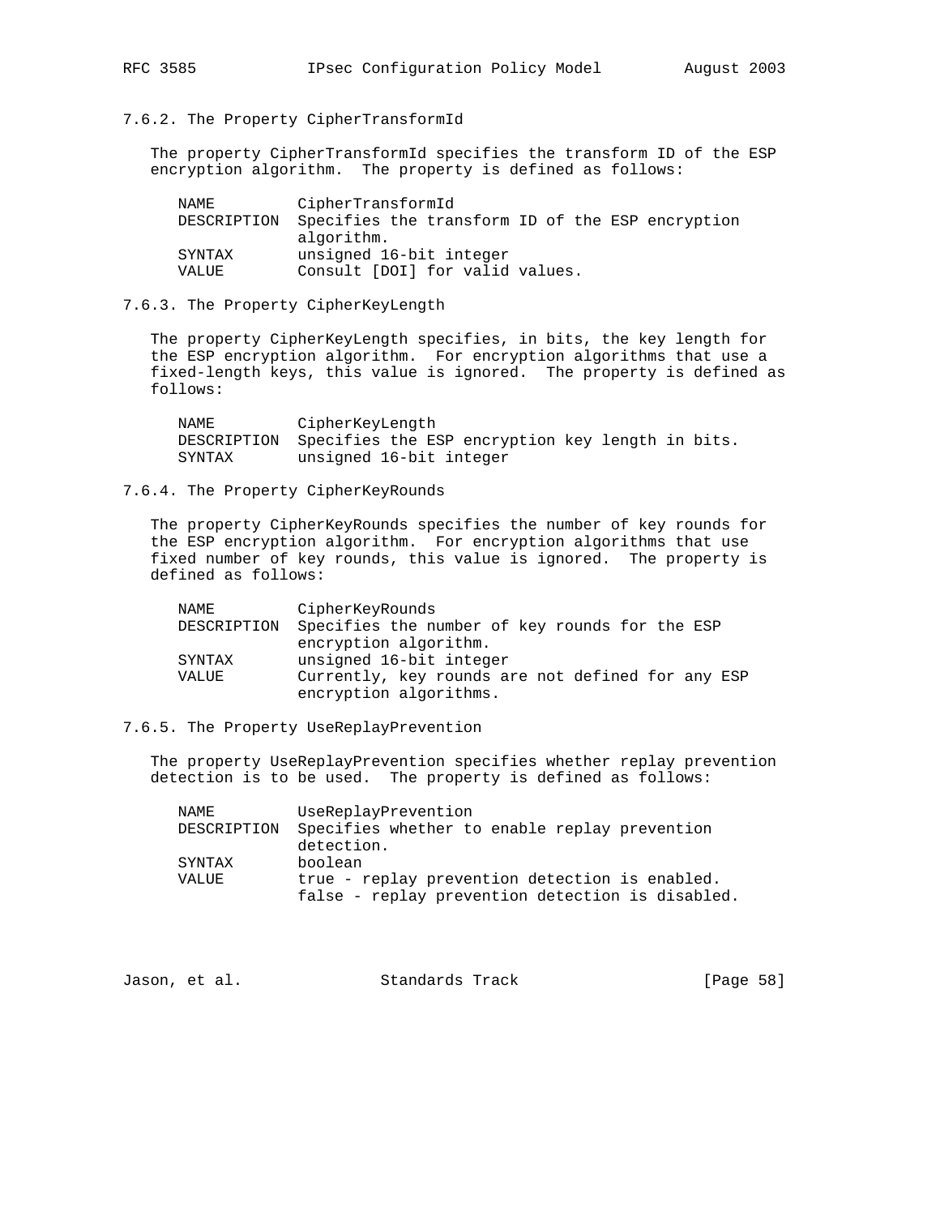### 7.6.2. The Property CipherTransformId

The property CipherTransformId specifies the transform ID of the ESP encryption algorithm. The property is defined as follows:

```
NAME         CipherTransformId
DESCRIPTION  Specifies the transform ID of the ESP encryption
             algorithm.
SYNTAX       unsigned 16-bit integer
VALUE        Consult [DOI] for valid values.
```

### 7.6.3. The Property CipherKeyLength

The property CipherKeyLength specifies, in bits, the key length for the ESP encryption algorithm. For encryption algorithms that use a fixed-length keys, this value is ignored. The property is defined as follows:

```
NAME         CipherKeyLength
DESCRIPTION  Specifies the ESP encryption key length in bits.
SYNTAX       unsigned 16-bit integer
```

### 7.6.4. The Property CipherKeyRounds

The property CipherKeyRounds specifies the number of key rounds for the ESP encryption algorithm. For encryption algorithms that use fixed number of key rounds, this value is ignored. The property is defined as follows:

```
NAME         CipherKeyRounds
DESCRIPTION  Specifies the number of key rounds for the ESP
             encryption algorithm.
SYNTAX       unsigned 16-bit integer
VALUE        Currently, key rounds are not defined for any ESP
             encryption algorithms.
```

### 7.6.5. The Property UseReplayPrevention

The property UseReplayPrevention specifies whether replay prevention detection is to be used. The property is defined as follows:

```
NAME         UseReplayPrevention
DESCRIPTION  Specifies whether to enable replay prevention
             detection.
SYNTAX       boolean
VALUE        true - replay prevention detection is enabled.
             false - replay prevention detection is disabled.
```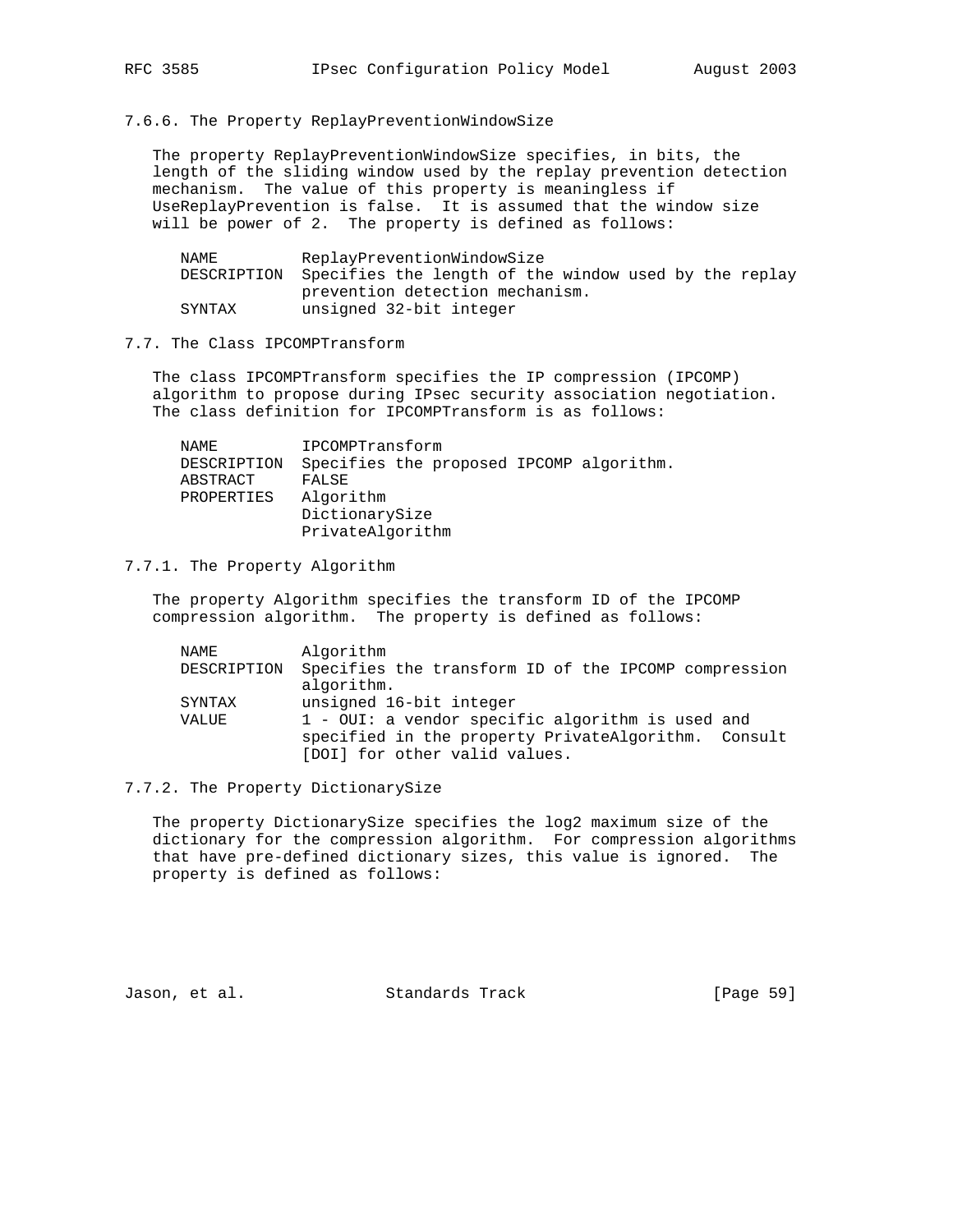### 7.6.6. The Property ReplayPreventionWindowSize

The property ReplayPreventionWindowSize specifies, in bits, the length of the sliding window used by the replay prevention detection mechanism. The value of this property is meaningless if UseReplayPrevention is false. It is assumed that the window size will be power of 2. The property is defined as follows:

```
NAME         ReplayPreventionWindowSize
DESCRIPTION  Specifies the length of the window used by the replay
             prevention detection mechanism.
SYNTAX       unsigned 32-bit integer
```

### 7.7. The Class IPCOMPTransform

The class IPCOMPTransform specifies the IP compression (IPCOMP) algorithm to propose during IPsec security association negotiation. The class definition for IPCOMPTransform is as follows:

```
NAME         IPCOMPTransform
DESCRIPTION  Specifies the proposed IPCOMP algorithm.
ABSTRACT     FALSE
PROPERTIES   Algorithm
             DictionarySize
             PrivateAlgorithm
```

### 7.7.1. The Property Algorithm

The property Algorithm specifies the transform ID of the IPCOMP compression algorithm. The property is defined as follows:

```
NAME         Algorithm
DESCRIPTION  Specifies the transform ID of the IPCOMP compression
             algorithm.
SYNTAX       unsigned 16-bit integer
VALUE        1 - OUI: a vendor specific algorithm is used and
             specified in the property PrivateAlgorithm.  Consult
             [DOI] for other valid values.
```

### 7.7.2. The Property DictionarySize

The property DictionarySize specifies the log2 maximum size of the dictionary for the compression algorithm. For compression algorithms that have pre-defined dictionary sizes, this value is ignored. The property is defined as follows: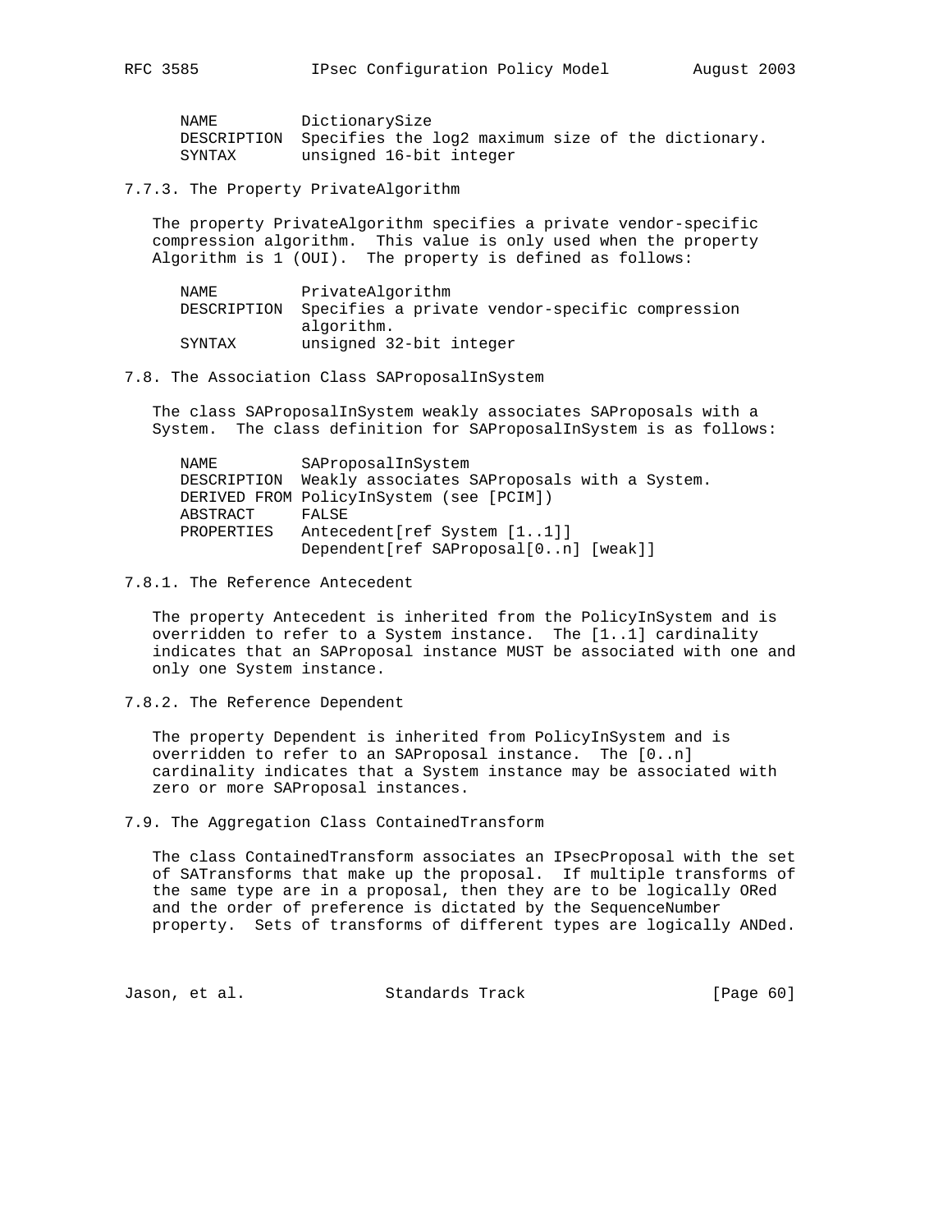```
NAME         DictionarySize
DESCRIPTION  Specifies the log2 maximum size of the dictionary.
SYNTAX       unsigned 16-bit integer
```

### 7.7.3. The Property PrivateAlgorithm

The property PrivateAlgorithm specifies a private vendor-specific compression algorithm. This value is only used when the property Algorithm is 1 (OUI). The property is defined as follows:

```
NAME         PrivateAlgorithm
DESCRIPTION  Specifies a private vendor-specific compression
             algorithm.
SYNTAX       unsigned 32-bit integer
```

## 7.8. The Association Class SAProposalInSystem

The class SAProposalInSystem weakly associates SAProposals with a System. The class definition for SAProposalInSystem is as follows:

```
NAME         SAProposalInSystem
DESCRIPTION  Weakly associates SAProposals with a System.
DERIVED FROM PolicyInSystem (see [PCIM])
ABSTRACT     FALSE
PROPERTIES   Antecedent[ref System [1..1]]
             Dependent[ref SAProposal[0..n] [weak]]
```

### 7.8.1. The Reference Antecedent

The property Antecedent is inherited from the PolicyInSystem and is overridden to refer to a System instance. The [1..1] cardinality indicates that an SAProposal instance MUST be associated with one and only one System instance.

### 7.8.2. The Reference Dependent

The property Dependent is inherited from PolicyInSystem and is overridden to refer to an SAProposal instance. The [0..n] cardinality indicates that a System instance may be associated with zero or more SAProposal instances.

## 7.9. The Aggregation Class ContainedTransform

The class ContainedTransform associates an IPsecProposal with the set of SATransforms that make up the proposal. If multiple transforms of the same type are in a proposal, then they are to be logically ORed and the order of preference is dictated by the SequenceNumber property. Sets of transforms of different types are logically ANDed.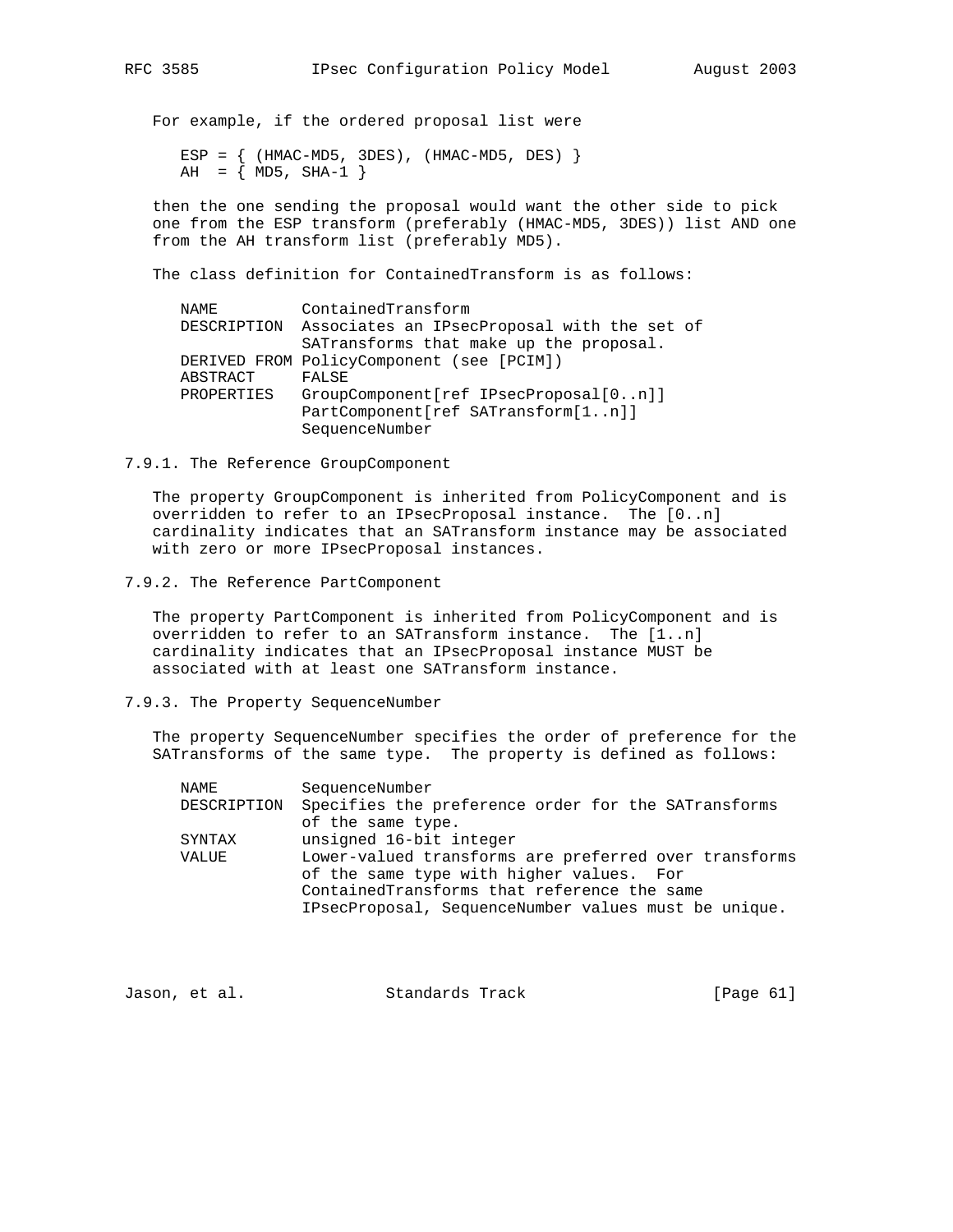For example, if the ordered proposal list were

```
ESP = { (HMAC-MD5, 3DES), (HMAC-MD5, DES) }
AH  = { MD5, SHA-1 }
```

then the one sending the proposal would want the other side to pick one from the ESP transform (preferably (HMAC-MD5, 3DES)) list AND one from the AH transform list (preferably MD5).

The class definition for ContainedTransform is as follows:

```
NAME         ContainedTransform
DESCRIPTION  Associates an IPsecProposal with the set of
             SATransforms that make up the proposal.
DERIVED FROM PolicyComponent (see [PCIM])
ABSTRACT     FALSE
PROPERTIES   GroupComponent[ref IPsecProposal[0..n]]
             PartComponent[ref SATransform[1..n]]
             SequenceNumber
```

### 7.9.1. The Reference GroupComponent

The property GroupComponent is inherited from PolicyComponent and is overridden to refer to an IPsecProposal instance. The [0..n] cardinality indicates that an SATransform instance may be associated with zero or more IPsecProposal instances.

### 7.9.2. The Reference PartComponent

The property PartComponent is inherited from PolicyComponent and is overridden to refer to an SATransform instance. The [1..n] cardinality indicates that an IPsecProposal instance MUST be associated with at least one SATransform instance.

### 7.9.3. The Property SequenceNumber

The property SequenceNumber specifies the order of preference for the SATransforms of the same type. The property is defined as follows:

```
NAME         SequenceNumber
DESCRIPTION  Specifies the preference order for the SATransforms
             of the same type.
SYNTAX       unsigned 16-bit integer
VALUE        Lower-valued transforms are preferred over transforms
             of the same type with higher values.  For
             ContainedTransforms that reference the same
             IPsecProposal, SequenceNumber values must be unique.
```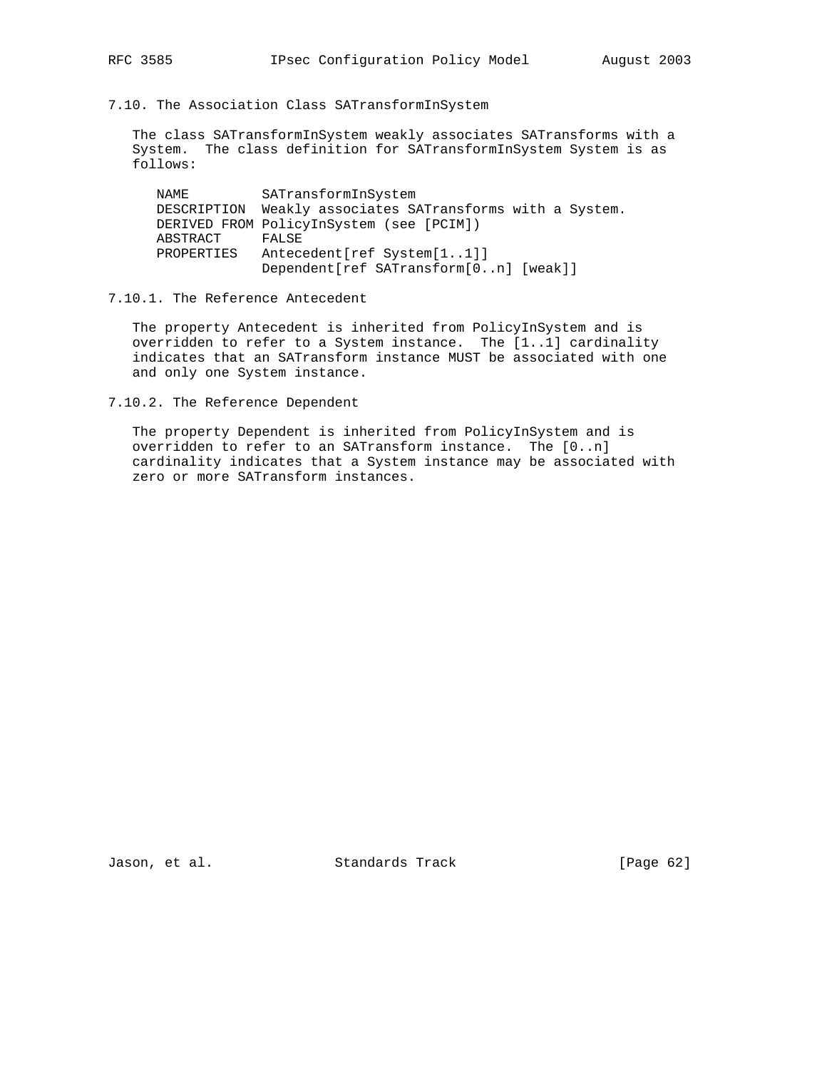### 7.10. The Association Class SATransformInSystem

The class SATransformInSystem weakly associates SATransforms with a System. The class definition for SATransformInSystem System is as follows:

```
NAME         SATransformInSystem
DESCRIPTION  Weakly associates SATransforms with a System.
DERIVED FROM PolicyInSystem (see [PCIM])
ABSTRACT     FALSE
PROPERTIES   Antecedent[ref System[1..1]]
             Dependent[ref SATransform[0..n] [weak]]
```

#### 7.10.1. The Reference Antecedent

The property Antecedent is inherited from PolicyInSystem and is overridden to refer to a System instance. The [1..1] cardinality indicates that an SATransform instance MUST be associated with one and only one System instance.

#### 7.10.2. The Reference Dependent

The property Dependent is inherited from PolicyInSystem and is overridden to refer to an SATransform instance. The [0..n] cardinality indicates that a System instance may be associated with zero or more SATransform instances.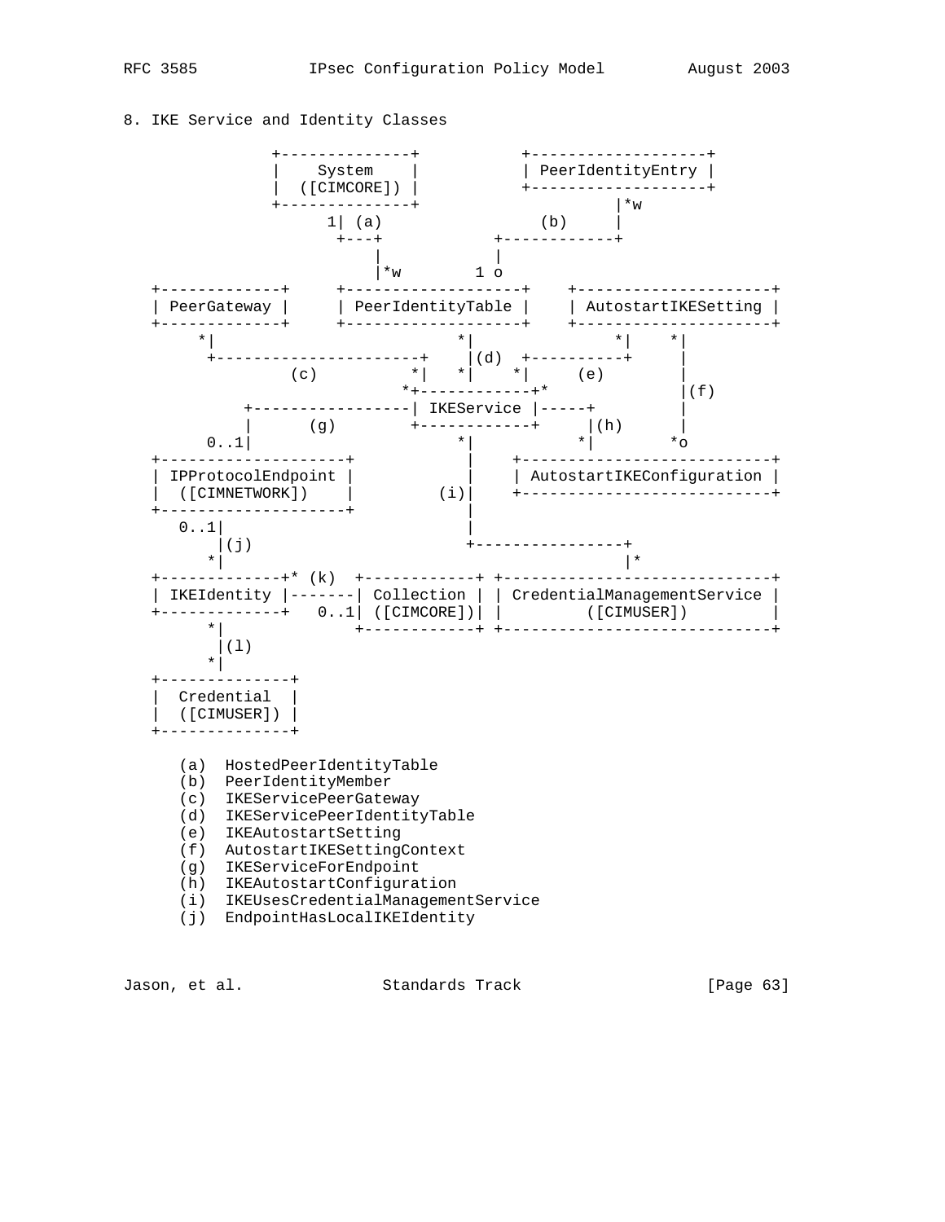## 8. IKE Service and Identity Classes

```
              +--------------+           +-------------------+
              |    System    |           | PeerIdentityEntry |
              |  ([CIMCORE]) |           +-------------------+
              +--------------+                     |*w
                   1| (a)                (b)     |
                    +---+            +------------+
                        |            |
                        |*w       1 o
   +-------------+     +-------------------+    +---------------------+
   | PeerGateway |     | PeerIdentityTable |    | AutostartIKESetting |
   +-------------+     +-------------------+    +---------------------+
        *|                       *|                   *|    *|
         +----------------------+    |(d)  +----------+     |
              (c)          *|   *|    *|     (e)            |
                            *+------------+*               |(f)
           +-----------------| IKEService |-----+          |
           |      (g)        +------------+     |(h)       |
       0..1|                       *|          *|       *o
   +--------------------+           |    +---------------------------+
   | IPProtocolEndpoint |           |    | AutostartIKEConfiguration |
   |  ([CIMNETWORK])    |        (i)|    +---------------------------+
   +--------------------+           |
      0..1|                         |
          |(j)                      +----------------+
         *|                                         |*
   +-------------+* (k)  +------------+ +-----------------------------+
   | IKEIdentity |-------| Collection | | CredentialManagementService |
   +-------------+   0..1| ([CIMCORE])| |         ([CIMUSER])         |
         *|              +------------+ +-----------------------------+
          |(l)
         *|
   +--------------+
   |  Credential  |
   |  ([CIMUSER]) |
   +--------------+

      (a)  HostedPeerIdentityTable
      (b)  PeerIdentityMember
      (c)  IKEServicePeerGateway
      (d)  IKEServicePeerIdentityTable
      (e)  IKEAutostartSetting
      (f)  AutostartIKESettingContext
      (g)  IKEServiceForEndpoint
      (h)  IKEAutostartConfiguration
      (i)  IKEUsesCredentialManagementService
      (j)  EndpointHasLocalIKEIdentity
```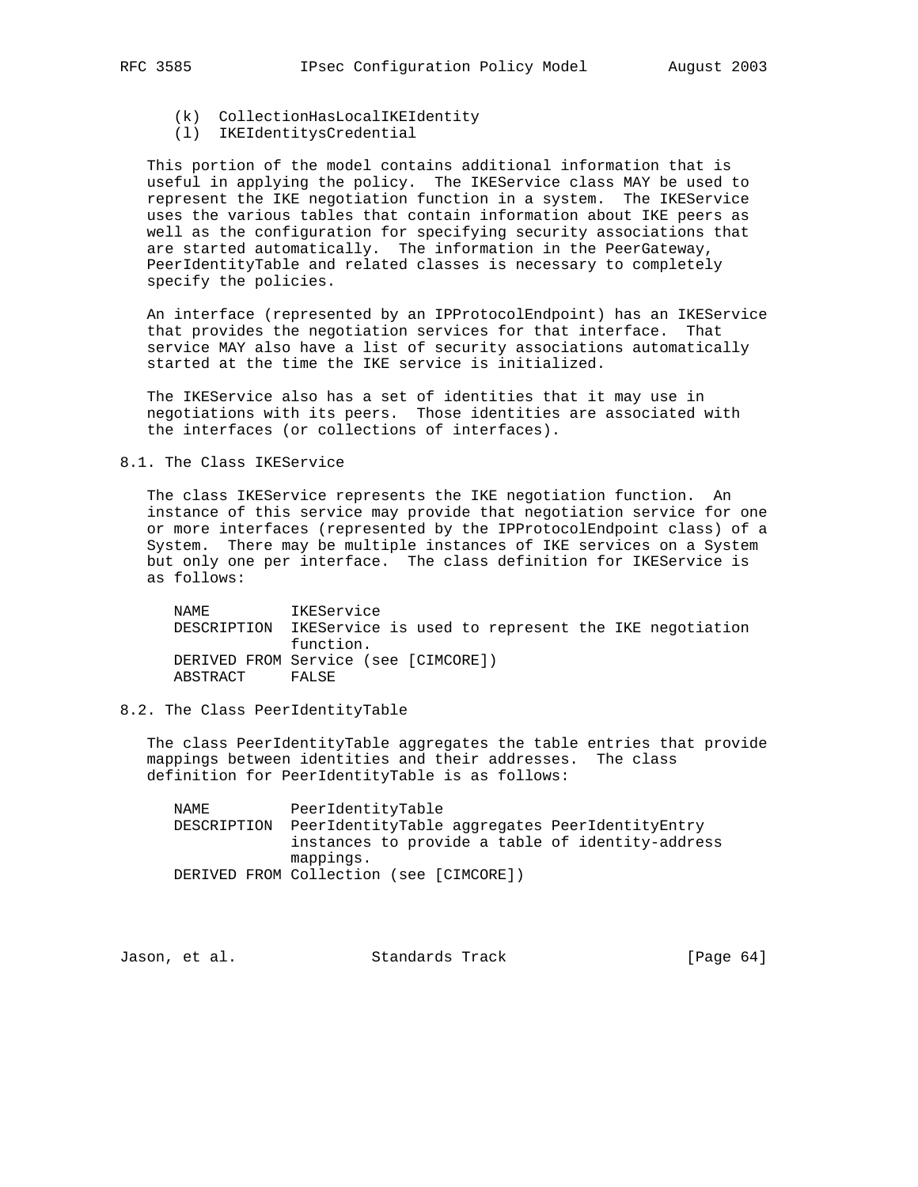(k) CollectionHasLocalIKEIdentity
(l) IKEIdentitysCredential

This portion of the model contains additional information that is useful in applying the policy. The IKEService class MAY be used to represent the IKE negotiation function in a system. The IKEService uses the various tables that contain information about IKE peers as well as the configuration for specifying security associations that are started automatically. The information in the PeerGateway, PeerIdentityTable and related classes is necessary to completely specify the policies.

An interface (represented by an IPProtocolEndpoint) has an IKEService that provides the negotiation services for that interface. That service MAY also have a list of security associations automatically started at the time the IKE service is initialized.

The IKEService also has a set of identities that it may use in negotiations with its peers. Those identities are associated with the interfaces (or collections of interfaces).

## 8.1. The Class IKEService

The class IKEService represents the IKE negotiation function. An instance of this service may provide that negotiation service for one or more interfaces (represented by the IPProtocolEndpoint class) of a System. There may be multiple instances of IKE services on a System but only one per interface. The class definition for IKEService is as follows:

```
NAME         IKEService
DESCRIPTION  IKEService is used to represent the IKE negotiation
             function.
DERIVED FROM Service (see [CIMCORE])
ABSTRACT     FALSE
```

## 8.2. The Class PeerIdentityTable

The class PeerIdentityTable aggregates the table entries that provide mappings between identities and their addresses. The class definition for PeerIdentityTable is as follows:

```
NAME         PeerIdentityTable
DESCRIPTION  PeerIdentityTable aggregates PeerIdentityEntry
             instances to provide a table of identity-address
             mappings.
DERIVED FROM Collection (see [CIMCORE])
```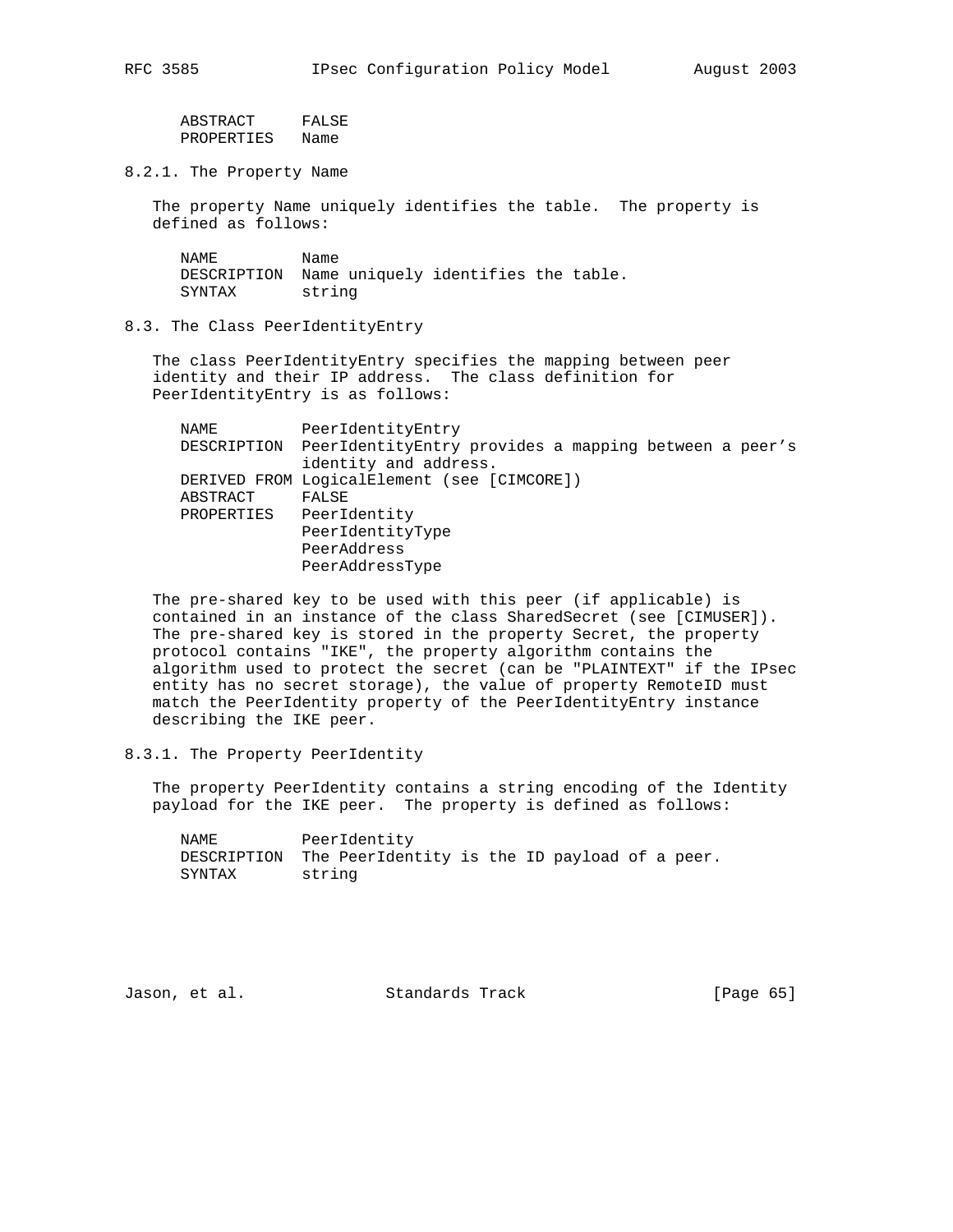```
ABSTRACT     FALSE
PROPERTIES   Name
```

### 8.2.1. The Property Name

The property Name uniquely identifies the table. The property is defined as follows:

```
NAME         Name
DESCRIPTION  Name uniquely identifies the table.
SYNTAX       string
```

## 8.3. The Class PeerIdentityEntry

The class PeerIdentityEntry specifies the mapping between peer identity and their IP address. The class definition for PeerIdentityEntry is as follows:

```
NAME         PeerIdentityEntry
DESCRIPTION  PeerIdentityEntry provides a mapping between a peer's
             identity and address.
DERIVED FROM LogicalElement (see [CIMCORE])
ABSTRACT     FALSE
PROPERTIES   PeerIdentity
             PeerIdentityType
             PeerAddress
             PeerAddressType
```

The pre-shared key to be used with this peer (if applicable) is contained in an instance of the class SharedSecret (see [CIMUSER]). The pre-shared key is stored in the property Secret, the property protocol contains "IKE", the property algorithm contains the algorithm used to protect the secret (can be "PLAINTEXT" if the IPsec entity has no secret storage), the value of property RemoteID must match the PeerIdentity property of the PeerIdentityEntry instance describing the IKE peer.

### 8.3.1. The Property PeerIdentity

The property PeerIdentity contains a string encoding of the Identity payload for the IKE peer. The property is defined as follows:

```
NAME         PeerIdentity
DESCRIPTION  The PeerIdentity is the ID payload of a peer.
SYNTAX       string
```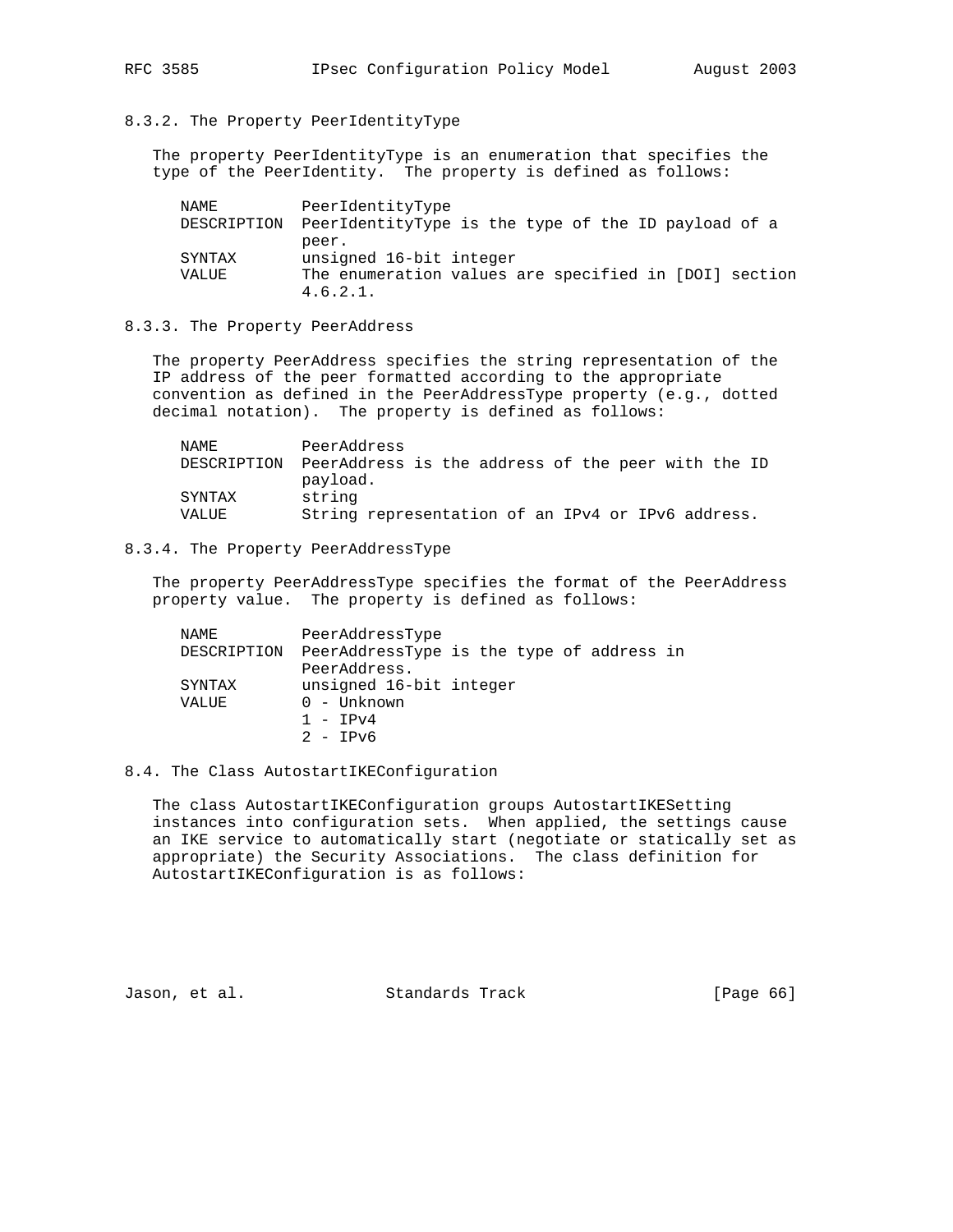### 8.3.2. The Property PeerIdentityType

The property PeerIdentityType is an enumeration that specifies the type of the PeerIdentity. The property is defined as follows:

```
NAME         PeerIdentityType
DESCRIPTION  PeerIdentityType is the type of the ID payload of a
             peer.
SYNTAX       unsigned 16-bit integer
VALUE        The enumeration values are specified in [DOI] section
             4.6.2.1.
```

### 8.3.3. The Property PeerAddress

The property PeerAddress specifies the string representation of the IP address of the peer formatted according to the appropriate convention as defined in the PeerAddressType property (e.g., dotted decimal notation). The property is defined as follows:

```
NAME         PeerAddress
DESCRIPTION  PeerAddress is the address of the peer with the ID
             payload.
SYNTAX       string
VALUE        String representation of an IPv4 or IPv6 address.
```

### 8.3.4. The Property PeerAddressType

The property PeerAddressType specifies the format of the PeerAddress property value. The property is defined as follows:

```
NAME         PeerAddressType
DESCRIPTION  PeerAddressType is the type of address in
             PeerAddress.
SYNTAX       unsigned 16-bit integer
VALUE        0 - Unknown
             1 - IPv4
             2 - IPv6
```

## 8.4. The Class AutostartIKEConfiguration

The class AutostartIKEConfiguration groups AutostartIKESetting instances into configuration sets. When applied, the settings cause an IKE service to automatically start (negotiate or statically set as appropriate) the Security Associations. The class definition for AutostartIKEConfiguration is as follows: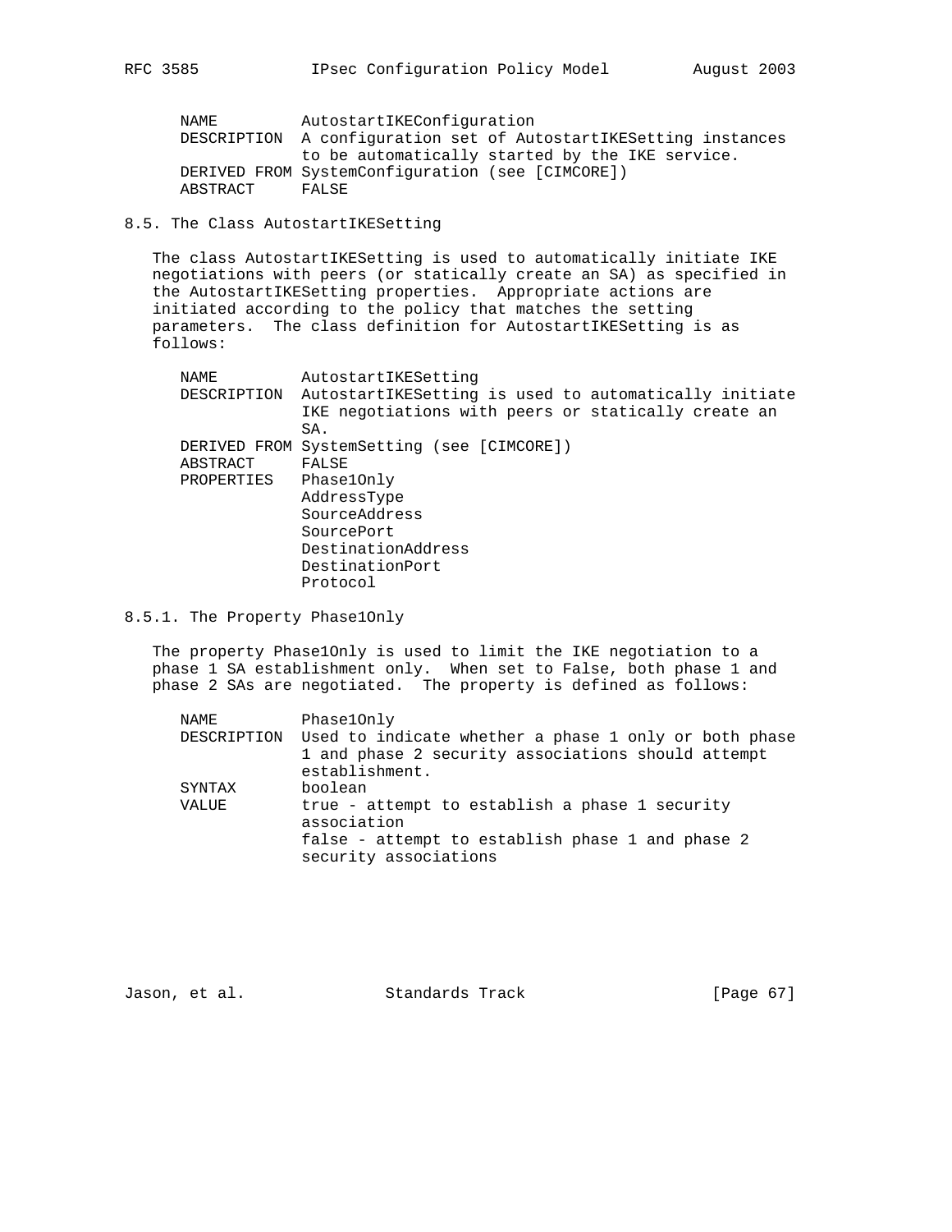```
NAME         AutostartIKEConfiguration
DESCRIPTION  A configuration set of AutostartIKESetting instances
             to be automatically started by the IKE service.
DERIVED FROM SystemConfiguration (see [CIMCORE])
ABSTRACT     FALSE
```

### 8.5. The Class AutostartIKESetting

The class AutostartIKESetting is used to automatically initiate IKE negotiations with peers (or statically create an SA) as specified in the AutostartIKESetting properties. Appropriate actions are initiated according to the policy that matches the setting parameters. The class definition for AutostartIKESetting is as follows:

```
NAME         AutostartIKESetting
DESCRIPTION  AutostartIKESetting is used to automatically initiate
             IKE negotiations with peers or statically create an
             SA.
DERIVED FROM SystemSetting (see [CIMCORE])
ABSTRACT     FALSE
PROPERTIES   Phase1Only
             AddressType
             SourceAddress
             SourcePort
             DestinationAddress
             DestinationPort
             Protocol
```

#### 8.5.1. The Property Phase1Only

The property Phase1Only is used to limit the IKE negotiation to a phase 1 SA establishment only. When set to False, both phase 1 and phase 2 SAs are negotiated. The property is defined as follows:

```
NAME         Phase1Only
DESCRIPTION  Used to indicate whether a phase 1 only or both phase
             1 and phase 2 security associations should attempt
             establishment.
SYNTAX       boolean
VALUE        true - attempt to establish a phase 1 security
             association
             false - attempt to establish phase 1 and phase 2
             security associations
```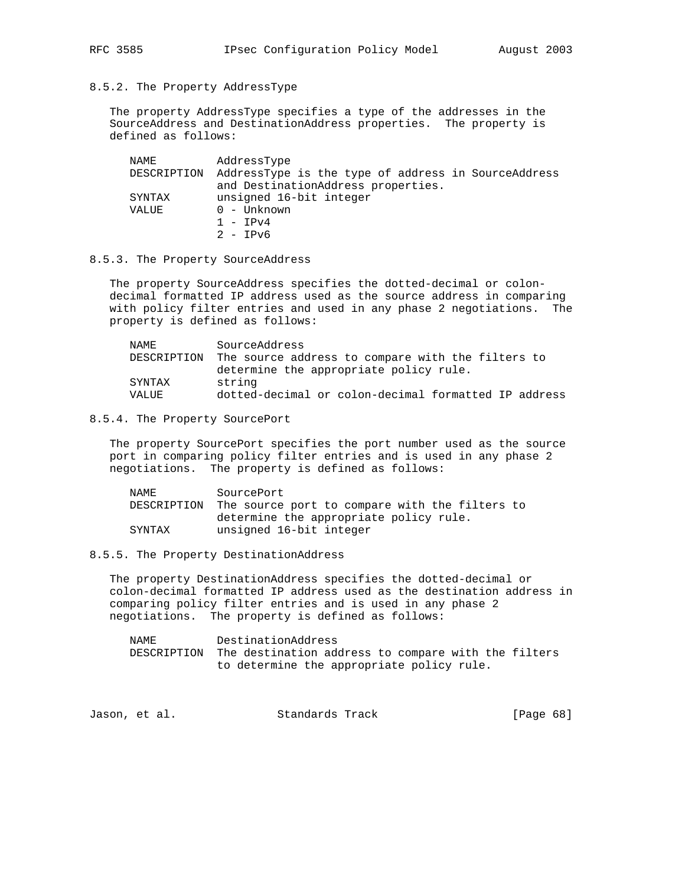### 8.5.2. The Property AddressType

The property AddressType specifies a type of the addresses in the SourceAddress and DestinationAddress properties. The property is defined as follows:

```
NAME         AddressType
DESCRIPTION  AddressType is the type of address in SourceAddress
             and DestinationAddress properties.
SYNTAX       unsigned 16-bit integer
VALUE        0 - Unknown
             1 - IPv4
             2 - IPv6
```

### 8.5.3. The Property SourceAddress

The property SourceAddress specifies the dotted-decimal or colon-decimal formatted IP address used as the source address in comparing with policy filter entries and used in any phase 2 negotiations. The property is defined as follows:

```
NAME         SourceAddress
DESCRIPTION  The source address to compare with the filters to
             determine the appropriate policy rule.
SYNTAX       string
VALUE        dotted-decimal or colon-decimal formatted IP address
```

### 8.5.4. The Property SourcePort

The property SourcePort specifies the port number used as the source port in comparing policy filter entries and is used in any phase 2 negotiations. The property is defined as follows:

```
NAME         SourcePort
DESCRIPTION  The source port to compare with the filters to
             determine the appropriate policy rule.
SYNTAX       unsigned 16-bit integer
```

### 8.5.5. The Property DestinationAddress

The property DestinationAddress specifies the dotted-decimal or colon-decimal formatted IP address used as the destination address in comparing policy filter entries and is used in any phase 2 negotiations. The property is defined as follows:

```
NAME         DestinationAddress
DESCRIPTION  The destination address to compare with the filters
             to determine the appropriate policy rule.
```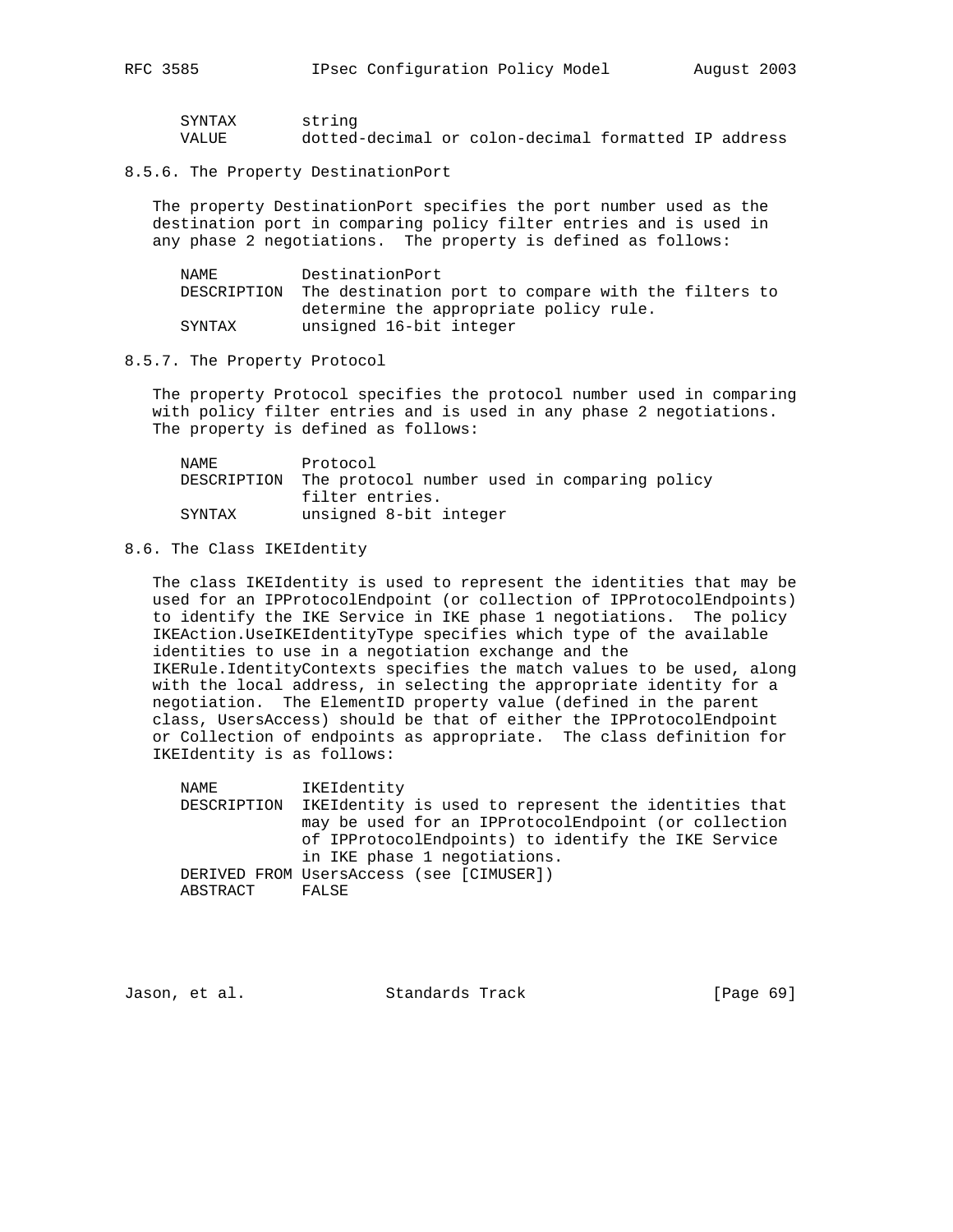```
SYNTAX      string
VALUE       dotted-decimal or colon-decimal formatted IP address
```

### 8.5.6. The Property DestinationPort

The property DestinationPort specifies the port number used as the destination port in comparing policy filter entries and is used in any phase 2 negotiations. The property is defined as follows:

```
NAME         DestinationPort
DESCRIPTION  The destination port to compare with the filters to
             determine the appropriate policy rule.
SYNTAX       unsigned 16-bit integer
```

### 8.5.7. The Property Protocol

The property Protocol specifies the protocol number used in comparing with policy filter entries and is used in any phase 2 negotiations. The property is defined as follows:

```
NAME         Protocol
DESCRIPTION  The protocol number used in comparing policy
             filter entries.
SYNTAX       unsigned 8-bit integer
```

## 8.6. The Class IKEIdentity

The class IKEIdentity is used to represent the identities that may be used for an IPProtocolEndpoint (or collection of IPProtocolEndpoints) to identify the IKE Service in IKE phase 1 negotiations. The policy IKEAction.UseIKEIdentityType specifies which type of the available identities to use in a negotiation exchange and the IKERule.IdentityContexts specifies the match values to be used, along with the local address, in selecting the appropriate identity for a negotiation. The ElementID property value (defined in the parent class, UsersAccess) should be that of either the IPProtocolEndpoint or Collection of endpoints as appropriate. The class definition for IKEIdentity is as follows:

```
NAME         IKEIdentity
DESCRIPTION  IKEIdentity is used to represent the identities that
             may be used for an IPProtocolEndpoint (or collection
             of IPProtocolEndpoints) to identify the IKE Service
             in IKE phase 1 negotiations.
DERIVED FROM UsersAccess (see [CIMUSER])
ABSTRACT     FALSE
```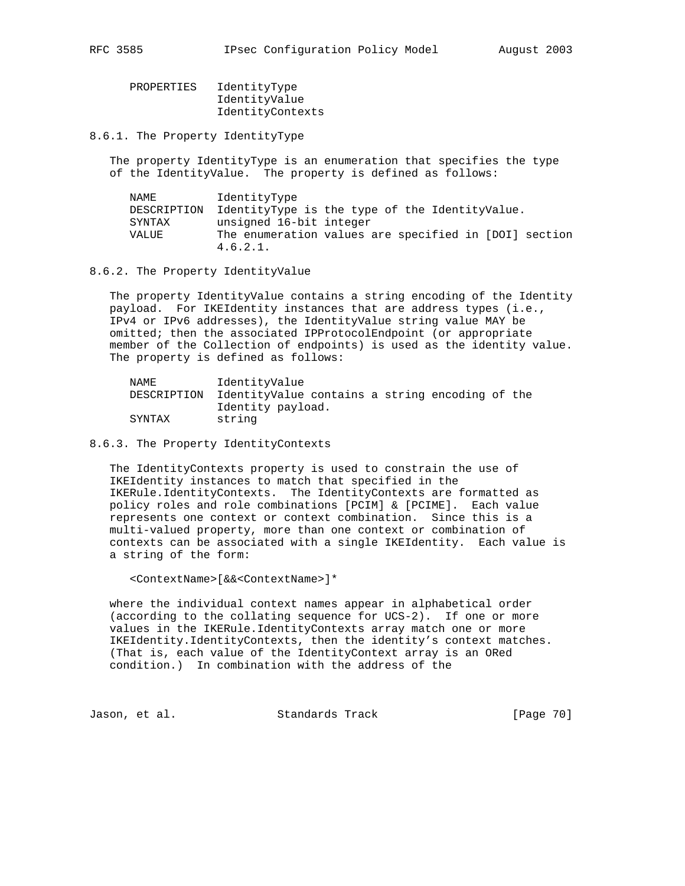```
PROPERTIES   IdentityType
             IdentityValue
             IdentityContexts
```

### 8.6.1. The Property IdentityType

The property IdentityType is an enumeration that specifies the type of the IdentityValue. The property is defined as follows:

```
NAME         IdentityType
DESCRIPTION  IdentityType is the type of the IdentityValue.
SYNTAX       unsigned 16-bit integer
VALUE        The enumeration values are specified in [DOI] section
             4.6.2.1.
```

### 8.6.2. The Property IdentityValue

The property IdentityValue contains a string encoding of the Identity payload. For IKEIdentity instances that are address types (i.e., IPv4 or IPv6 addresses), the IdentityValue string value MAY be omitted; then the associated IPProtocolEndpoint (or appropriate member of the Collection of endpoints) is used as the identity value. The property is defined as follows:

```
NAME         IdentityValue
DESCRIPTION  IdentityValue contains a string encoding of the
             Identity payload.
SYNTAX       string
```

### 8.6.3. The Property IdentityContexts

The IdentityContexts property is used to constrain the use of IKEIdentity instances to match that specified in the IKERule.IdentityContexts. The IdentityContexts are formatted as policy roles and role combinations [PCIM] & [PCIME]. Each value represents one context or context combination. Since this is a multi-valued property, more than one context or combination of contexts can be associated with a single IKEIdentity. Each value is a string of the form:

```
<ContextName>[&&<ContextName>]*
```

where the individual context names appear in alphabetical order (according to the collating sequence for UCS-2). If one or more values in the IKERule.IdentityContexts array match one or more IKEIdentity.IdentityContexts, then the identity's context matches. (That is, each value of the IdentityContext array is an ORed condition.) In combination with the address of the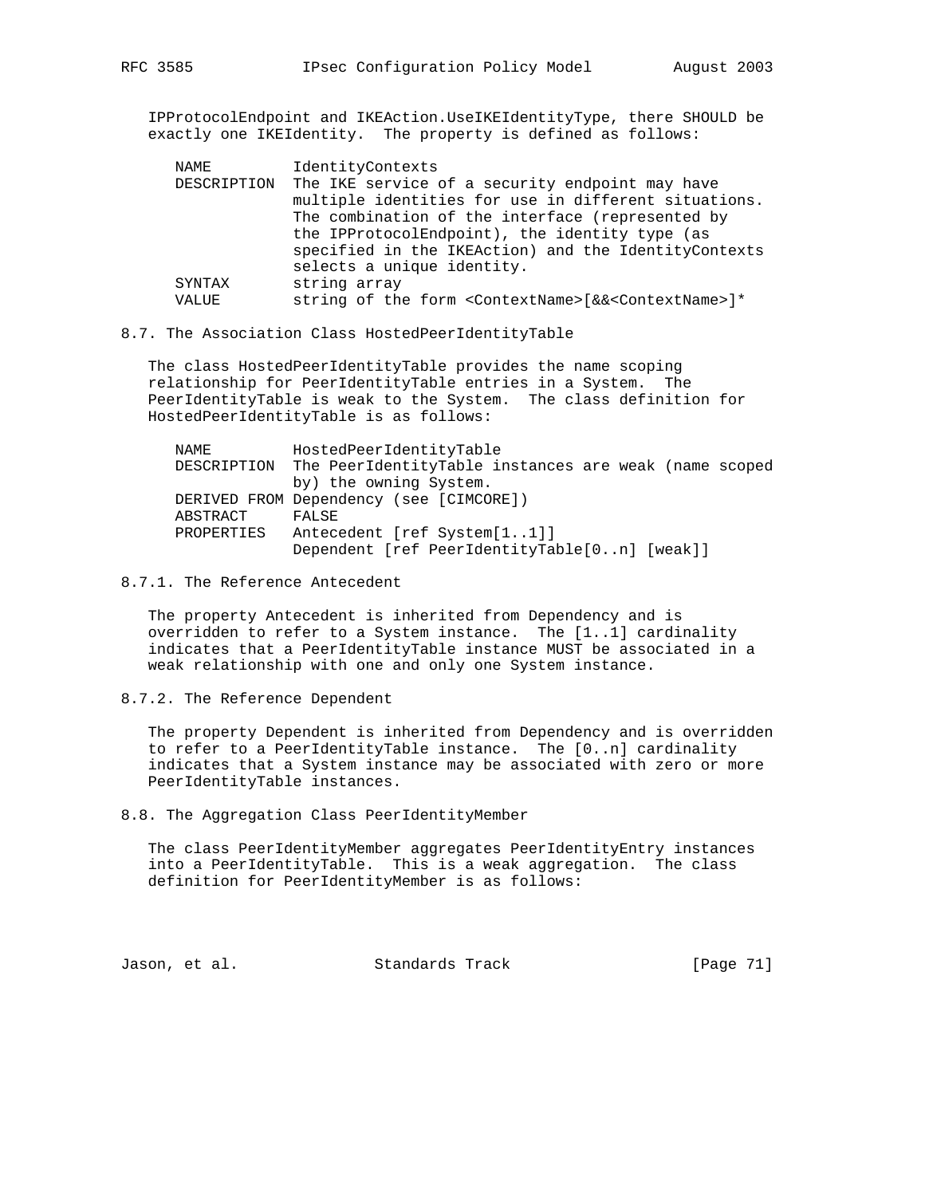IPProtocolEndpoint and IKEAction.UseIKEIdentityType, there SHOULD be exactly one IKEIdentity. The property is defined as follows:

```
NAME         IdentityContexts
DESCRIPTION  The IKE service of a security endpoint may have
             multiple identities for use in different situations.
             The combination of the interface (represented by
             the IPProtocolEndpoint), the identity type (as
             specified in the IKEAction) and the IdentityContexts
             selects a unique identity.
SYNTAX       string array
VALUE        string of the form <ContextName>[&&<ContextName>]*
```

### 8.7. The Association Class HostedPeerIdentityTable

The class HostedPeerIdentityTable provides the name scoping relationship for PeerIdentityTable entries in a System. The PeerIdentityTable is weak to the System. The class definition for HostedPeerIdentityTable is as follows:

```
NAME         HostedPeerIdentityTable
DESCRIPTION  The PeerIdentityTable instances are weak (name scoped
             by) the owning System.
DERIVED FROM Dependency (see [CIMCORE])
ABSTRACT     FALSE
PROPERTIES   Antecedent [ref System[1..1]]
             Dependent [ref PeerIdentityTable[0..n] [weak]]
```

#### 8.7.1. The Reference Antecedent

The property Antecedent is inherited from Dependency and is overridden to refer to a System instance. The [1..1] cardinality indicates that a PeerIdentityTable instance MUST be associated in a weak relationship with one and only one System instance.

#### 8.7.2. The Reference Dependent

The property Dependent is inherited from Dependency and is overridden to refer to a PeerIdentityTable instance. The [0..n] cardinality indicates that a System instance may be associated with zero or more PeerIdentityTable instances.

### 8.8. The Aggregation Class PeerIdentityMember

The class PeerIdentityMember aggregates PeerIdentityEntry instances into a PeerIdentityTable. This is a weak aggregation. The class definition for PeerIdentityMember is as follows: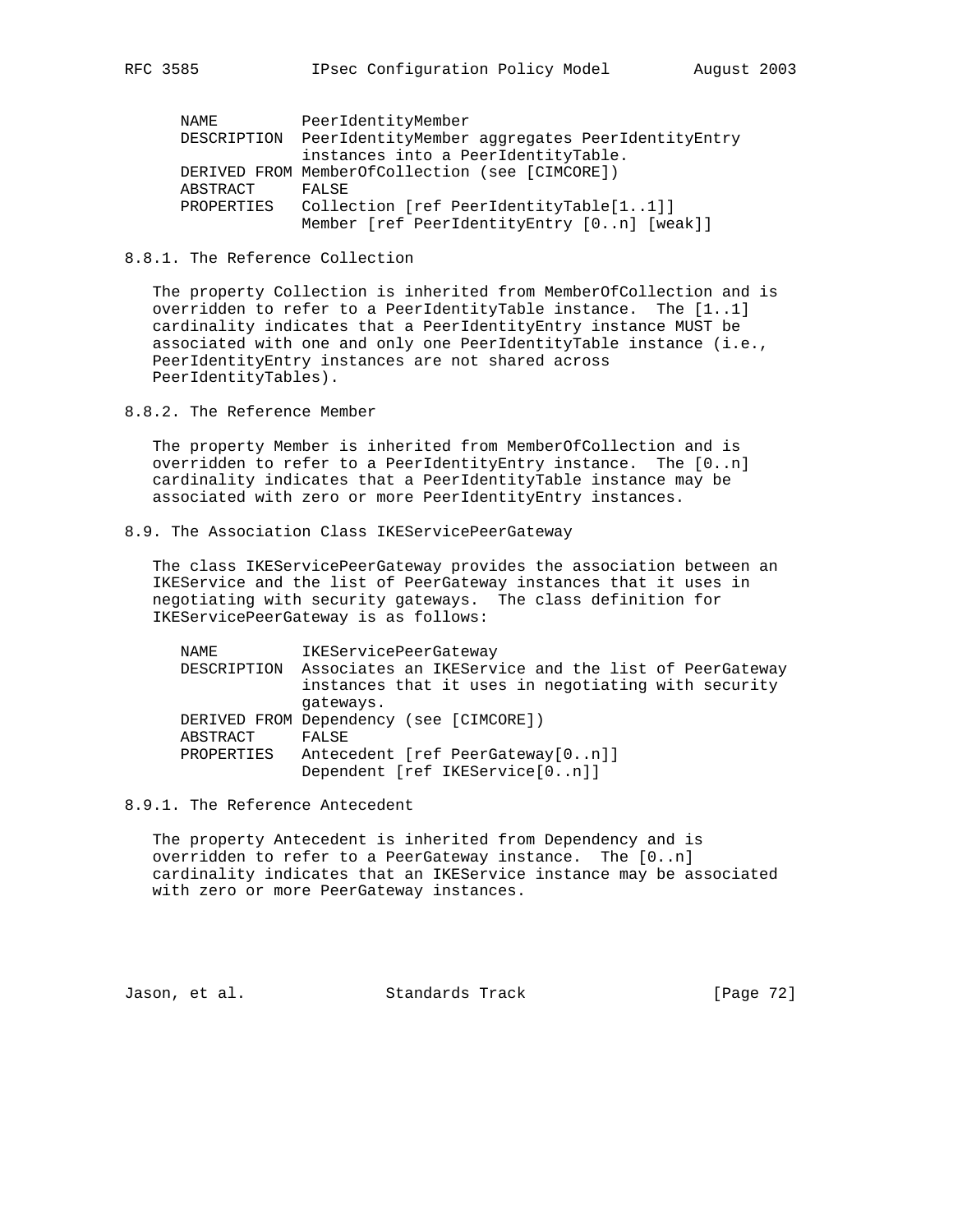```
NAME         PeerIdentityMember
DESCRIPTION  PeerIdentityMember aggregates PeerIdentityEntry
             instances into a PeerIdentityTable.
DERIVED FROM MemberOfCollection (see [CIMCORE])
ABSTRACT     FALSE
PROPERTIES   Collection [ref PeerIdentityTable[1..1]]
             Member [ref PeerIdentityEntry [0..n] [weak]]
```

### 8.8.1. The Reference Collection

The property Collection is inherited from MemberOfCollection and is overridden to refer to a PeerIdentityTable instance. The [1..1] cardinality indicates that a PeerIdentityEntry instance MUST be associated with one and only one PeerIdentityTable instance (i.e., PeerIdentityEntry instances are not shared across PeerIdentityTables).

### 8.8.2. The Reference Member

The property Member is inherited from MemberOfCollection and is overridden to refer to a PeerIdentityEntry instance. The [0..n] cardinality indicates that a PeerIdentityTable instance may be associated with zero or more PeerIdentityEntry instances.

## 8.9. The Association Class IKEServicePeerGateway

The class IKEServicePeerGateway provides the association between an IKEService and the list of PeerGateway instances that it uses in negotiating with security gateways. The class definition for IKEServicePeerGateway is as follows:

```
NAME         IKEServicePeerGateway
DESCRIPTION  Associates an IKEService and the list of PeerGateway
             instances that it uses in negotiating with security
             gateways.
DERIVED FROM Dependency (see [CIMCORE])
ABSTRACT     FALSE
PROPERTIES   Antecedent [ref PeerGateway[0..n]]
             Dependent [ref IKEService[0..n]]
```

### 8.9.1. The Reference Antecedent

The property Antecedent is inherited from Dependency and is overridden to refer to a PeerGateway instance. The [0..n] cardinality indicates that an IKEService instance may be associated with zero or more PeerGateway instances.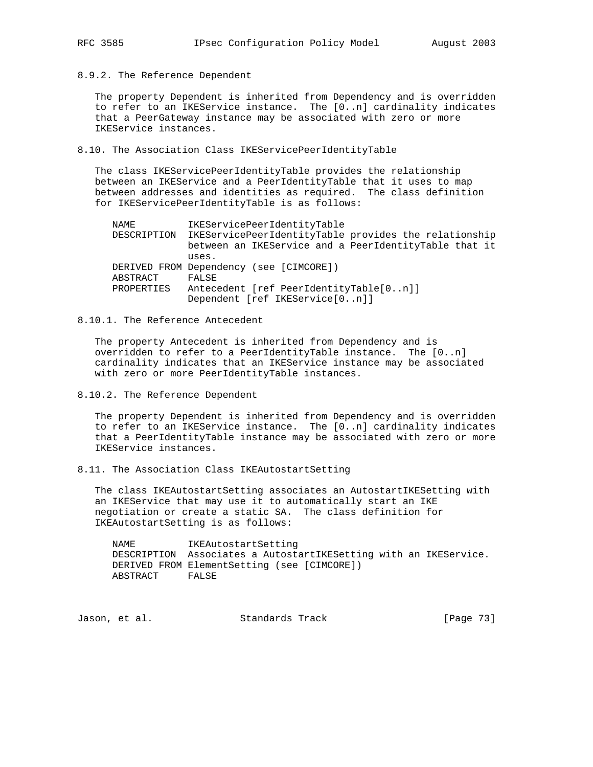### 8.9.2. The Reference Dependent

The property Dependent is inherited from Dependency and is overridden to refer to an IKEService instance. The [0..n] cardinality indicates that a PeerGateway instance may be associated with zero or more IKEService instances.

## 8.10. The Association Class IKEServicePeerIdentityTable

The class IKEServicePeerIdentityTable provides the relationship between an IKEService and a PeerIdentityTable that it uses to map between addresses and identities as required. The class definition for IKEServicePeerIdentityTable is as follows:

```
NAME         IKEServicePeerIdentityTable
DESCRIPTION  IKEServicePeerIdentityTable provides the relationship
             between an IKEService and a PeerIdentityTable that it
             uses.
DERIVED FROM Dependency (see [CIMCORE])
ABSTRACT     FALSE
PROPERTIES   Antecedent [ref PeerIdentityTable[0..n]]
             Dependent [ref IKEService[0..n]]
```

### 8.10.1. The Reference Antecedent

The property Antecedent is inherited from Dependency and is overridden to refer to a PeerIdentityTable instance. The [0..n] cardinality indicates that an IKEService instance may be associated with zero or more PeerIdentityTable instances.

### 8.10.2. The Reference Dependent

The property Dependent is inherited from Dependency and is overridden to refer to an IKEService instance. The [0..n] cardinality indicates that a PeerIdentityTable instance may be associated with zero or more IKEService instances.

## 8.11. The Association Class IKEAutostartSetting

The class IKEAutostartSetting associates an AutostartIKESetting with an IKEService that may use it to automatically start an IKE negotiation or create a static SA. The class definition for IKEAutostartSetting is as follows:

```
NAME         IKEAutostartSetting
DESCRIPTION  Associates a AutostartIKESetting with an IKEService.
DERIVED FROM ElementSetting (see [CIMCORE])
ABSTRACT     FALSE
```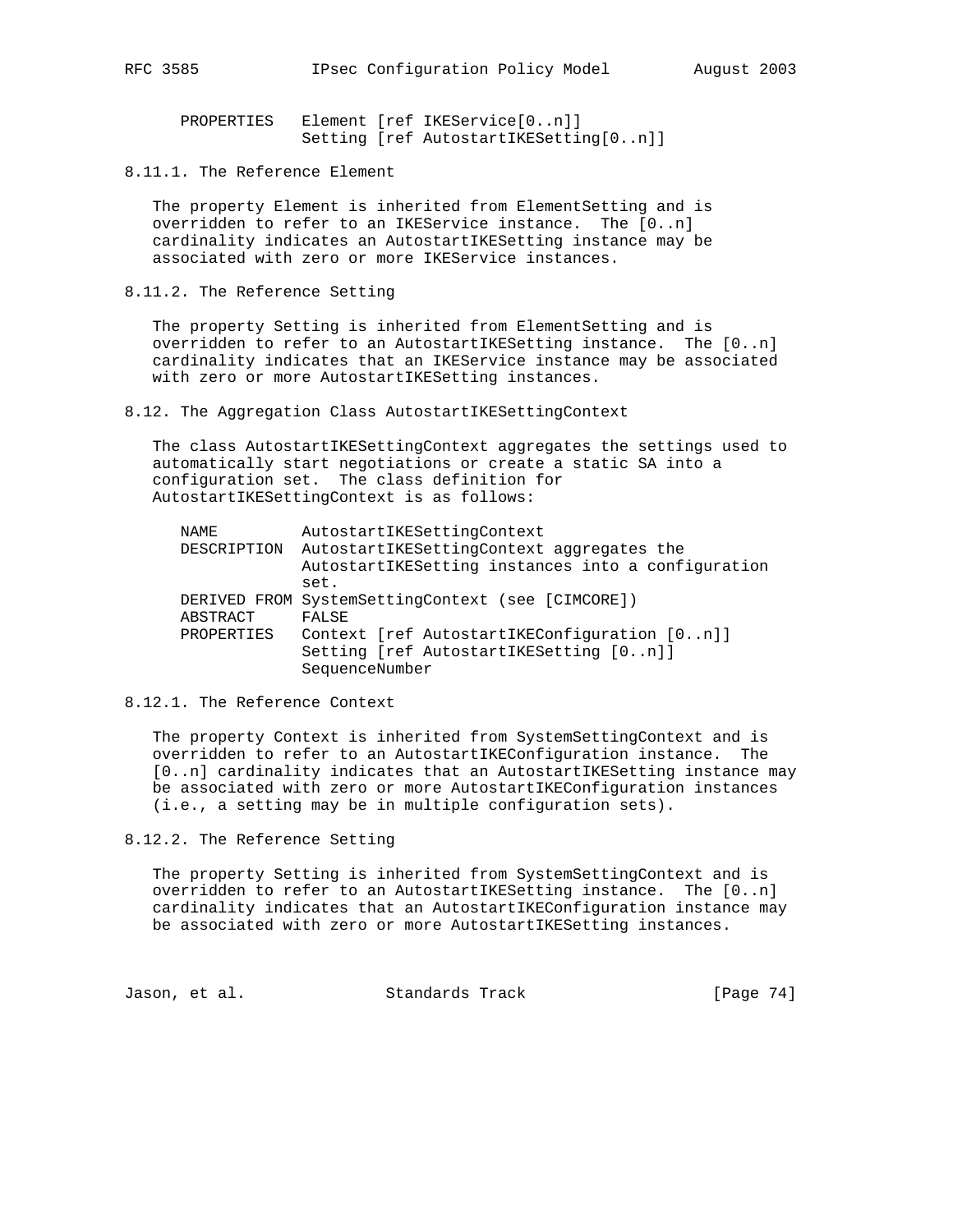```
PROPERTIES   Element [ref IKEService[0..n]]
             Setting [ref AutostartIKESetting[0..n]]
```

### 8.11.1. The Reference Element

The property Element is inherited from ElementSetting and is overridden to refer to an IKEService instance. The [0..n] cardinality indicates an AutostartIKESetting instance may be associated with zero or more IKEService instances.

### 8.11.2. The Reference Setting

The property Setting is inherited from ElementSetting and is overridden to refer to an AutostartIKESetting instance. The [0..n] cardinality indicates that an IKEService instance may be associated with zero or more AutostartIKESetting instances.

## 8.12. The Aggregation Class AutostartIKESettingContext

The class AutostartIKESettingContext aggregates the settings used to automatically start negotiations or create a static SA into a configuration set. The class definition for AutostartIKESettingContext is as follows:

```
NAME         AutostartIKESettingContext
DESCRIPTION  AutostartIKESettingContext aggregates the
             AutostartIKESetting instances into a configuration
             set.
DERIVED FROM SystemSettingContext (see [CIMCORE])
ABSTRACT     FALSE
PROPERTIES   Context [ref AutostartIKEConfiguration [0..n]]
             Setting [ref AutostartIKESetting [0..n]]
             SequenceNumber
```

### 8.12.1. The Reference Context

The property Context is inherited from SystemSettingContext and is overridden to refer to an AutostartIKEConfiguration instance. The [0..n] cardinality indicates that an AutostartIKESetting instance may be associated with zero or more AutostartIKEConfiguration instances (i.e., a setting may be in multiple configuration sets).

### 8.12.2. The Reference Setting

The property Setting is inherited from SystemSettingContext and is overridden to refer to an AutostartIKESetting instance. The [0..n] cardinality indicates that an AutostartIKEConfiguration instance may be associated with zero or more AutostartIKESetting instances.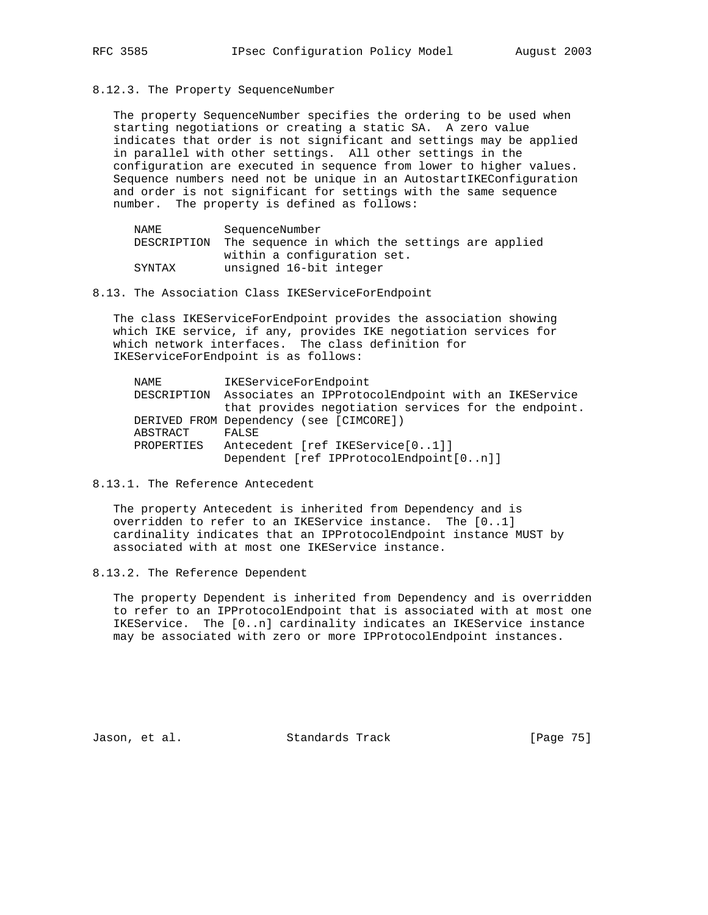### 8.12.3. The Property SequenceNumber

The property SequenceNumber specifies the ordering to be used when starting negotiations or creating a static SA. A zero value indicates that order is not significant and settings may be applied in parallel with other settings. All other settings in the configuration are executed in sequence from lower to higher values. Sequence numbers need not be unique in an AutostartIKEConfiguration and order is not significant for settings with the same sequence number. The property is defined as follows:

```
NAME         SequenceNumber
DESCRIPTION  The sequence in which the settings are applied
             within a configuration set.
SYNTAX       unsigned 16-bit integer
```

## 8.13. The Association Class IKEServiceForEndpoint

The class IKEServiceForEndpoint provides the association showing which IKE service, if any, provides IKE negotiation services for which network interfaces. The class definition for IKEServiceForEndpoint is as follows:

```
NAME         IKEServiceForEndpoint
DESCRIPTION  Associates an IPProtocolEndpoint with an IKEService
             that provides negotiation services for the endpoint.
DERIVED FROM Dependency (see [CIMCORE])
ABSTRACT     FALSE
PROPERTIES   Antecedent [ref IKEService[0..1]]
             Dependent [ref IPProtocolEndpoint[0..n]]
```

### 8.13.1. The Reference Antecedent

The property Antecedent is inherited from Dependency and is overridden to refer to an IKEService instance. The [0..1] cardinality indicates that an IPProtocolEndpoint instance MUST by associated with at most one IKEService instance.

### 8.13.2. The Reference Dependent

The property Dependent is inherited from Dependency and is overridden to refer to an IPProtocolEndpoint that is associated with at most one IKEService. The [0..n] cardinality indicates an IKEService instance may be associated with zero or more IPProtocolEndpoint instances.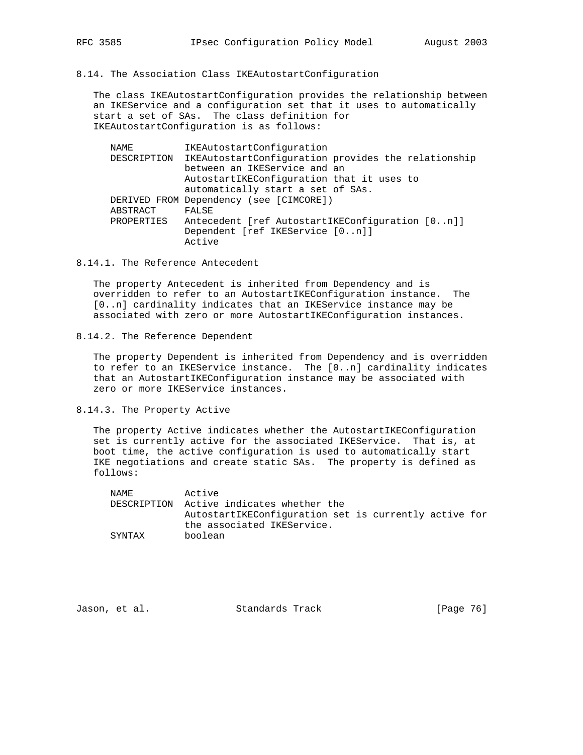## 8.14. The Association Class IKEAutostartConfiguration

The class IKEAutostartConfiguration provides the relationship between an IKEService and a configuration set that it uses to automatically start a set of SAs. The class definition for IKEAutostartConfiguration is as follows:

```
NAME         IKEAutostartConfiguration
DESCRIPTION  IKEAutostartConfiguration provides the relationship
             between an IKEService and an
             AutostartIKEConfiguration that it uses to
             automatically start a set of SAs.
DERIVED FROM Dependency (see [CIMCORE])
ABSTRACT     FALSE
PROPERTIES   Antecedent [ref AutostartIKEConfiguration [0..n]]
             Dependent [ref IKEService [0..n]]
             Active
```

### 8.14.1. The Reference Antecedent

The property Antecedent is inherited from Dependency and is overridden to refer to an AutostartIKEConfiguration instance. The [0..n] cardinality indicates that an IKEService instance may be associated with zero or more AutostartIKEConfiguration instances.

### 8.14.2. The Reference Dependent

The property Dependent is inherited from Dependency and is overridden to refer to an IKEService instance. The [0..n] cardinality indicates that an AutostartIKEConfiguration instance may be associated with zero or more IKEService instances.

### 8.14.3. The Property Active

The property Active indicates whether the AutostartIKEConfiguration set is currently active for the associated IKEService. That is, at boot time, the active configuration is used to automatically start IKE negotiations and create static SAs. The property is defined as follows:

```
NAME         Active
DESCRIPTION  Active indicates whether the
             AutostartIKEConfiguration set is currently active for
             the associated IKEService.
SYNTAX       boolean
```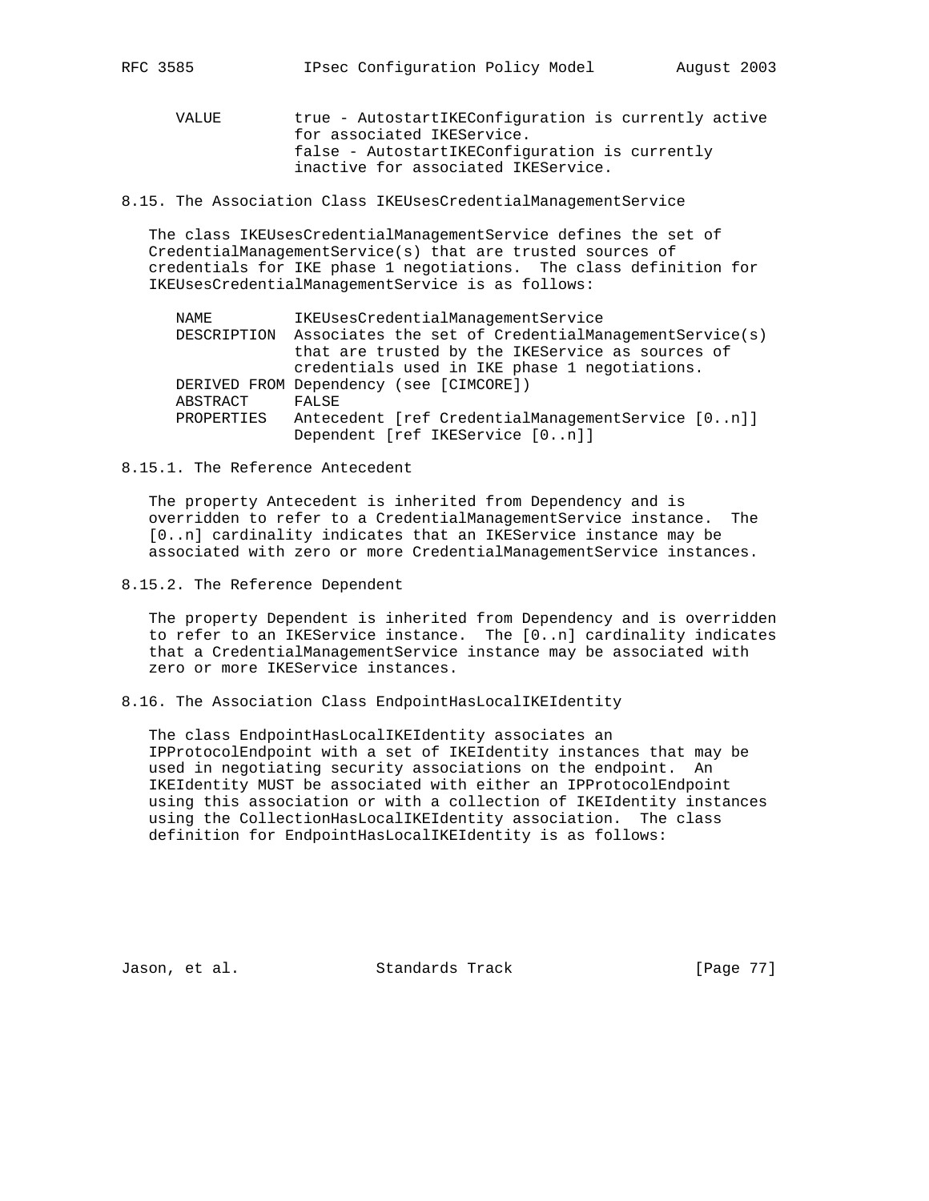VALUE        true - AutostartIKEConfiguration is currently active for associated IKEService.
             false - AutostartIKEConfiguration is currently inactive for associated IKEService.

### 8.15. The Association Class IKEUsesCredentialManagementService

The class IKEUsesCredentialManagementService defines the set of CredentialManagementService(s) that are trusted sources of credentials for IKE phase 1 negotiations. The class definition for IKEUsesCredentialManagementService is as follows:

```
NAME         IKEUsesCredentialManagementService
DESCRIPTION  Associates the set of CredentialManagementService(s)
             that are trusted by the IKEService as sources of
             credentials used in IKE phase 1 negotiations.
DERIVED FROM Dependency (see [CIMCORE])
ABSTRACT     FALSE
PROPERTIES   Antecedent [ref CredentialManagementService [0..n]]
             Dependent [ref IKEService [0..n]]
```

#### 8.15.1. The Reference Antecedent

The property Antecedent is inherited from Dependency and is overridden to refer to a CredentialManagementService instance. The [0..n] cardinality indicates that an IKEService instance may be associated with zero or more CredentialManagementService instances.

#### 8.15.2. The Reference Dependent

The property Dependent is inherited from Dependency and is overridden to refer to an IKEService instance. The [0..n] cardinality indicates that a CredentialManagementService instance may be associated with zero or more IKEService instances.

### 8.16. The Association Class EndpointHasLocalIKEIdentity

The class EndpointHasLocalIKEIdentity associates an IPProtocolEndpoint with a set of IKEIdentity instances that may be used in negotiating security associations on the endpoint. An IKEIdentity MUST be associated with either an IPProtocolEndpoint using this association or with a collection of IKEIdentity instances using the CollectionHasLocalIKEIdentity association. The class definition for EndpointHasLocalIKEIdentity is as follows: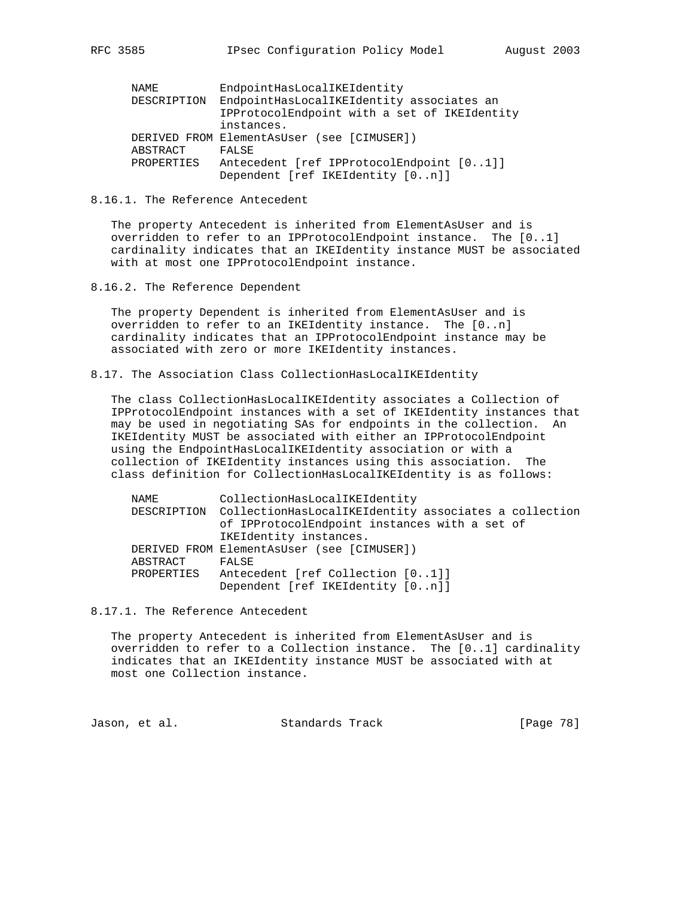```
NAME         EndpointHasLocalIKEIdentity
DESCRIPTION  EndpointHasLocalIKEIdentity associates an
             IPProtocolEndpoint with a set of IKEIdentity
             instances.
DERIVED FROM ElementAsUser (see [CIMUSER])
ABSTRACT     FALSE
PROPERTIES   Antecedent [ref IPProtocolEndpoint [0..1]]
             Dependent [ref IKEIdentity [0..n]]
```

### 8.16.1. The Reference Antecedent

The property Antecedent is inherited from ElementAsUser and is overridden to refer to an IPProtocolEndpoint instance. The [0..1] cardinality indicates that an IKEIdentity instance MUST be associated with at most one IPProtocolEndpoint instance.

### 8.16.2. The Reference Dependent

The property Dependent is inherited from ElementAsUser and is overridden to refer to an IKEIdentity instance. The [0..n] cardinality indicates that an IPProtocolEndpoint instance may be associated with zero or more IKEIdentity instances.

## 8.17. The Association Class CollectionHasLocalIKEIdentity

The class CollectionHasLocalIKEIdentity associates a Collection of IPProtocolEndpoint instances with a set of IKEIdentity instances that may be used in negotiating SAs for endpoints in the collection. An IKEIdentity MUST be associated with either an IPProtocolEndpoint using the EndpointHasLocalIKEIdentity association or with a collection of IKEIdentity instances using this association. The class definition for CollectionHasLocalIKEIdentity is as follows:

```
NAME         CollectionHasLocalIKEIdentity
DESCRIPTION  CollectionHasLocalIKEIdentity associates a collection
             of IPProtocolEndpoint instances with a set of
             IKEIdentity instances.
DERIVED FROM ElementAsUser (see [CIMUSER])
ABSTRACT     FALSE
PROPERTIES   Antecedent [ref Collection [0..1]]
             Dependent [ref IKEIdentity [0..n]]
```

### 8.17.1. The Reference Antecedent

The property Antecedent is inherited from ElementAsUser and is overridden to refer to a Collection instance. The [0..1] cardinality indicates that an IKEIdentity instance MUST be associated with at most one Collection instance.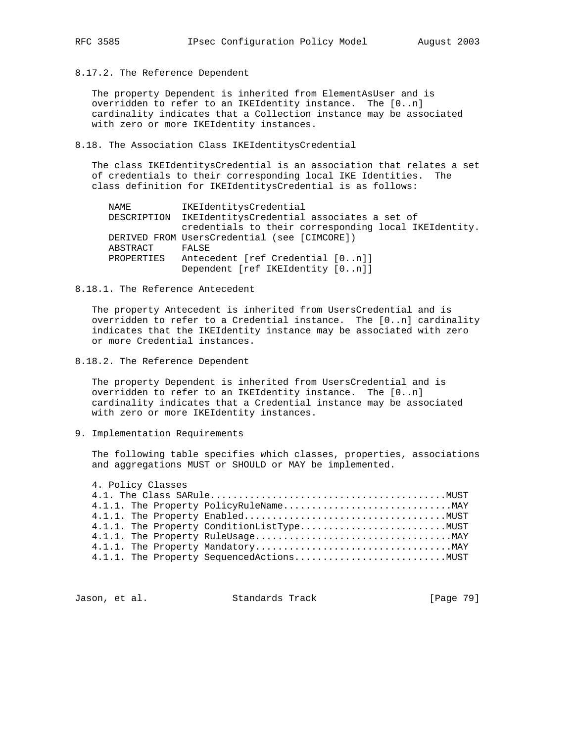#### 8.17.2. The Reference Dependent

The property Dependent is inherited from ElementAsUser and is overridden to refer to an IKEIdentity instance. The [0..n] cardinality indicates that a Collection instance may be associated with zero or more IKEIdentity instances.

### 8.18. The Association Class IKEIdentitysCredential

The class IKEIdentitysCredential is an association that relates a set of credentials to their corresponding local IKE Identities. The class definition for IKEIdentitysCredential is as follows:

```
NAME         IKEIdentitysCredential
DESCRIPTION  IKEIdentitysCredential associates a set of
             credentials to their corresponding local IKEIdentity.
DERIVED FROM UsersCredential (see [CIMCORE])
ABSTRACT     FALSE
PROPERTIES   Antecedent [ref Credential [0..n]]
             Dependent [ref IKEIdentity [0..n]]
```

#### 8.18.1. The Reference Antecedent

The property Antecedent is inherited from UsersCredential and is overridden to refer to a Credential instance. The [0..n] cardinality indicates that the IKEIdentity instance may be associated with zero or more Credential instances.

#### 8.18.2. The Reference Dependent

The property Dependent is inherited from UsersCredential and is overridden to refer to an IKEIdentity instance. The [0..n] cardinality indicates that a Credential instance may be associated with zero or more IKEIdentity instances.

## 9. Implementation Requirements

The following table specifies which classes, properties, associations and aggregations MUST or SHOULD or MAY be implemented.

```
4. Policy Classes
4.1. The Class SARule.........................................MUST
4.1.1. The Property PolicyRuleName.............................MAY
4.1.1. The Property Enabled...................................MUST
4.1.1. The Property ConditionListType.........................MUST
4.1.1. The Property RuleUsage..................................MAY
4.1.1. The Property Mandatory..................................MAY
4.1.1. The Property SequencedActions..........................MUST
```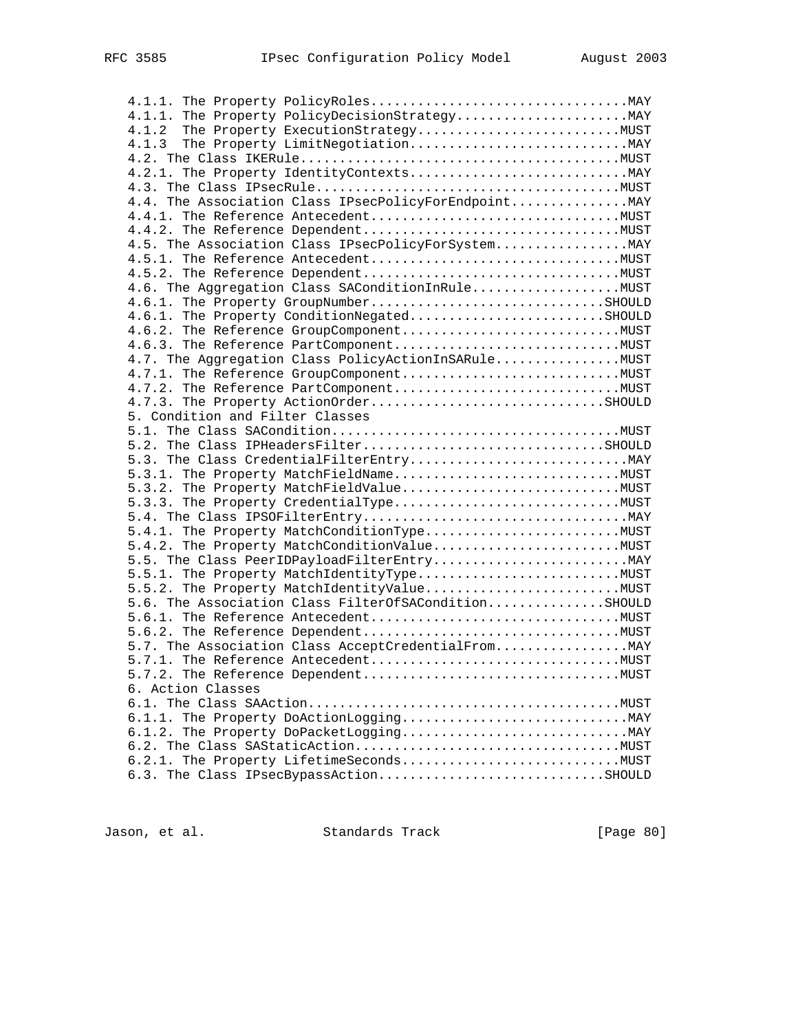```
   4.1.1. The Property PolicyRoles................................MAY
   4.1.1. The Property PolicyDecisionStrategy.....................MAY
   4.1.2  The Property ExecutionStrategy.........................MUST
   4.1.3  The Property LimitNegotiation...........................MAY
   4.2. The Class IKERule........................................MUST
   4.2.1. The Property IdentityContexts...........................MAY
   4.3. The Class IPsecRule......................................MUST
   4.4. The Association Class IPsecPolicyForEndpoint..............MAY
   4.4.1. The Reference Antecedent...............................MUST
   4.4.2. The Reference Dependent................................MUST
   4.5. The Association Class IPsecPolicyForSystem................MAY
   4.5.1. The Reference Antecedent...............................MUST
   4.5.2. The Reference Dependent................................MUST
   4.6. The Aggregation Class SAConditionInRule..................MUST
   4.6.1. The Property GroupNumber.............................SHOULD
   4.6.1. The Property ConditionNegated........................SHOULD
   4.6.2. The Reference GroupComponent...........................MUST
   4.6.3. The Reference PartComponent............................MUST
   4.7. The Aggregation Class PolicyActionInSARule...............MUST
   4.7.1. The Reference GroupComponent...........................MUST
   4.7.2. The Reference PartComponent............................MUST
   4.7.3. The Property ActionOrder.............................SHOULD
   5. Condition and Filter Classes
   5.1. The Class SACondition....................................MUST
   5.2. The Class IPHeadersFilter..............................SHOULD
   5.3. The Class CredentialFilterEntry...........................MAY
   5.3.1. The Property MatchFieldName............................MUST
   5.3.2. The Property MatchFieldValue...........................MUST
   5.3.3. The Property CredentialType............................MUST
   5.4. The Class IPSOFilterEntry.................................MAY
   5.4.1. The Property MatchConditionType........................MUST
   5.4.2. The Property MatchConditionValue.......................MUST
   5.5. The Class PeerIDPayloadFilterEntry........................MAY
   5.5.1. The Property MatchIdentityType.........................MUST
   5.5.2. The Property MatchIdentityValue........................MUST
   5.6. The Association Class FilterOfSACondition..............SHOULD
   5.6.1. The Reference Antecedent...............................MUST
   5.6.2. The Reference Dependent................................MUST
   5.7. The Association Class AcceptCredentialFrom................MAY
   5.7.1. The Reference Antecedent...............................MUST
   5.7.2. The Reference Dependent................................MUST
   6. Action Classes
   6.1. The Class SAAction.......................................MUST
   6.1.1. The Property DoActionLogging............................MAY
   6.1.2. The Property DoPacketLogging............................MAY
   6.2. The Class SAStaticAction.................................MUST
   6.2.1. The Property LifetimeSeconds...........................MUST
   6.3. The Class IPsecBypassAction............................SHOULD
```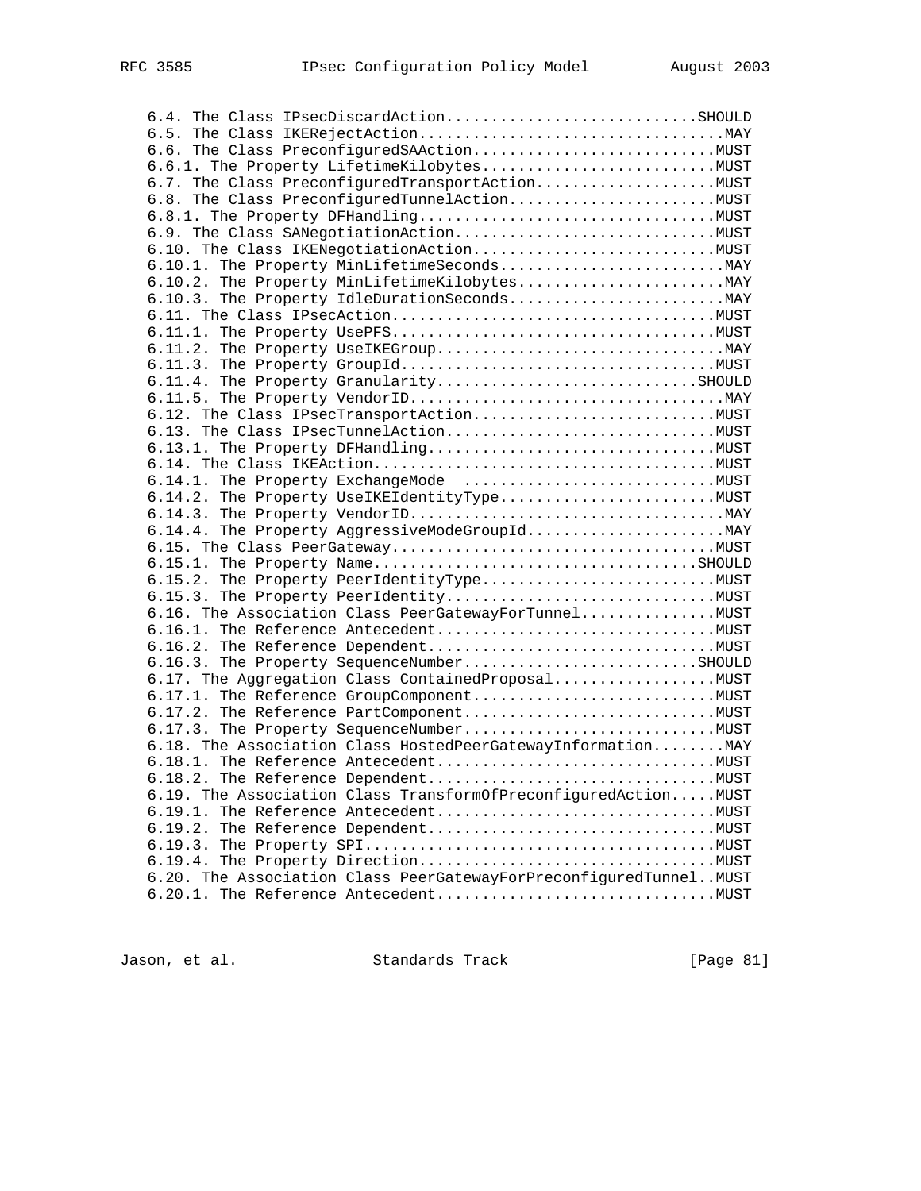```
   6.4. The Class IPsecDiscardAction............................SHOULD
   6.5. The Class IKERejectAction..................................MAY
   6.6. The Class PreconfiguredSAAction...........................MUST
   6.6.1. The Property LifetimeKilobytes..........................MUST
   6.7. The Class PreconfiguredTransportAction....................MUST
   6.8. The Class PreconfiguredTunnelAction.......................MUST
   6.8.1. The Property DFHandling.................................MUST
   6.9. The Class SANegotiationAction.............................MUST
   6.10. The Class IKENegotiationAction...........................MUST
   6.10.1. The Property MinLifetimeSeconds.........................MAY
   6.10.2. The Property MinLifetimeKilobytes.......................MAY
   6.10.3. The Property IdleDurationSeconds........................MAY
   6.11. The Class IPsecAction....................................MUST
   6.11.1. The Property UsePFS....................................MUST
   6.11.2. The Property UseIKEGroup................................MAY
   6.11.3. The Property GroupId...................................MUST
   6.11.4. The Property Granularity.............................SHOULD
   6.11.5. The Property VendorID...................................MAY
   6.12. The Class IPsecTransportAction...........................MUST
   6.13. The Class IPsecTunnelAction..............................MUST
   6.13.1. The Property DFHandling................................MUST
   6.14. The Class IKEAction......................................MUST
   6.14.1. The Property ExchangeMode  ............................MUST
   6.14.2. The Property UseIKEIdentityType........................MUST
   6.14.3. The Property VendorID...................................MAY
   6.14.4. The Property AggressiveModeGroupId......................MAY
   6.15. The Class PeerGateway....................................MUST
   6.15.1. The Property Name....................................SHOULD
   6.15.2. The Property PeerIdentityType..........................MUST
   6.15.3. The Property PeerIdentity..............................MUST
   6.16. The Association Class PeerGatewayForTunnel...............MUST
   6.16.1. The Reference Antecedent...............................MUST
   6.16.2. The Reference Dependent................................MUST
   6.16.3. The Property SequenceNumber..........................SHOULD
   6.17. The Aggregation Class ContainedProposal..................MUST
   6.17.1. The Reference GroupComponent...........................MUST
   6.17.2. The Reference PartComponent............................MUST
   6.17.3. The Property SequenceNumber............................MUST
   6.18. The Association Class HostedPeerGatewayInformation........MAY
   6.18.1. The Reference Antecedent...............................MUST
   6.18.2. The Reference Dependent................................MUST
   6.19. The Association Class TransformOfPreconfiguredAction.....MUST
   6.19.1. The Reference Antecedent...............................MUST
   6.19.2. The Reference Dependent................................MUST
   6.19.3. The Property SPI.......................................MUST
   6.19.4. The Property Direction.................................MUST
   6.20. The Association Class PeerGatewayForPreconfiguredTunnel..MUST
   6.20.1. The Reference Antecedent...............................MUST
```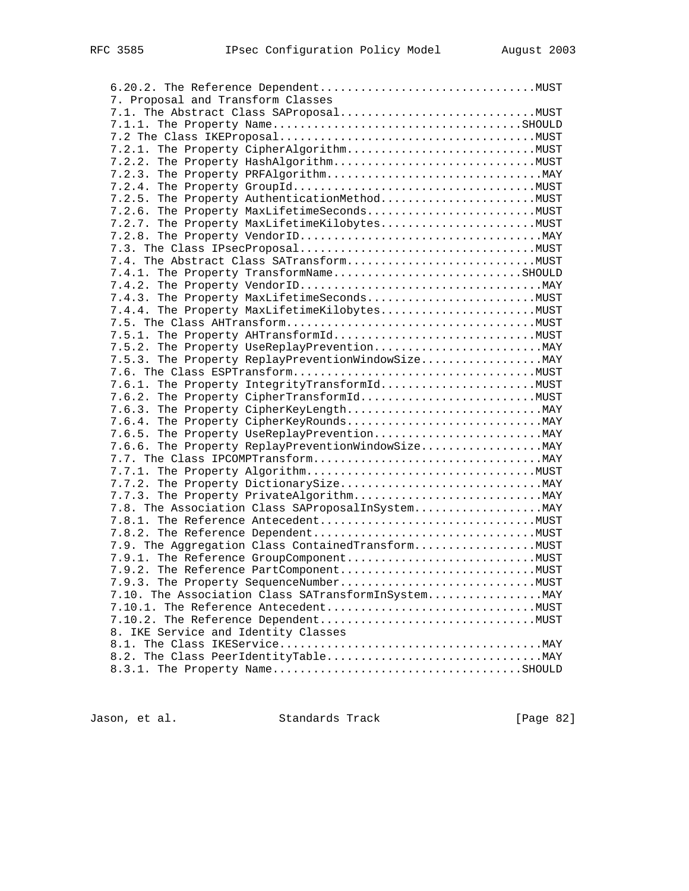```
   6.20.2. The Reference Dependent................................MUST
   7. Proposal and Transform Classes
   7.1. The Abstract Class SAProposal............................MUST
   7.1.1. The Property Name....................................SHOULD
   7.2 The Class IKEProposal.....................................MUST
   7.2.1. The Property CipherAlgorithm...........................MUST
   7.2.2. The Property HashAlgorithm.............................MUST
   7.2.3. The Property PRFAlgorithm...............................MAY
   7.2.4. The Property GroupId...................................MUST
   7.2.5. The Property AuthenticationMethod......................MUST
   7.2.6. The Property MaxLifetimeSeconds........................MUST
   7.2.7. The Property MaxLifetimeKilobytes......................MUST
   7.2.8. The Property VendorID...................................MAY
   7.3. The Class IPsecProposal..................................MUST
   7.4. The Abstract Class SATransform...........................MUST
   7.4.1. The Property TransformName...........................SHOULD
   7.4.2. The Property VendorID...................................MAY
   7.4.3. The Property MaxLifetimeSeconds........................MUST
   7.4.4. The Property MaxLifetimeKilobytes......................MUST
   7.5. The Class AHTransform....................................MUST
   7.5.1. The Property AHTransformId.............................MUST
   7.5.2. The Property UseReplayPrevention........................MAY
   7.5.3. The Property ReplayPreventionWindowSize.................MAY
   7.6. The Class ESPTransform...................................MUST
   7.6.1. The Property IntegrityTransformId......................MUST
   7.6.2. The Property CipherTransformId.........................MUST
   7.6.3. The Property CipherKeyLength............................MAY
   7.6.4. The Property CipherKeyRounds............................MAY
   7.6.5. The Property UseReplayPrevention........................MAY
   7.6.6. The Property ReplayPreventionWindowSize.................MAY
   7.7. The Class IPCOMPTransform.................................MAY
   7.7.1. The Property Algorithm.................................MUST
   7.7.2. The Property DictionarySize.............................MAY
   7.7.3. The Property PrivateAlgorithm...........................MAY
   7.8. The Association Class SAProposalInSystem..................MAY
   7.8.1. The Reference Antecedent...............................MUST
   7.8.2. The Reference Dependent................................MUST
   7.9. The Aggregation Class ContainedTransform.................MUST
   7.9.1. The Reference GroupComponent...........................MUST
   7.9.2. The Reference PartComponent............................MUST
   7.9.3. The Property SequenceNumber............................MUST
   7.10. The Association Class SATransformInSystem................MAY
   7.10.1. The Reference Antecedent..............................MUST
   7.10.2. The Reference Dependent...............................MUST
   8. IKE Service and Identity Classes
   8.1. The Class IKEService......................................MAY
   8.2. The Class PeerIdentityTable...............................MAY
   8.3.1. The Property Name....................................SHOULD
```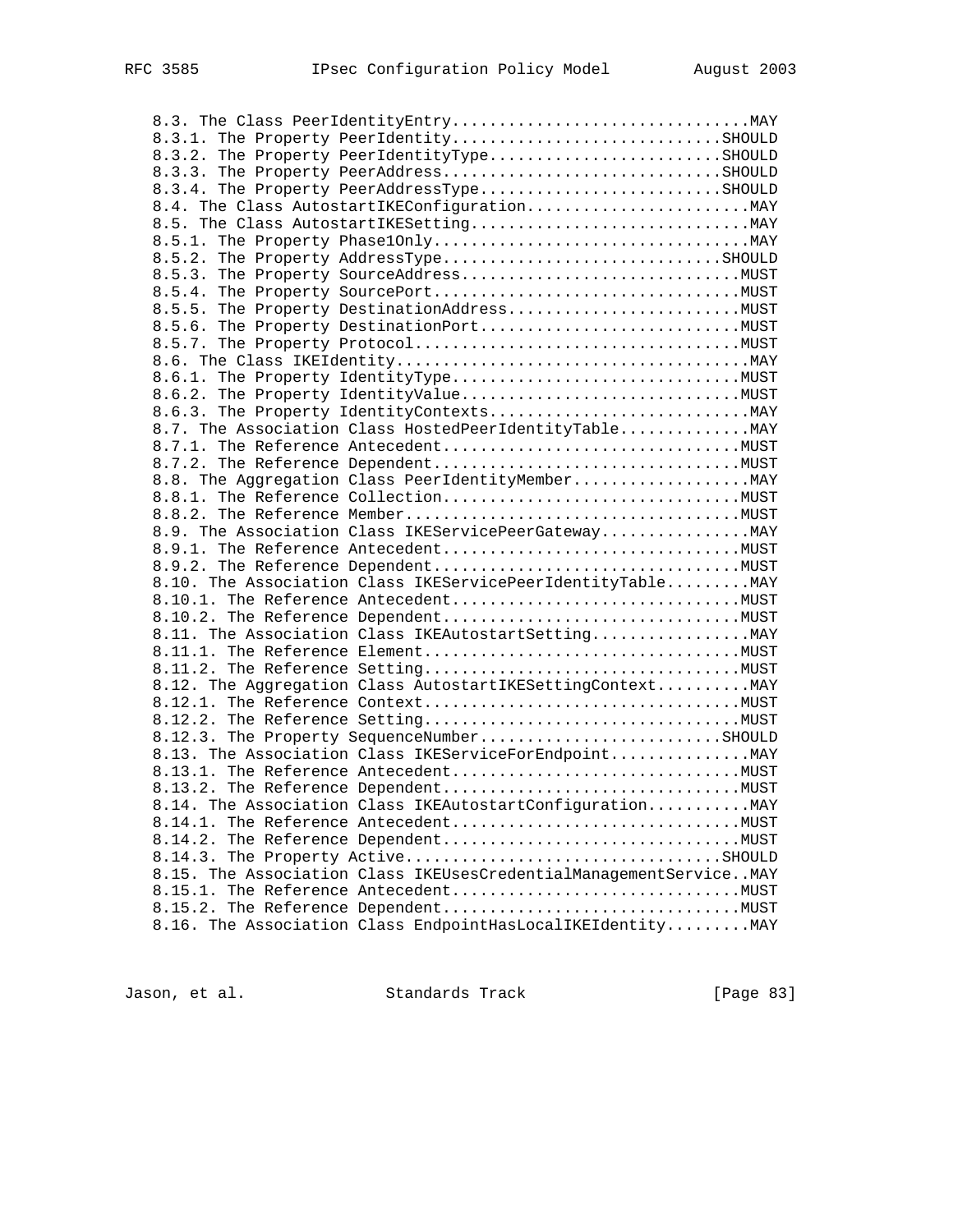```
   8.3. The Class PeerIdentityEntry...............................MAY
   8.3.1. The Property PeerIdentity............................SHOULD
   8.3.2. The Property PeerIdentityType........................SHOULD
   8.3.3. The Property PeerAddress.............................SHOULD
   8.3.4. The Property PeerAddressType.........................SHOULD
   8.4. The Class AutostartIKEConfiguration.......................MAY
   8.5. The Class AutostartIKESetting.............................MAY
   8.5.1. The Property Phase1Only.................................MAY
   8.5.2. The Property AddressType.............................SHOULD
   8.5.3. The Property SourceAddress.............................MUST
   8.5.4. The Property SourcePort................................MUST
   8.5.5. The Property DestinationAddress........................MUST
   8.5.6. The Property DestinationPort...........................MUST
   8.5.7. The Property Protocol..................................MUST
   8.6. The Class IKEIdentity.....................................MAY
   8.6.1. The Property IdentityType..............................MUST
   8.6.2. The Property IdentityValue.............................MUST
   8.6.3. The Property IdentityContexts...........................MAY
   8.7. The Association Class HostedPeerIdentityTable.............MAY
   8.7.1. The Reference Antecedent...............................MUST
   8.7.2. The Reference Dependent................................MUST
   8.8. The Aggregation Class PeerIdentityMember..................MAY
   8.8.1. The Reference Collection...............................MUST
   8.8.2. The Reference Member...................................MUST
   8.9. The Association Class IKEServicePeerGateway...............MAY
   8.9.1. The Reference Antecedent...............................MUST
   8.9.2. The Reference Dependent................................MUST
   8.10. The Association Class IKEServicePeerIdentityTable.........MAY
   8.10.1. The Reference Antecedent..............................MUST
   8.10.2. The Reference Dependent...............................MUST
   8.11. The Association Class IKEAutostartSetting.................MAY
   8.11.1. The Reference Element.................................MUST
   8.11.2. The Reference Setting.................................MUST
   8.12. The Aggregation Class AutostartIKESettingContext..........MAY
   8.12.1. The Reference Context.................................MUST
   8.12.2. The Reference Setting.................................MUST
   8.12.3. The Property SequenceNumber.........................SHOULD
   8.13. The Association Class IKEServiceForEndpoint...............MAY
   8.13.1. The Reference Antecedent..............................MUST
   8.13.2. The Reference Dependent...............................MUST
   8.14. The Association Class IKEAutostartConfiguration...........MAY
   8.14.1. The Reference Antecedent..............................MUST
   8.14.2. The Reference Dependent...............................MUST
   8.14.3. The Property Active.................................SHOULD
   8.15. The Association Class IKEUsesCredentialManagementService..MAY
   8.15.1. The Reference Antecedent..............................MUST
   8.15.2. The Reference Dependent...............................MUST
   8.16. The Association Class EndpointHasLocalIKEIdentity.........MAY
```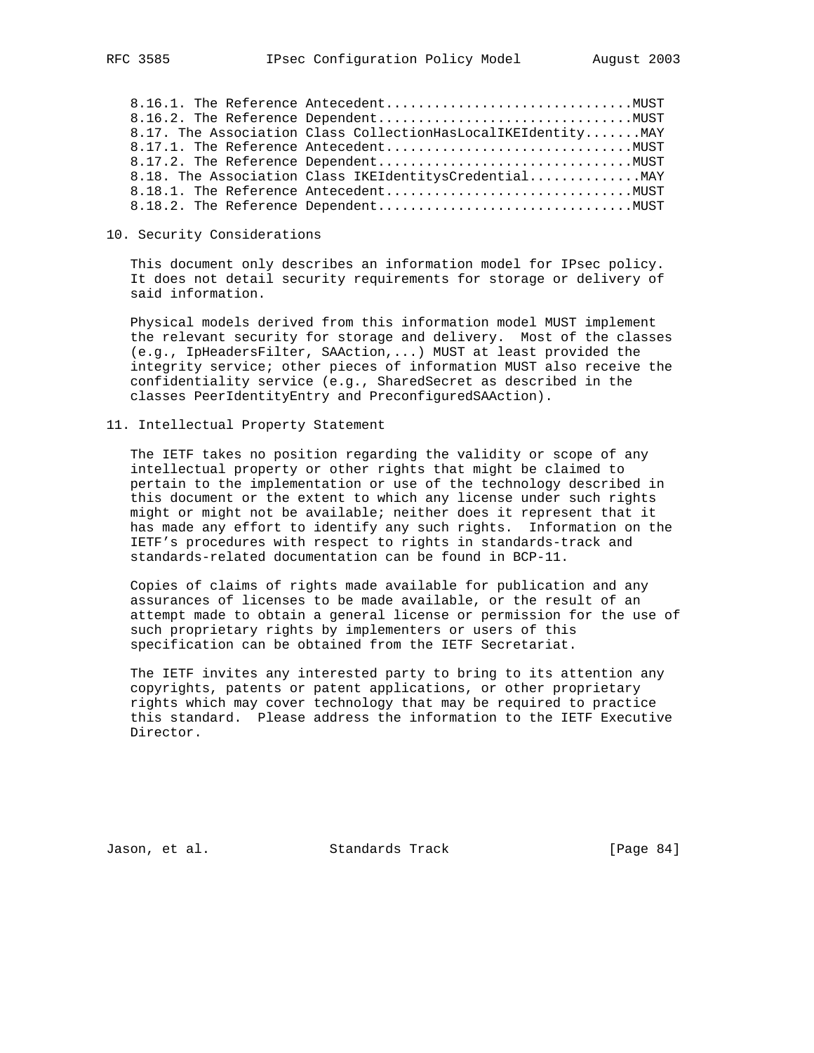```
8.16.1. The Reference Antecedent..............................MUST
8.16.2. The Reference Dependent...............................MUST
8.17. The Association Class CollectionHasLocalIKEIdentity.......MAY
8.17.1. The Reference Antecedent..............................MUST
8.17.2. The Reference Dependent...............................MUST
8.18. The Association Class IKEIdentitysCredential..............MAY
8.18.1. The Reference Antecedent..............................MUST
8.18.2. The Reference Dependent...............................MUST
```

## 10. Security Considerations

This document only describes an information model for IPsec policy. It does not detail security requirements for storage or delivery of said information.

Physical models derived from this information model MUST implement the relevant security for storage and delivery. Most of the classes (e.g., IpHeadersFilter, SAAction,...) MUST at least provided the integrity service; other pieces of information MUST also receive the confidentiality service (e.g., SharedSecret as described in the classes PeerIdentityEntry and PreconfiguredSAAction).

## 11. Intellectual Property Statement

The IETF takes no position regarding the validity or scope of any intellectual property or other rights that might be claimed to pertain to the implementation or use of the technology described in this document or the extent to which any license under such rights might or might not be available; neither does it represent that it has made any effort to identify any such rights. Information on the IETF's procedures with respect to rights in standards-track and standards-related documentation can be found in BCP-11.

Copies of claims of rights made available for publication and any assurances of licenses to be made available, or the result of an attempt made to obtain a general license or permission for the use of such proprietary rights by implementers or users of this specification can be obtained from the IETF Secretariat.

The IETF invites any interested party to bring to its attention any copyrights, patents or patent applications, or other proprietary rights which may cover technology that may be required to practice this standard. Please address the information to the IETF Executive Director.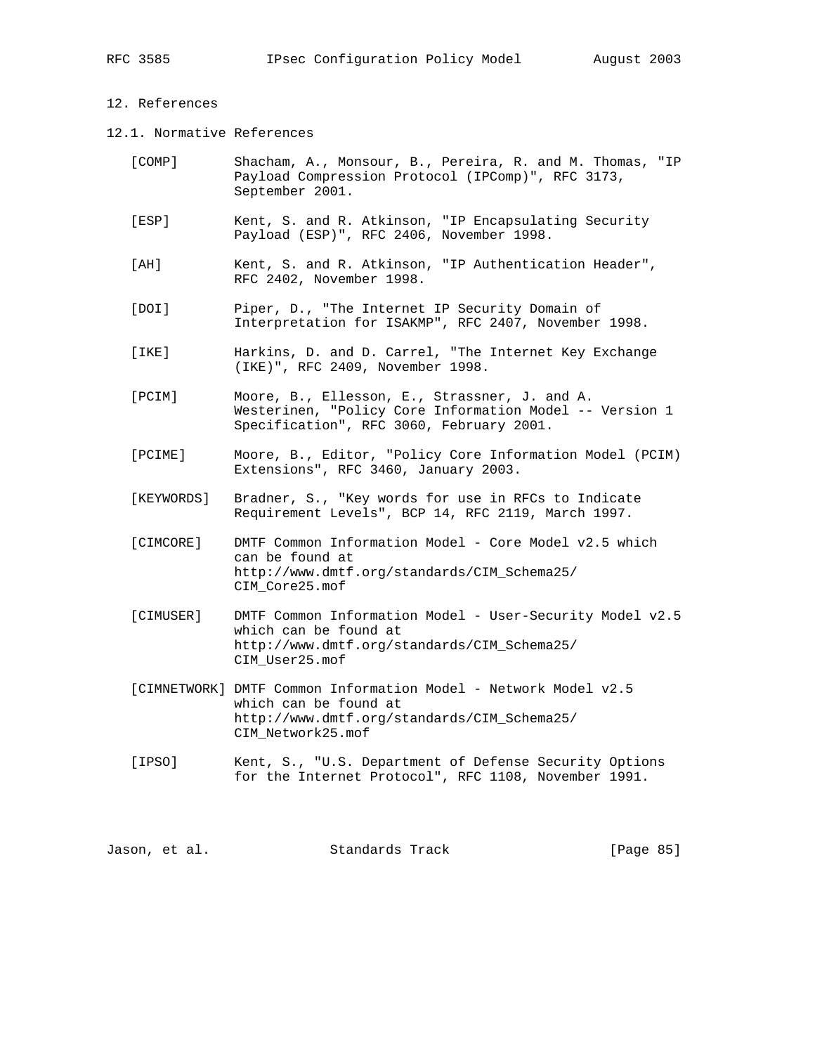## 12. References

### 12.1. Normative References

[COMP] Shacham, A., Monsour, B., Pereira, R. and M. Thomas, "IP Payload Compression Protocol (IPComp)", RFC 3173, September 2001.

[ESP] Kent, S. and R. Atkinson, "IP Encapsulating Security Payload (ESP)", RFC 2406, November 1998.

[AH] Kent, S. and R. Atkinson, "IP Authentication Header", RFC 2402, November 1998.

[DOI] Piper, D., "The Internet IP Security Domain of Interpretation for ISAKMP", RFC 2407, November 1998.

[IKE] Harkins, D. and D. Carrel, "The Internet Key Exchange (IKE)", RFC 2409, November 1998.

[PCIM] Moore, B., Ellesson, E., Strassner, J. and A. Westerinen, "Policy Core Information Model -- Version 1 Specification", RFC 3060, February 2001.

[PCIME] Moore, B., Editor, "Policy Core Information Model (PCIM) Extensions", RFC 3460, January 2003.

[KEYWORDS] Bradner, S., "Key words for use in RFCs to Indicate Requirement Levels", BCP 14, RFC 2119, March 1997.

[CIMCORE] DMTF Common Information Model - Core Model v2.5 which can be found at http://www.dmtf.org/standards/CIM_Schema25/CIM_Core25.mof

[CIMUSER] DMTF Common Information Model - User-Security Model v2.5 which can be found at http://www.dmtf.org/standards/CIM_Schema25/CIM_User25.mof

[CIMNETWORK] DMTF Common Information Model - Network Model v2.5 which can be found at http://www.dmtf.org/standards/CIM_Schema25/CIM_Network25.mof

[IPSO] Kent, S., "U.S. Department of Defense Security Options for the Internet Protocol", RFC 1108, November 1991.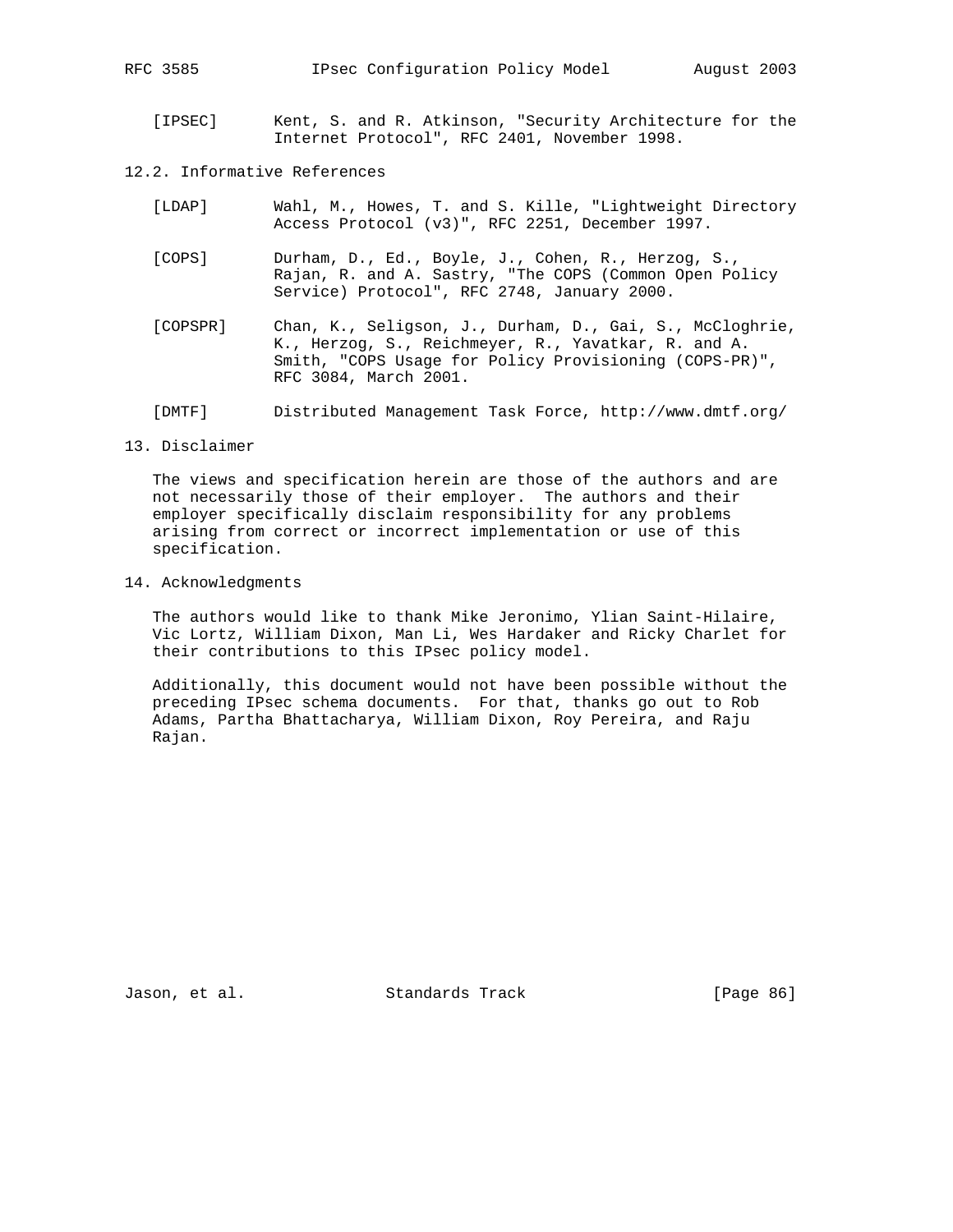[IPSEC] Kent, S. and R. Atkinson, "Security Architecture for the Internet Protocol", RFC 2401, November 1998.

### 12.2. Informative References

[LDAP] Wahl, M., Howes, T. and S. Kille, "Lightweight Directory Access Protocol (v3)", RFC 2251, December 1997.

[COPS] Durham, D., Ed., Boyle, J., Cohen, R., Herzog, S., Rajan, R. and A. Sastry, "The COPS (Common Open Policy Service) Protocol", RFC 2748, January 2000.

[COPSPR] Chan, K., Seligson, J., Durham, D., Gai, S., McCloghrie, K., Herzog, S., Reichmeyer, R., Yavatkar, R. and A. Smith, "COPS Usage for Policy Provisioning (COPS-PR)", RFC 3084, March 2001.

[DMTF] Distributed Management Task Force, http://www.dmtf.org/

## 13. Disclaimer

The views and specification herein are those of the authors and are not necessarily those of their employer. The authors and their employer specifically disclaim responsibility for any problems arising from correct or incorrect implementation or use of this specification.

## 14. Acknowledgments

The authors would like to thank Mike Jeronimo, Ylian Saint-Hilaire, Vic Lortz, William Dixon, Man Li, Wes Hardaker and Ricky Charlet for their contributions to this IPsec policy model.

Additionally, this document would not have been possible without the preceding IPsec schema documents. For that, thanks go out to Rob Adams, Partha Bhattacharya, William Dixon, Roy Pereira, and Raju Rajan.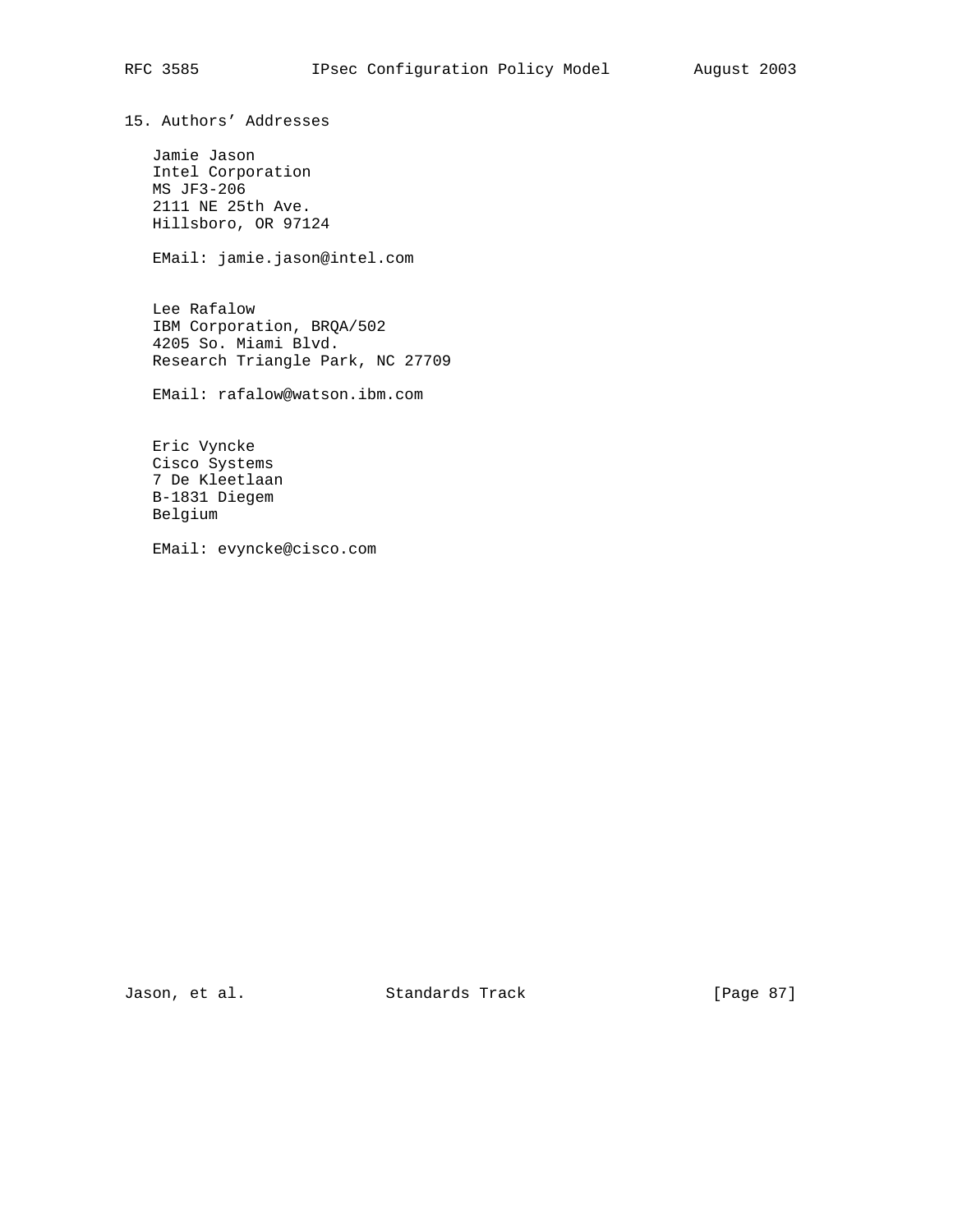## 15. Authors' Addresses

Jamie Jason
Intel Corporation
MS JF3-206
2111 NE 25th Ave.
Hillsboro, OR 97124

EMail: jamie.jason@intel.com

Lee Rafalow
IBM Corporation, BRQA/502
4205 So. Miami Blvd.
Research Triangle Park, NC 27709

EMail: rafalow@watson.ibm.com

Eric Vyncke
Cisco Systems
7 De Kleetlaan
B-1831 Diegem
Belgium

EMail: evyncke@cisco.com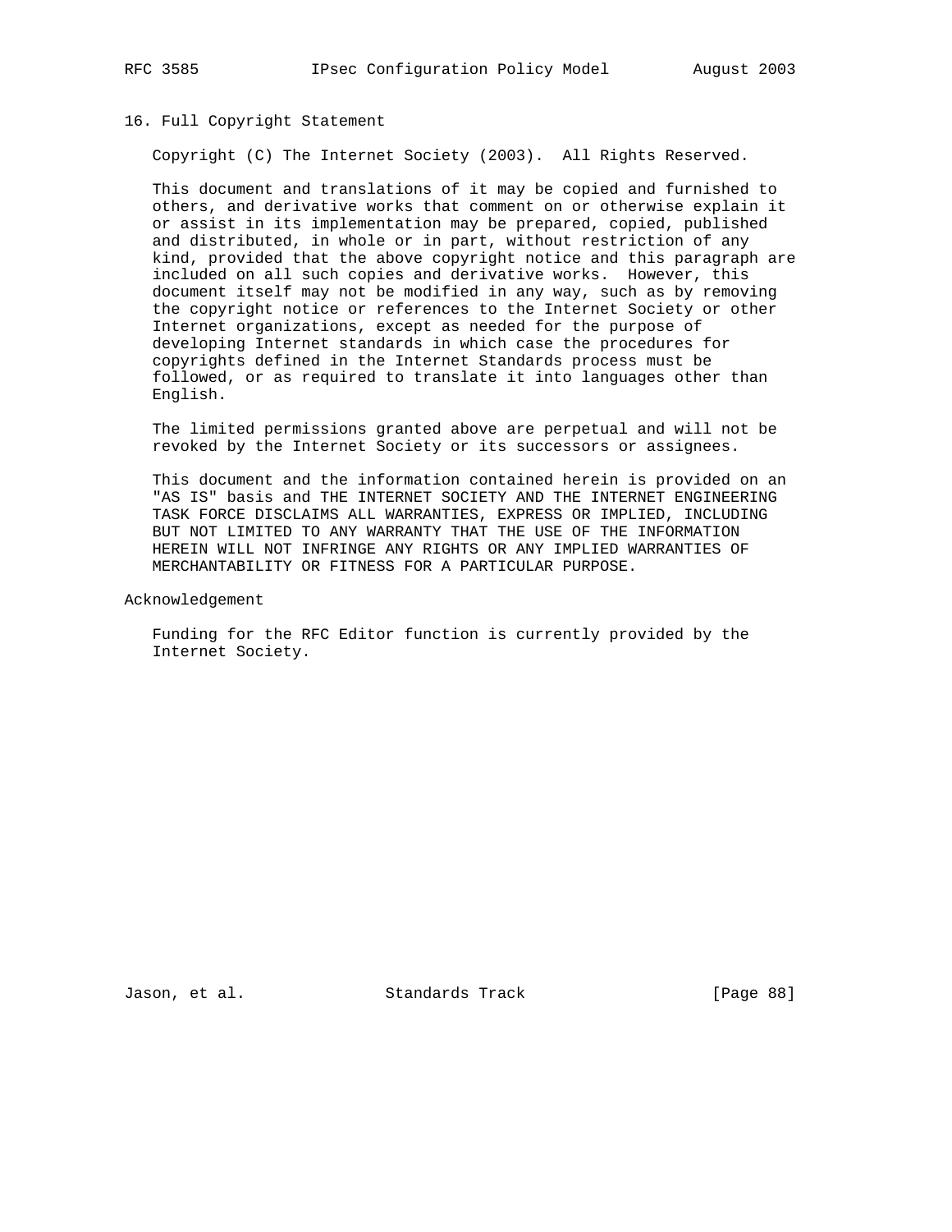## 16. Full Copyright Statement

Copyright (C) The Internet Society (2003). All Rights Reserved.

This document and translations of it may be copied and furnished to others, and derivative works that comment on or otherwise explain it or assist in its implementation may be prepared, copied, published and distributed, in whole or in part, without restriction of any kind, provided that the above copyright notice and this paragraph are included on all such copies and derivative works. However, this document itself may not be modified in any way, such as by removing the copyright notice or references to the Internet Society or other Internet organizations, except as needed for the purpose of developing Internet standards in which case the procedures for copyrights defined in the Internet Standards process must be followed, or as required to translate it into languages other than English.

The limited permissions granted above are perpetual and will not be revoked by the Internet Society or its successors or assignees.

This document and the information contained herein is provided on an "AS IS" basis and THE INTERNET SOCIETY AND THE INTERNET ENGINEERING TASK FORCE DISCLAIMS ALL WARRANTIES, EXPRESS OR IMPLIED, INCLUDING BUT NOT LIMITED TO ANY WARRANTY THAT THE USE OF THE INFORMATION HEREIN WILL NOT INFRINGE ANY RIGHTS OR ANY IMPLIED WARRANTIES OF MERCHANTABILITY OR FITNESS FOR A PARTICULAR PURPOSE.

## Acknowledgement

Funding for the RFC Editor function is currently provided by the Internet Society.